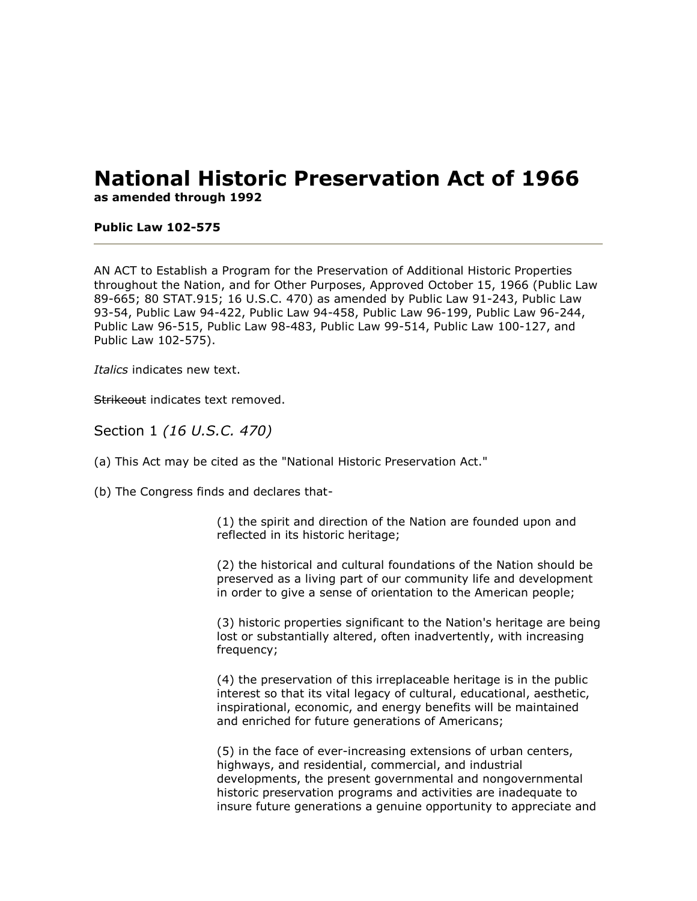# National Historic Preservation Act of 1966

**as amended through 1992**

**Public Law 102-575**

---

AN ACT to Establish a Program for the Preservation of Additional Historic Properties throughout the Nation, and for Other Purposes, Approved October 15, 1966 (Public Law 89-665; 80 STAT.915; 16 U.S.C. 470) as amended by Public Law 91-243, Public Law 93-54, Public Law 94-422, Public Law 94-458, Public Law 96-199, Public Law 96-244, Public Law 96-515, Public Law 98-483, Public Law 99-514, Public Law 100-127, and Public Law 102-575).

*Italics* indicates new text.

~~Strikeout~~ indicates text removed.

## Section 1 *(16 U.S.C. 470)*

(a) This Act may be cited as the "National Historic Preservation Act."

(b) The Congress finds and declares that-

> (1) the spirit and direction of the Nation are founded upon and reflected in its historic heritage;
>
> (2) the historical and cultural foundations of the Nation should be preserved as a living part of our community life and development in order to give a sense of orientation to the American people;
>
> (3) historic properties significant to the Nation's heritage are being lost or substantially altered, often inadvertently, with increasing frequency;
>
> (4) the preservation of this irreplaceable heritage is in the public interest so that its vital legacy of cultural, educational, aesthetic, inspirational, economic, and energy benefits will be maintained and enriched for future generations of Americans;
>
> (5) in the face of ever-increasing extensions of urban centers, highways, and residential, commercial, and industrial developments, the present governmental and nongovernmental historic preservation programs and activities are inadequate to insure future generations a genuine opportunity to appreciate and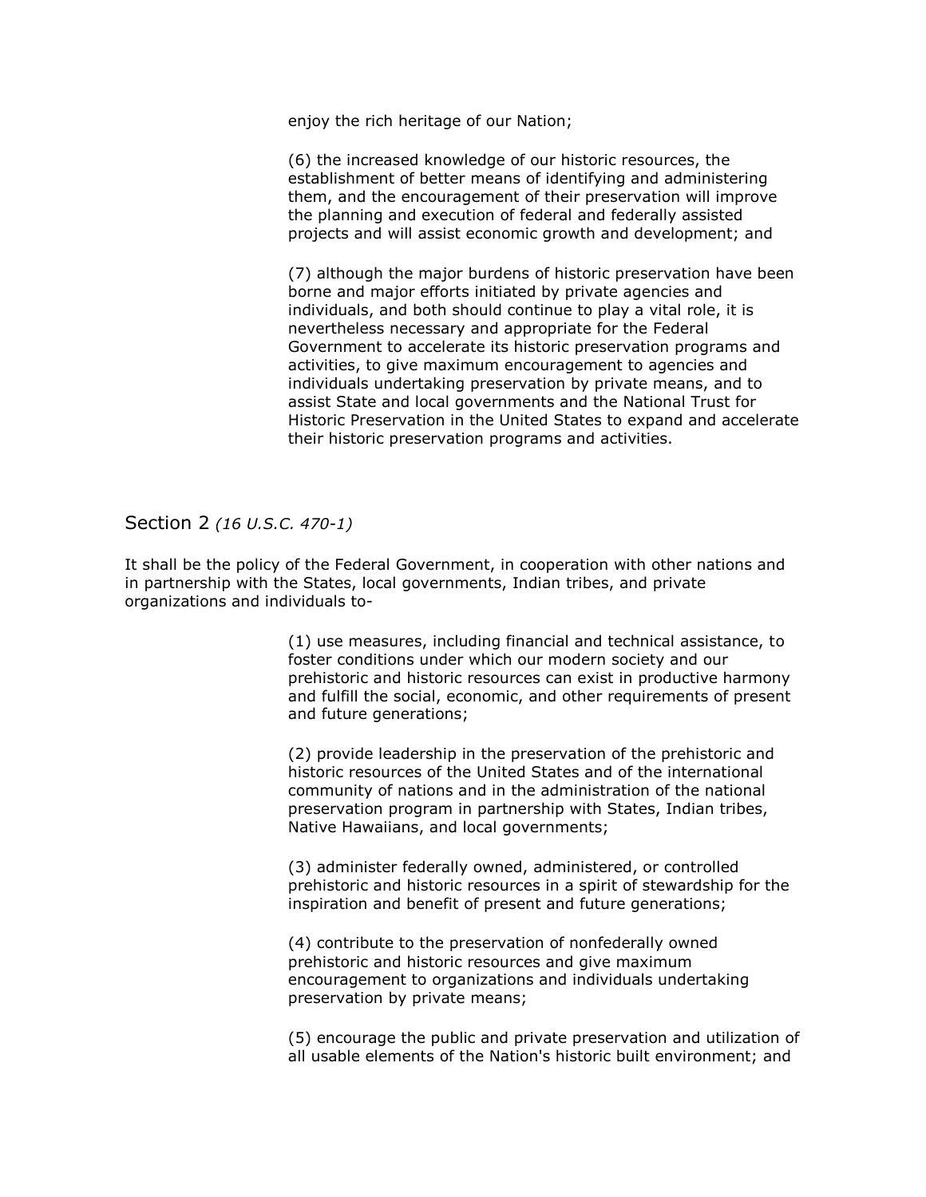enjoy the rich heritage of our Nation;

(6) the increased knowledge of our historic resources, the establishment of better means of identifying and administering them, and the encouragement of their preservation will improve the planning and execution of federal and federally assisted projects and will assist economic growth and development; and

(7) although the major burdens of historic preservation have been borne and major efforts initiated by private agencies and individuals, and both should continue to play a vital role, it is nevertheless necessary and appropriate for the Federal Government to accelerate its historic preservation programs and activities, to give maximum encouragement to agencies and individuals undertaking preservation by private means, and to assist State and local governments and the National Trust for Historic Preservation in the United States to expand and accelerate their historic preservation programs and activities.

## Section 2 *(16 U.S.C. 470-1)*

It shall be the policy of the Federal Government, in cooperation with other nations and in partnership with the States, local governments, Indian tribes, and private organizations and individuals to-

(1) use measures, including financial and technical assistance, to foster conditions under which our modern society and our prehistoric and historic resources can exist in productive harmony and fulfill the social, economic, and other requirements of present and future generations;

(2) provide leadership in the preservation of the prehistoric and historic resources of the United States and of the international community of nations and in the administration of the national preservation program in partnership with States, Indian tribes, Native Hawaiians, and local governments;

(3) administer federally owned, administered, or controlled prehistoric and historic resources in a spirit of stewardship for the inspiration and benefit of present and future generations;

(4) contribute to the preservation of nonfederally owned prehistoric and historic resources and give maximum encouragement to organizations and individuals undertaking preservation by private means;

(5) encourage the public and private preservation and utilization of all usable elements of the Nation's historic built environment; and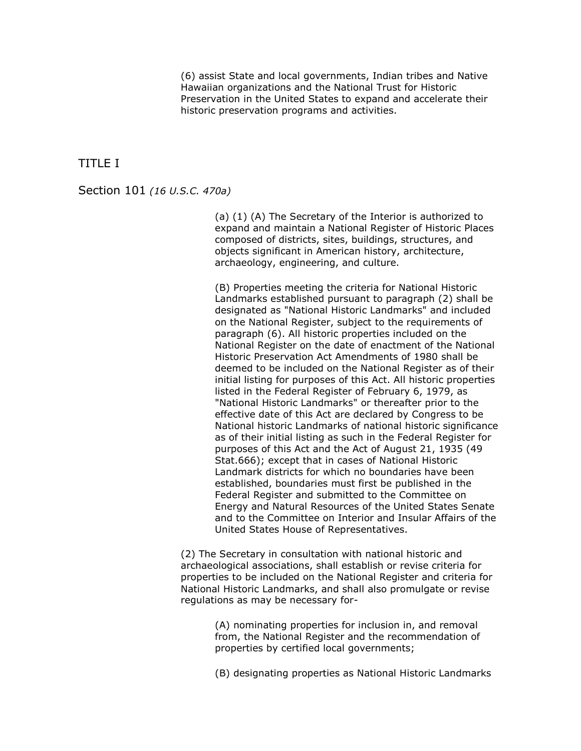(6) assist State and local governments, Indian tribes and Native Hawaiian organizations and the National Trust for Historic Preservation in the United States to expand and accelerate their historic preservation programs and activities.

## TITLE I

## Section 101 *(16 U.S.C. 470a)*

(a) (1) (A) The Secretary of the Interior is authorized to expand and maintain a National Register of Historic Places composed of districts, sites, buildings, structures, and objects significant in American history, architecture, archaeology, engineering, and culture.

(B) Properties meeting the criteria for National Historic Landmarks established pursuant to paragraph (2) shall be designated as "National Historic Landmarks" and included on the National Register, subject to the requirements of paragraph (6). All historic properties included on the National Register on the date of enactment of the National Historic Preservation Act Amendments of 1980 shall be deemed to be included on the National Register as of their initial listing for purposes of this Act. All historic properties listed in the Federal Register of February 6, 1979, as "National Historic Landmarks" or thereafter prior to the effective date of this Act are declared by Congress to be National historic Landmarks of national historic significance as of their initial listing as such in the Federal Register for purposes of this Act and the Act of August 21, 1935 (49 Stat.666); except that in cases of National Historic Landmark districts for which no boundaries have been established, boundaries must first be published in the Federal Register and submitted to the Committee on Energy and Natural Resources of the United States Senate and to the Committee on Interior and Insular Affairs of the United States House of Representatives.

(2) The Secretary in consultation with national historic and archaeological associations, shall establish or revise criteria for properties to be included on the National Register and criteria for National Historic Landmarks, and shall also promulgate or revise regulations as may be necessary for-

(A) nominating properties for inclusion in, and removal from, the National Register and the recommendation of properties by certified local governments;

(B) designating properties as National Historic Landmarks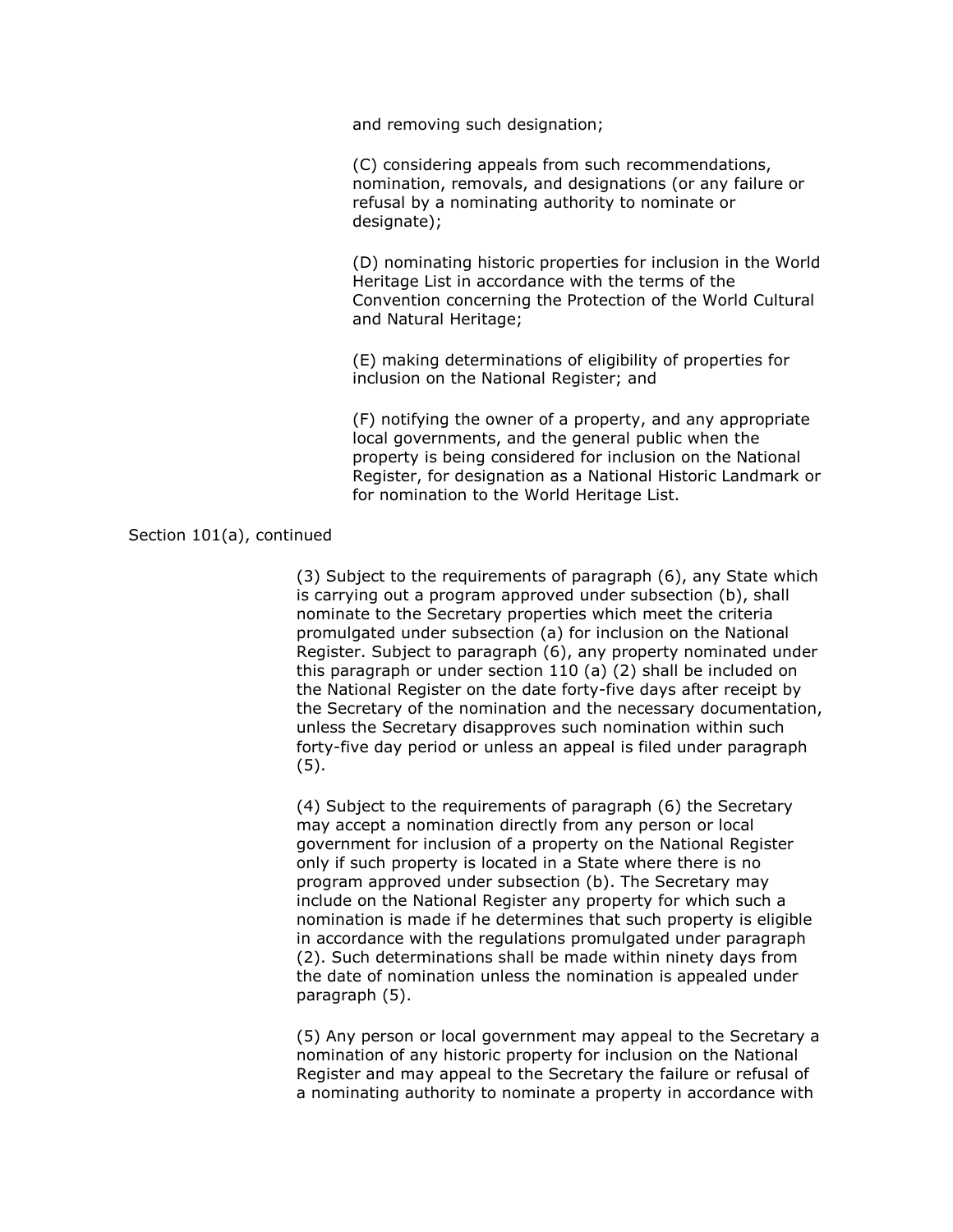and removing such designation;

(C) considering appeals from such recommendations, nomination, removals, and designations (or any failure or refusal by a nominating authority to nominate or designate);

(D) nominating historic properties for inclusion in the World Heritage List in accordance with the terms of the Convention concerning the Protection of the World Cultural and Natural Heritage;

(E) making determinations of eligibility of properties for inclusion on the National Register; and

(F) notifying the owner of a property, and any appropriate local governments, and the general public when the property is being considered for inclusion on the National Register, for designation as a National Historic Landmark or for nomination to the World Heritage List.

Section 101(a), continued

(3) Subject to the requirements of paragraph (6), any State which is carrying out a program approved under subsection (b), shall nominate to the Secretary properties which meet the criteria promulgated under subsection (a) for inclusion on the National Register. Subject to paragraph (6), any property nominated under this paragraph or under section 110 (a) (2) shall be included on the National Register on the date forty-five days after receipt by the Secretary of the nomination and the necessary documentation, unless the Secretary disapproves such nomination within such forty-five day period or unless an appeal is filed under paragraph (5).

(4) Subject to the requirements of paragraph (6) the Secretary may accept a nomination directly from any person or local government for inclusion of a property on the National Register only if such property is located in a State where there is no program approved under subsection (b). The Secretary may include on the National Register any property for which such a nomination is made if he determines that such property is eligible in accordance with the regulations promulgated under paragraph (2). Such determinations shall be made within ninety days from the date of nomination unless the nomination is appealed under paragraph (5).

(5) Any person or local government may appeal to the Secretary a nomination of any historic property for inclusion on the National Register and may appeal to the Secretary the failure or refusal of a nominating authority to nominate a property in accordance with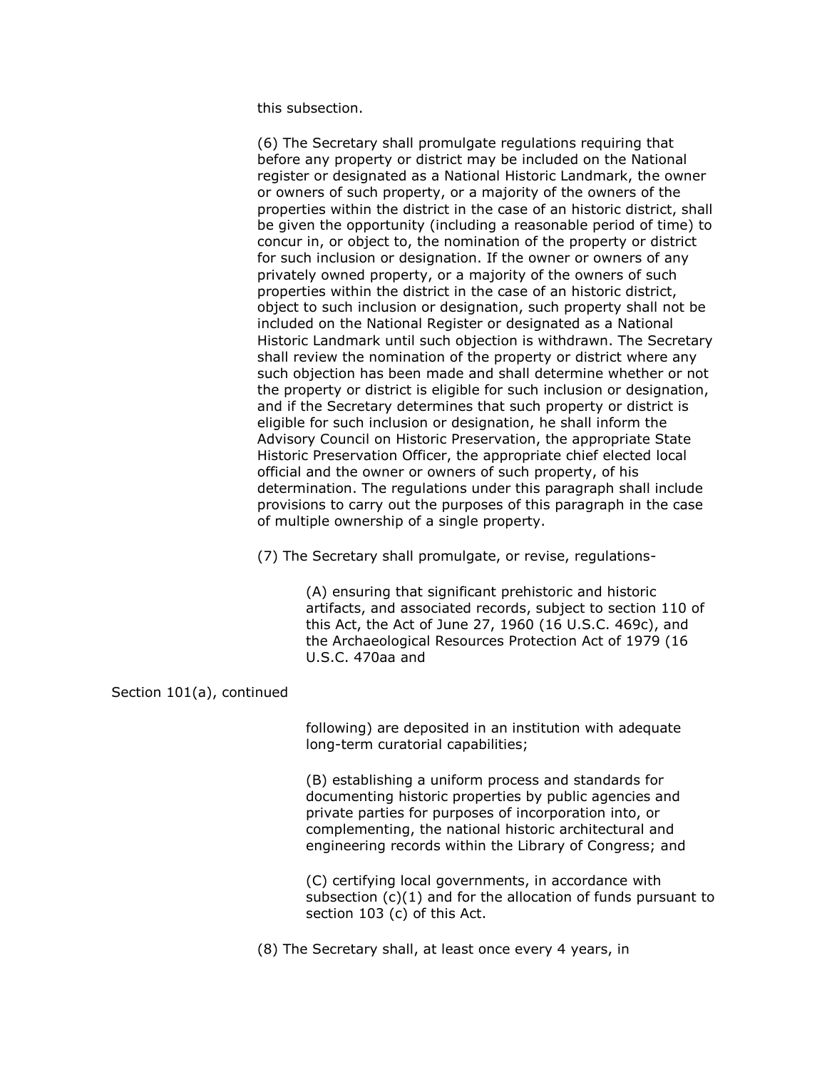this subsection.

(6) The Secretary shall promulgate regulations requiring that before any property or district may be included on the National register or designated as a National Historic Landmark, the owner or owners of such property, or a majority of the owners of the properties within the district in the case of an historic district, shall be given the opportunity (including a reasonable period of time) to concur in, or object to, the nomination of the property or district for such inclusion or designation. If the owner or owners of any privately owned property, or a majority of the owners of such properties within the district in the case of an historic district, object to such inclusion or designation, such property shall not be included on the National Register or designated as a National Historic Landmark until such objection is withdrawn. The Secretary shall review the nomination of the property or district where any such objection has been made and shall determine whether or not the property or district is eligible for such inclusion or designation, and if the Secretary determines that such property or district is eligible for such inclusion or designation, he shall inform the Advisory Council on Historic Preservation, the appropriate State Historic Preservation Officer, the appropriate chief elected local official and the owner or owners of such property, of his determination. The regulations under this paragraph shall include provisions to carry out the purposes of this paragraph in the case of multiple ownership of a single property.

(7) The Secretary shall promulgate, or revise, regulations-

(A) ensuring that significant prehistoric and historic artifacts, and associated records, subject to section 110 of this Act, the Act of June 27, 1960 (16 U.S.C. 469c), and the Archaeological Resources Protection Act of 1979 (16 U.S.C. 470aa and

Section 101(a), continued

following) are deposited in an institution with adequate long-term curatorial capabilities;

(B) establishing a uniform process and standards for documenting historic properties by public agencies and private parties for purposes of incorporation into, or complementing, the national historic architectural and engineering records within the Library of Congress; and

(C) certifying local governments, in accordance with subsection (c)(1) and for the allocation of funds pursuant to section 103 (c) of this Act.

(8) The Secretary shall, at least once every 4 years, in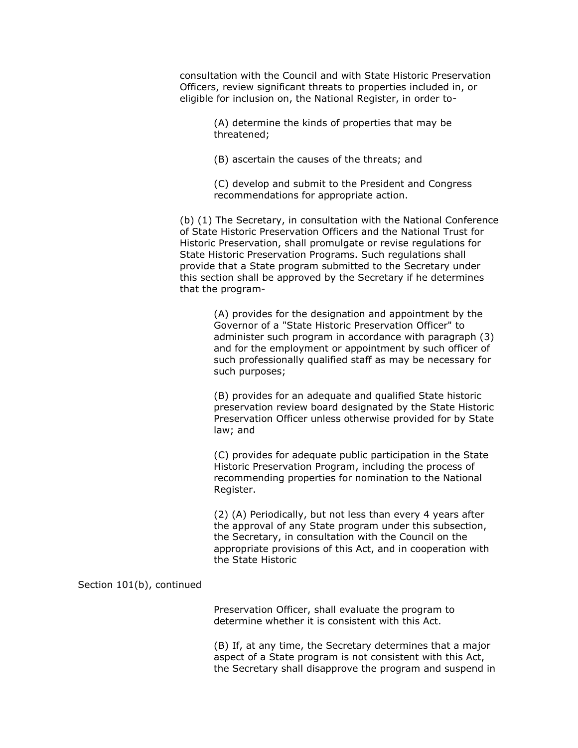consultation with the Council and with State Historic Preservation Officers, review significant threats to properties included in, or eligible for inclusion on, the National Register, in order to-

(A) determine the kinds of properties that may be threatened;

(B) ascertain the causes of the threats; and

(C) develop and submit to the President and Congress recommendations for appropriate action.

(b) (1) The Secretary, in consultation with the National Conference of State Historic Preservation Officers and the National Trust for Historic Preservation, shall promulgate or revise regulations for State Historic Preservation Programs. Such regulations shall provide that a State program submitted to the Secretary under this section shall be approved by the Secretary if he determines that the program-

(A) provides for the designation and appointment by the Governor of a "State Historic Preservation Officer" to administer such program in accordance with paragraph (3) and for the employment or appointment by such officer of such professionally qualified staff as may be necessary for such purposes;

(B) provides for an adequate and qualified State historic preservation review board designated by the State Historic Preservation Officer unless otherwise provided for by State law; and

(C) provides for adequate public participation in the State Historic Preservation Program, including the process of recommending properties for nomination to the National Register.

(2) (A) Periodically, but not less than every 4 years after the approval of any State program under this subsection, the Secretary, in consultation with the Council on the appropriate provisions of this Act, and in cooperation with the State Historic

Section 101(b), continued

Preservation Officer, shall evaluate the program to determine whether it is consistent with this Act.

(B) If, at any time, the Secretary determines that a major aspect of a State program is not consistent with this Act, the Secretary shall disapprove the program and suspend in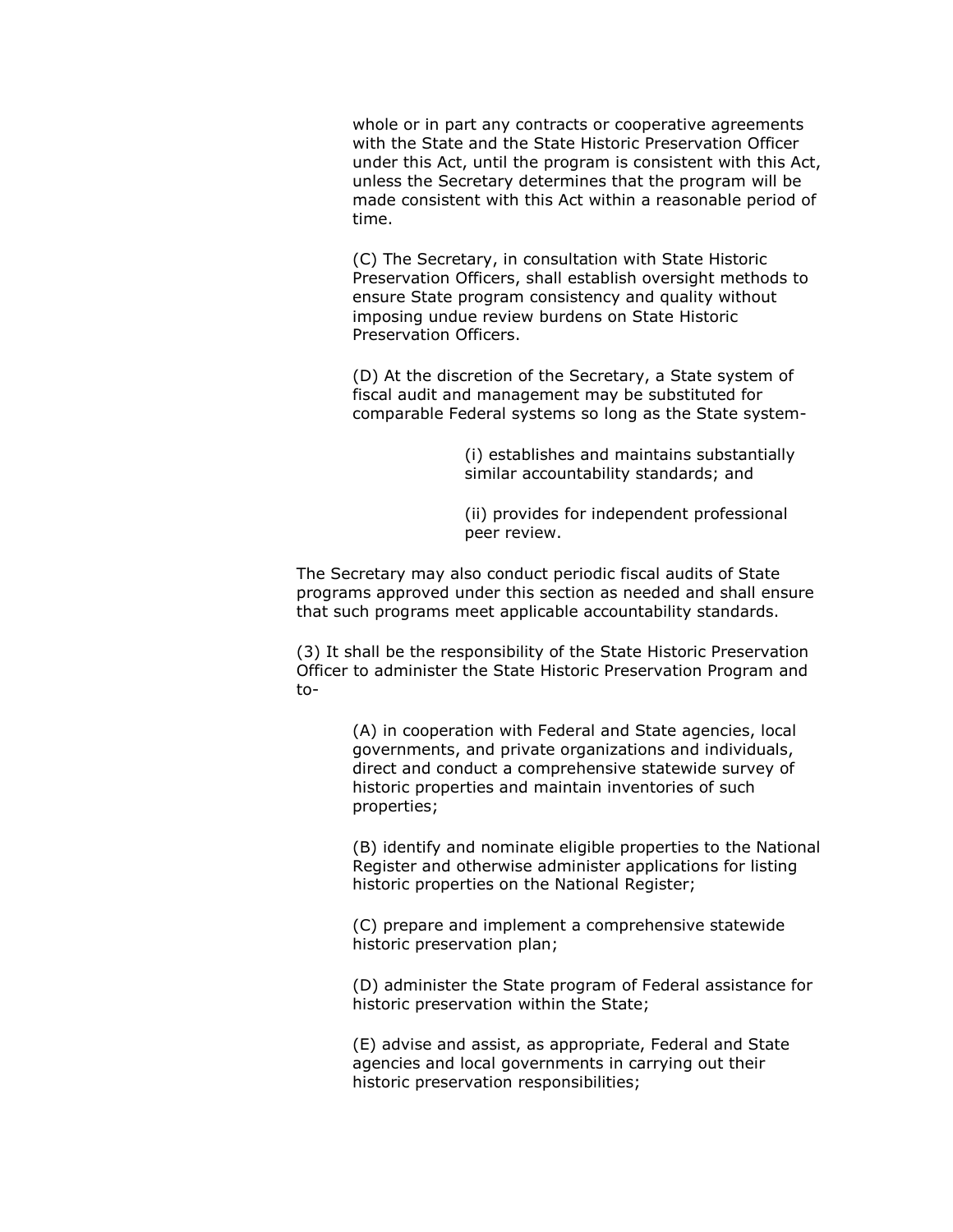whole or in part any contracts or cooperative agreements with the State and the State Historic Preservation Officer under this Act, until the program is consistent with this Act, unless the Secretary determines that the program will be made consistent with this Act within a reasonable period of time.

(C) The Secretary, in consultation with State Historic Preservation Officers, shall establish oversight methods to ensure State program consistency and quality without imposing undue review burdens on State Historic Preservation Officers.

(D) At the discretion of the Secretary, a State system of fiscal audit and management may be substituted for comparable Federal systems so long as the State system-

(i) establishes and maintains substantially similar accountability standards; and

(ii) provides for independent professional peer review.

The Secretary may also conduct periodic fiscal audits of State programs approved under this section as needed and shall ensure that such programs meet applicable accountability standards.

(3) It shall be the responsibility of the State Historic Preservation Officer to administer the State Historic Preservation Program and to-

(A) in cooperation with Federal and State agencies, local governments, and private organizations and individuals, direct and conduct a comprehensive statewide survey of historic properties and maintain inventories of such properties;

(B) identify and nominate eligible properties to the National Register and otherwise administer applications for listing historic properties on the National Register;

(C) prepare and implement a comprehensive statewide historic preservation plan;

(D) administer the State program of Federal assistance for historic preservation within the State;

(E) advise and assist, as appropriate, Federal and State agencies and local governments in carrying out their historic preservation responsibilities;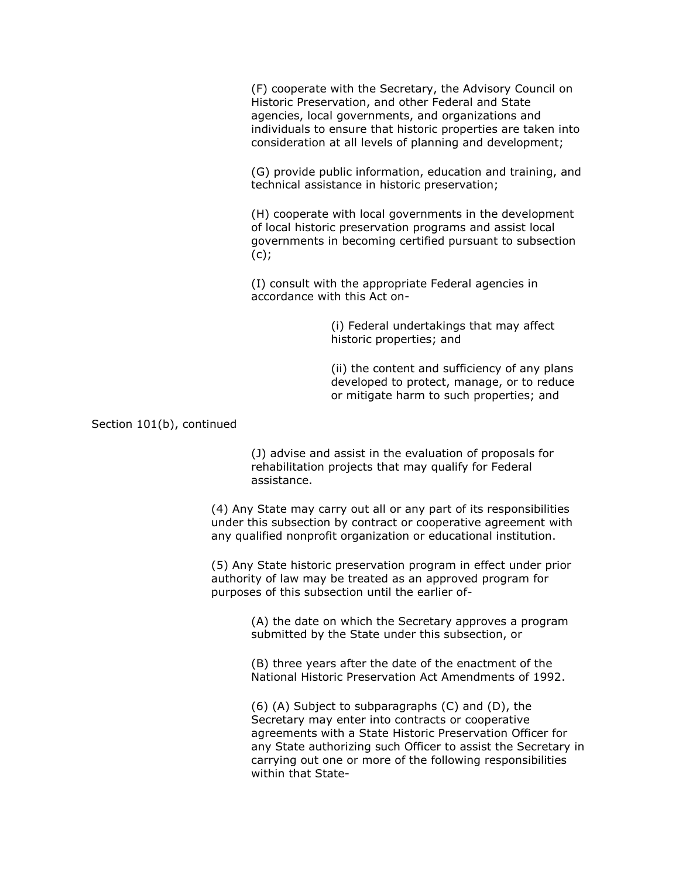(F) cooperate with the Secretary, the Advisory Council on Historic Preservation, and other Federal and State agencies, local governments, and organizations and individuals to ensure that historic properties are taken into consideration at all levels of planning and development;

(G) provide public information, education and training, and technical assistance in historic preservation;

(H) cooperate with local governments in the development of local historic preservation programs and assist local governments in becoming certified pursuant to subsection (c);

(I) consult with the appropriate Federal agencies in accordance with this Act on-

(i) Federal undertakings that may affect historic properties; and

(ii) the content and sufficiency of any plans developed to protect, manage, or to reduce or mitigate harm to such properties; and

Section 101(b), continued

(J) advise and assist in the evaluation of proposals for rehabilitation projects that may qualify for Federal assistance.

(4) Any State may carry out all or any part of its responsibilities under this subsection by contract or cooperative agreement with any qualified nonprofit organization or educational institution.

(5) Any State historic preservation program in effect under prior authority of law may be treated as an approved program for purposes of this subsection until the earlier of-

(A) the date on which the Secretary approves a program submitted by the State under this subsection, or

(B) three years after the date of the enactment of the National Historic Preservation Act Amendments of 1992.

(6) (A) Subject to subparagraphs (C) and (D), the Secretary may enter into contracts or cooperative agreements with a State Historic Preservation Officer for any State authorizing such Officer to assist the Secretary in carrying out one or more of the following responsibilities within that State-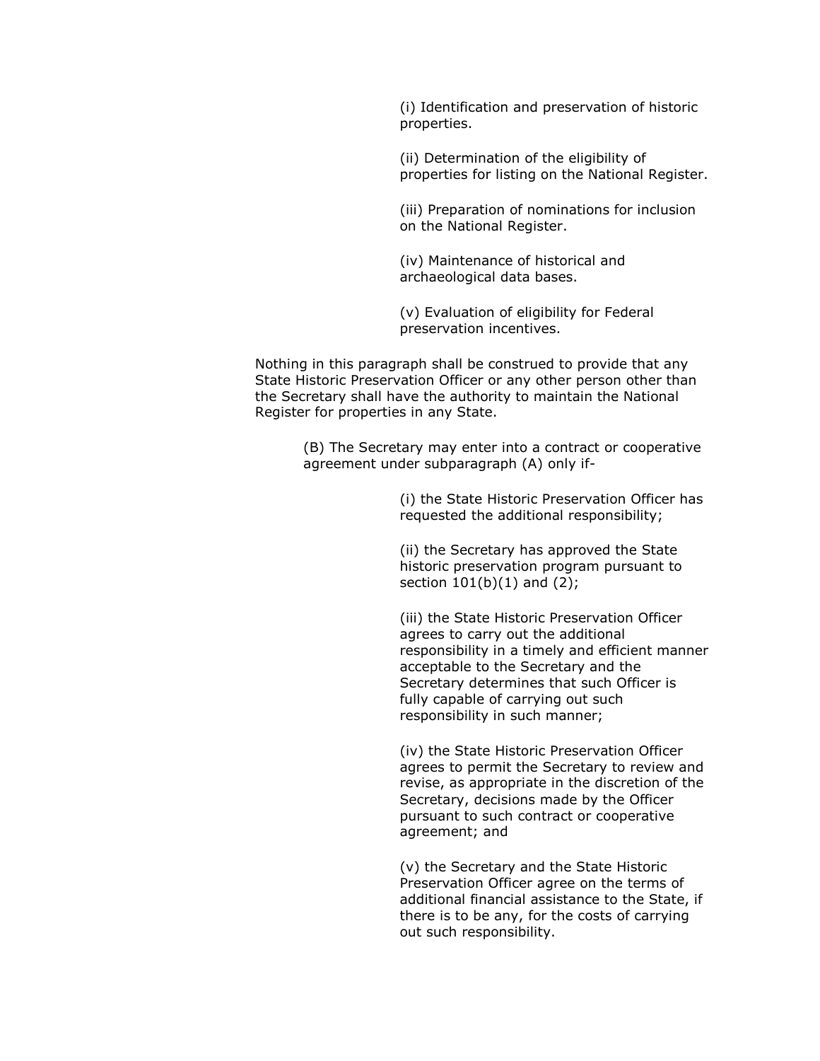(i) Identification and preservation of historic properties.

(ii) Determination of the eligibility of properties for listing on the National Register.

(iii) Preparation of nominations for inclusion on the National Register.

(iv) Maintenance of historical and archaeological data bases.

(v) Evaluation of eligibility for Federal preservation incentives.

Nothing in this paragraph shall be construed to provide that any State Historic Preservation Officer or any other person other than the Secretary shall have the authority to maintain the National Register for properties in any State.

(B) The Secretary may enter into a contract or cooperative agreement under subparagraph (A) only if-

(i) the State Historic Preservation Officer has requested the additional responsibility;

(ii) the Secretary has approved the State historic preservation program pursuant to section 101(b)(1) and (2);

(iii) the State Historic Preservation Officer agrees to carry out the additional responsibility in a timely and efficient manner acceptable to the Secretary and the Secretary determines that such Officer is fully capable of carrying out such responsibility in such manner;

(iv) the State Historic Preservation Officer agrees to permit the Secretary to review and revise, as appropriate in the discretion of the Secretary, decisions made by the Officer pursuant to such contract or cooperative agreement; and

(v) the Secretary and the State Historic Preservation Officer agree on the terms of additional financial assistance to the State, if there is to be any, for the costs of carrying out such responsibility.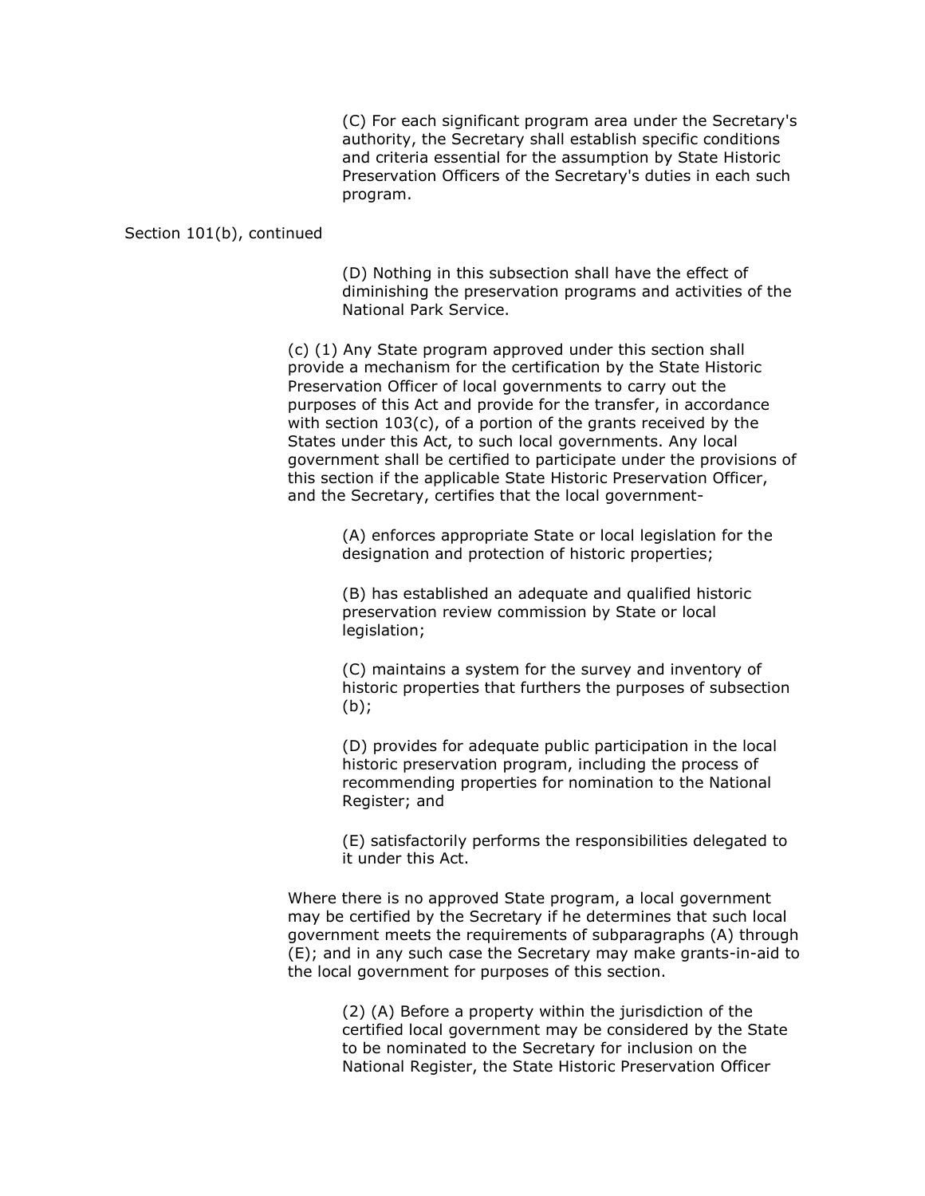(C) For each significant program area under the Secretary's authority, the Secretary shall establish specific conditions and criteria essential for the assumption by State Historic Preservation Officers of the Secretary's duties in each such program.

Section 101(b), continued

(D) Nothing in this subsection shall have the effect of diminishing the preservation programs and activities of the National Park Service.

(c) (1) Any State program approved under this section shall provide a mechanism for the certification by the State Historic Preservation Officer of local governments to carry out the purposes of this Act and provide for the transfer, in accordance with section 103(c), of a portion of the grants received by the States under this Act, to such local governments. Any local government shall be certified to participate under the provisions of this section if the applicable State Historic Preservation Officer, and the Secretary, certifies that the local government-

(A) enforces appropriate State or local legislation for the designation and protection of historic properties;

(B) has established an adequate and qualified historic preservation review commission by State or local legislation;

(C) maintains a system for the survey and inventory of historic properties that furthers the purposes of subsection (b);

(D) provides for adequate public participation in the local historic preservation program, including the process of recommending properties for nomination to the National Register; and

(E) satisfactorily performs the responsibilities delegated to it under this Act.

Where there is no approved State program, a local government may be certified by the Secretary if he determines that such local government meets the requirements of subparagraphs (A) through (E); and in any such case the Secretary may make grants-in-aid to the local government for purposes of this section.

(2) (A) Before a property within the jurisdiction of the certified local government may be considered by the State to be nominated to the Secretary for inclusion on the National Register, the State Historic Preservation Officer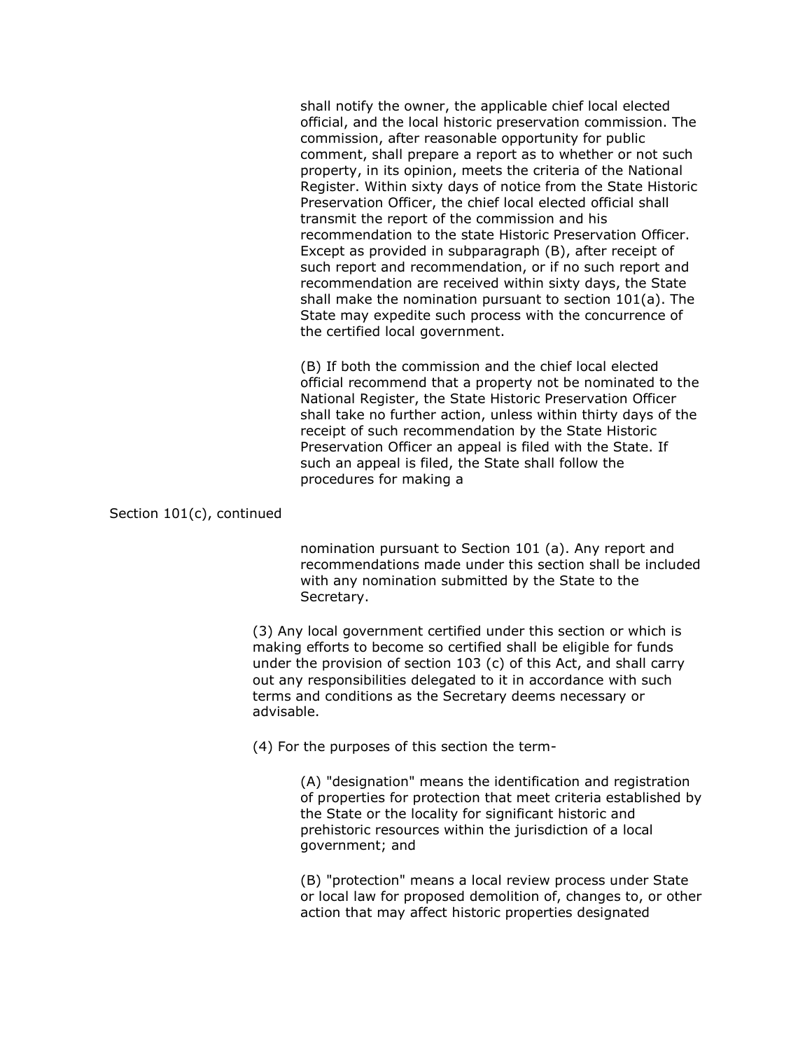shall notify the owner, the applicable chief local elected official, and the local historic preservation commission. The commission, after reasonable opportunity for public comment, shall prepare a report as to whether or not such property, in its opinion, meets the criteria of the National Register. Within sixty days of notice from the State Historic Preservation Officer, the chief local elected official shall transmit the report of the commission and his recommendation to the state Historic Preservation Officer. Except as provided in subparagraph (B), after receipt of such report and recommendation, or if no such report and recommendation are received within sixty days, the State shall make the nomination pursuant to section 101(a). The State may expedite such process with the concurrence of the certified local government.

(B) If both the commission and the chief local elected official recommend that a property not be nominated to the National Register, the State Historic Preservation Officer shall take no further action, unless within thirty days of the receipt of such recommendation by the State Historic Preservation Officer an appeal is filed with the State. If such an appeal is filed, the State shall follow the procedures for making a

Section 101(c), continued

nomination pursuant to Section 101 (a). Any report and recommendations made under this section shall be included with any nomination submitted by the State to the Secretary.

(3) Any local government certified under this section or which is making efforts to become so certified shall be eligible for funds under the provision of section 103 (c) of this Act, and shall carry out any responsibilities delegated to it in accordance with such terms and conditions as the Secretary deems necessary or advisable.

(4) For the purposes of this section the term-

(A) "designation" means the identification and registration of properties for protection that meet criteria established by the State or the locality for significant historic and prehistoric resources within the jurisdiction of a local government; and

(B) "protection" means a local review process under State or local law for proposed demolition of, changes to, or other action that may affect historic properties designated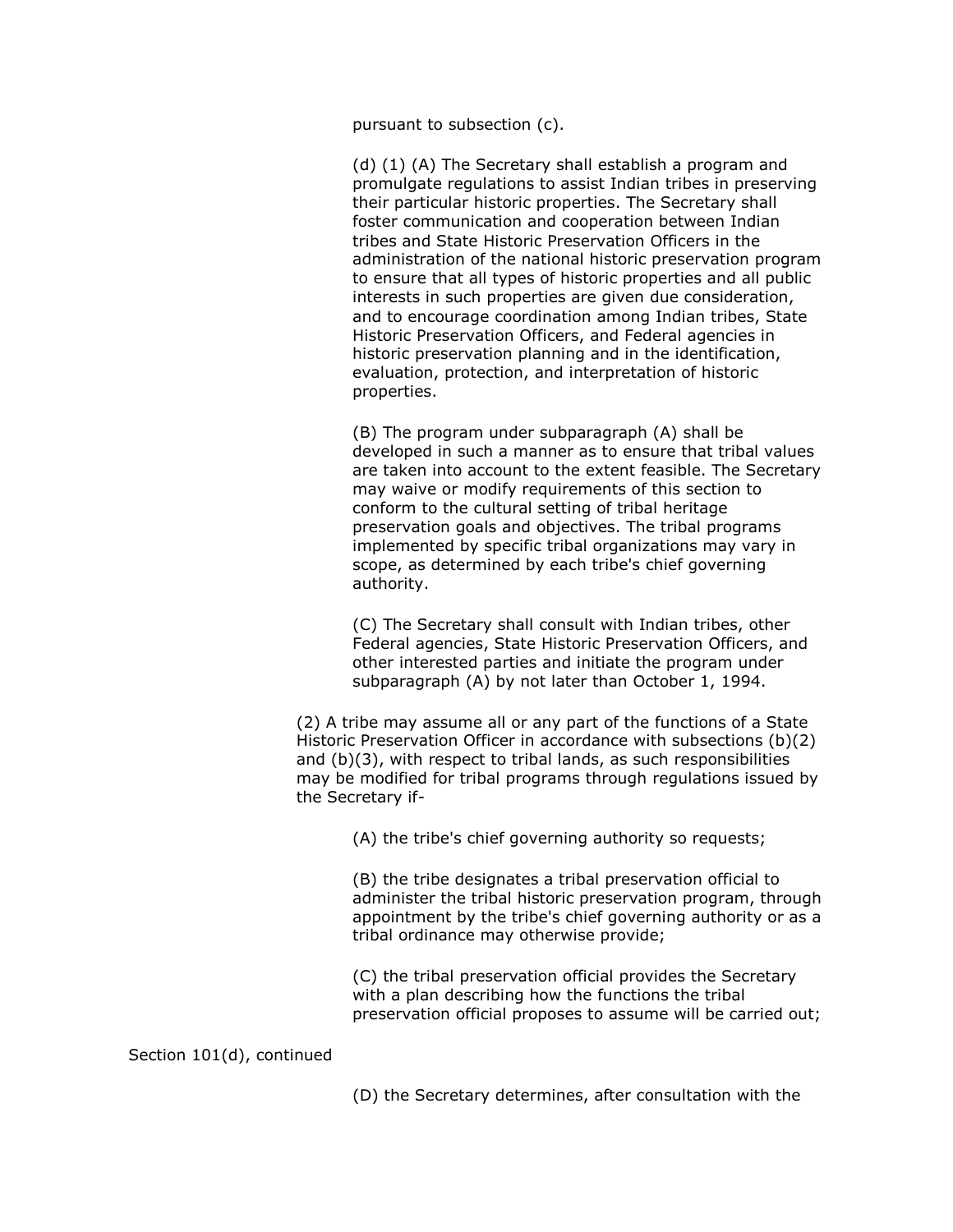pursuant to subsection (c).

(d) (1) (A) The Secretary shall establish a program and promulgate regulations to assist Indian tribes in preserving their particular historic properties. The Secretary shall foster communication and cooperation between Indian tribes and State Historic Preservation Officers in the administration of the national historic preservation program to ensure that all types of historic properties and all public interests in such properties are given due consideration, and to encourage coordination among Indian tribes, State Historic Preservation Officers, and Federal agencies in historic preservation planning and in the identification, evaluation, protection, and interpretation of historic properties.

(B) The program under subparagraph (A) shall be developed in such a manner as to ensure that tribal values are taken into account to the extent feasible. The Secretary may waive or modify requirements of this section to conform to the cultural setting of tribal heritage preservation goals and objectives. The tribal programs implemented by specific tribal organizations may vary in scope, as determined by each tribe's chief governing authority.

(C) The Secretary shall consult with Indian tribes, other Federal agencies, State Historic Preservation Officers, and other interested parties and initiate the program under subparagraph (A) by not later than October 1, 1994.

(2) A tribe may assume all or any part of the functions of a State Historic Preservation Officer in accordance with subsections (b)(2) and (b)(3), with respect to tribal lands, as such responsibilities may be modified for tribal programs through regulations issued by the Secretary if-

(A) the tribe's chief governing authority so requests;

(B) the tribe designates a tribal preservation official to administer the tribal historic preservation program, through appointment by the tribe's chief governing authority or as a tribal ordinance may otherwise provide;

(C) the tribal preservation official provides the Secretary with a plan describing how the functions the tribal preservation official proposes to assume will be carried out;

Section 101(d), continued

(D) the Secretary determines, after consultation with the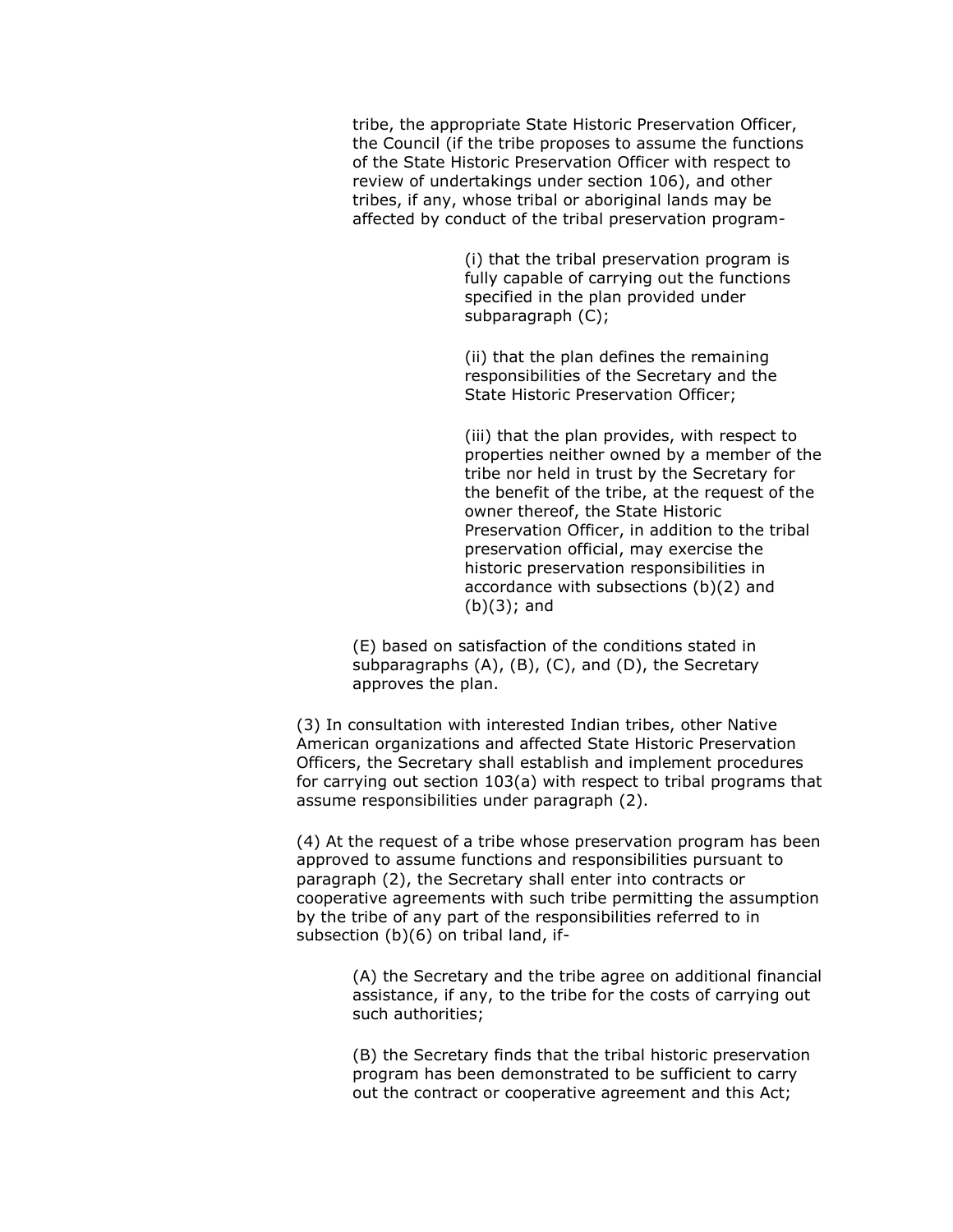tribe, the appropriate State Historic Preservation Officer, the Council (if the tribe proposes to assume the functions of the State Historic Preservation Officer with respect to review of undertakings under section 106), and other tribes, if any, whose tribal or aboriginal lands may be affected by conduct of the tribal preservation program-

(i) that the tribal preservation program is fully capable of carrying out the functions specified in the plan provided under subparagraph (C);

(ii) that the plan defines the remaining responsibilities of the Secretary and the State Historic Preservation Officer;

(iii) that the plan provides, with respect to properties neither owned by a member of the tribe nor held in trust by the Secretary for the benefit of the tribe, at the request of the owner thereof, the State Historic Preservation Officer, in addition to the tribal preservation official, may exercise the historic preservation responsibilities in accordance with subsections (b)(2) and (b)(3); and

(E) based on satisfaction of the conditions stated in subparagraphs (A), (B), (C), and (D), the Secretary approves the plan.

(3) In consultation with interested Indian tribes, other Native American organizations and affected State Historic Preservation Officers, the Secretary shall establish and implement procedures for carrying out section 103(a) with respect to tribal programs that assume responsibilities under paragraph (2).

(4) At the request of a tribe whose preservation program has been approved to assume functions and responsibilities pursuant to paragraph (2), the Secretary shall enter into contracts or cooperative agreements with such tribe permitting the assumption by the tribe of any part of the responsibilities referred to in subsection (b)(6) on tribal land, if-

(A) the Secretary and the tribe agree on additional financial assistance, if any, to the tribe for the costs of carrying out such authorities;

(B) the Secretary finds that the tribal historic preservation program has been demonstrated to be sufficient to carry out the contract or cooperative agreement and this Act;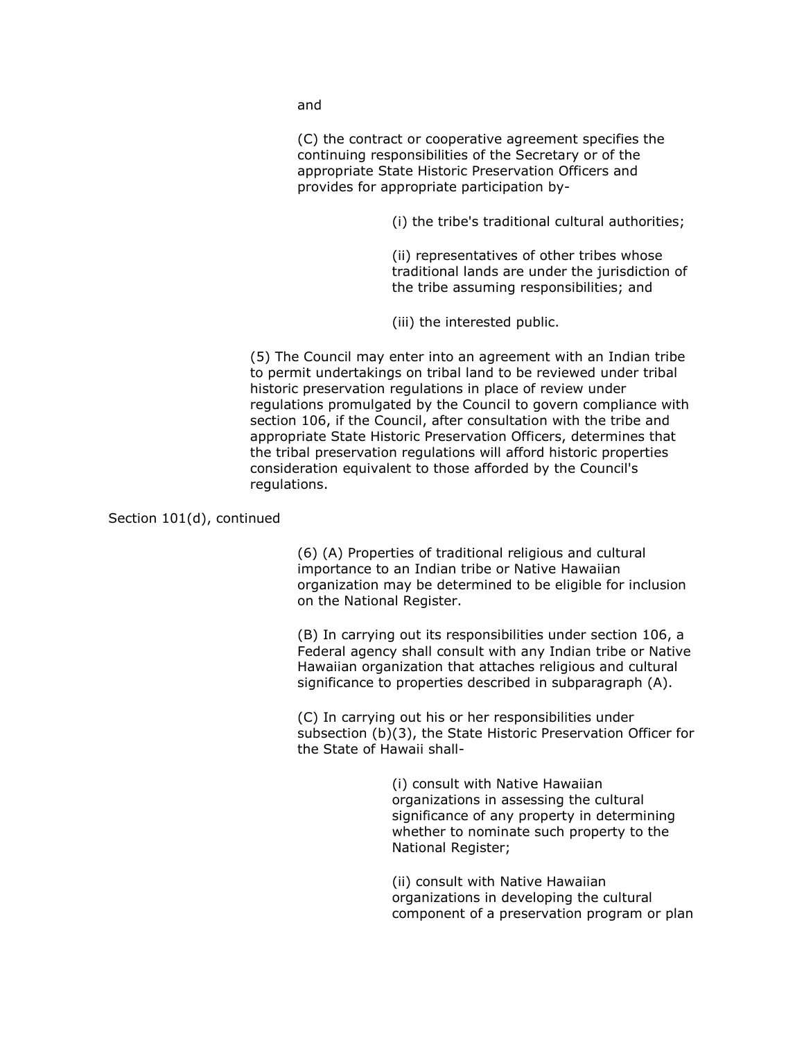and

(C) the contract or cooperative agreement specifies the continuing responsibilities of the Secretary or of the appropriate State Historic Preservation Officers and provides for appropriate participation by-

(i) the tribe's traditional cultural authorities;

(ii) representatives of other tribes whose traditional lands are under the jurisdiction of the tribe assuming responsibilities; and

(iii) the interested public.

(5) The Council may enter into an agreement with an Indian tribe to permit undertakings on tribal land to be reviewed under tribal historic preservation regulations in place of review under regulations promulgated by the Council to govern compliance with section 106, if the Council, after consultation with the tribe and appropriate State Historic Preservation Officers, determines that the tribal preservation regulations will afford historic properties consideration equivalent to those afforded by the Council's regulations.

Section 101(d), continued

(6) (A) Properties of traditional religious and cultural importance to an Indian tribe or Native Hawaiian organization may be determined to be eligible for inclusion on the National Register.

(B) In carrying out its responsibilities under section 106, a Federal agency shall consult with any Indian tribe or Native Hawaiian organization that attaches religious and cultural significance to properties described in subparagraph (A).

(C) In carrying out his or her responsibilities under subsection (b)(3), the State Historic Preservation Officer for the State of Hawaii shall-

(i) consult with Native Hawaiian organizations in assessing the cultural significance of any property in determining whether to nominate such property to the National Register;

(ii) consult with Native Hawaiian organizations in developing the cultural component of a preservation program or plan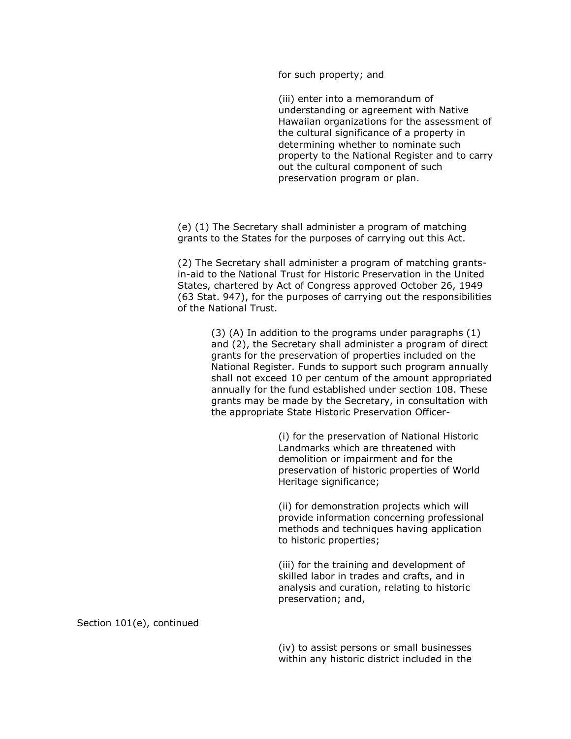for such property; and

(iii) enter into a memorandum of understanding or agreement with Native Hawaiian organizations for the assessment of the cultural significance of a property in determining whether to nominate such property to the National Register and to carry out the cultural component of such preservation program or plan.

(e) (1) The Secretary shall administer a program of matching grants to the States for the purposes of carrying out this Act.

(2) The Secretary shall administer a program of matching grants-in-aid to the National Trust for Historic Preservation in the United States, chartered by Act of Congress approved October 26, 1949 (63 Stat. 947), for the purposes of carrying out the responsibilities of the National Trust.

(3) (A) In addition to the programs under paragraphs (1) and (2), the Secretary shall administer a program of direct grants for the preservation of properties included on the National Register. Funds to support such program annually shall not exceed 10 per centum of the amount appropriated annually for the fund established under section 108. These grants may be made by the Secretary, in consultation with the appropriate State Historic Preservation Officer-

(i) for the preservation of National Historic Landmarks which are threatened with demolition or impairment and for the preservation of historic properties of World Heritage significance;

(ii) for demonstration projects which will provide information concerning professional methods and techniques having application to historic properties;

(iii) for the training and development of skilled labor in trades and crafts, and in analysis and curation, relating to historic preservation; and,

Section 101(e), continued

(iv) to assist persons or small businesses within any historic district included in the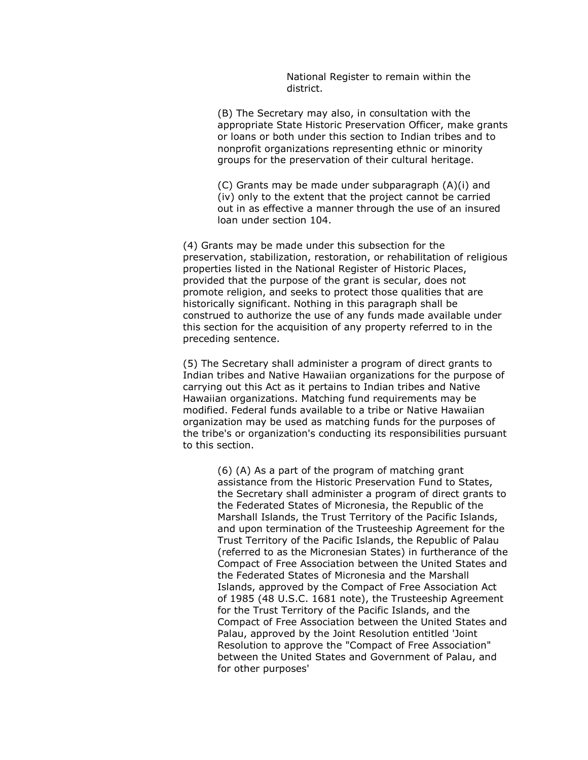National Register to remain within the district.

(B) The Secretary may also, in consultation with the appropriate State Historic Preservation Officer, make grants or loans or both under this section to Indian tribes and to nonprofit organizations representing ethnic or minority groups for the preservation of their cultural heritage.

(C) Grants may be made under subparagraph (A)(i) and (iv) only to the extent that the project cannot be carried out in as effective a manner through the use of an insured loan under section 104.

(4) Grants may be made under this subsection for the preservation, stabilization, restoration, or rehabilitation of religious properties listed in the National Register of Historic Places, provided that the purpose of the grant is secular, does not promote religion, and seeks to protect those qualities that are historically significant. Nothing in this paragraph shall be construed to authorize the use of any funds made available under this section for the acquisition of any property referred to in the preceding sentence.

(5) The Secretary shall administer a program of direct grants to Indian tribes and Native Hawaiian organizations for the purpose of carrying out this Act as it pertains to Indian tribes and Native Hawaiian organizations. Matching fund requirements may be modified. Federal funds available to a tribe or Native Hawaiian organization may be used as matching funds for the purposes of the tribe's or organization's conducting its responsibilities pursuant to this section.

(6) (A) As a part of the program of matching grant assistance from the Historic Preservation Fund to States, the Secretary shall administer a program of direct grants to the Federated States of Micronesia, the Republic of the Marshall Islands, the Trust Territory of the Pacific Islands, and upon termination of the Trusteeship Agreement for the Trust Territory of the Pacific Islands, the Republic of Palau (referred to as the Micronesian States) in furtherance of the Compact of Free Association between the United States and the Federated States of Micronesia and the Marshall Islands, approved by the Compact of Free Association Act of 1985 (48 U.S.C. 1681 note), the Trusteeship Agreement for the Trust Territory of the Pacific Islands, and the Compact of Free Association between the United States and Palau, approved by the Joint Resolution entitled 'Joint Resolution to approve the "Compact of Free Association" between the United States and Government of Palau, and for other purposes'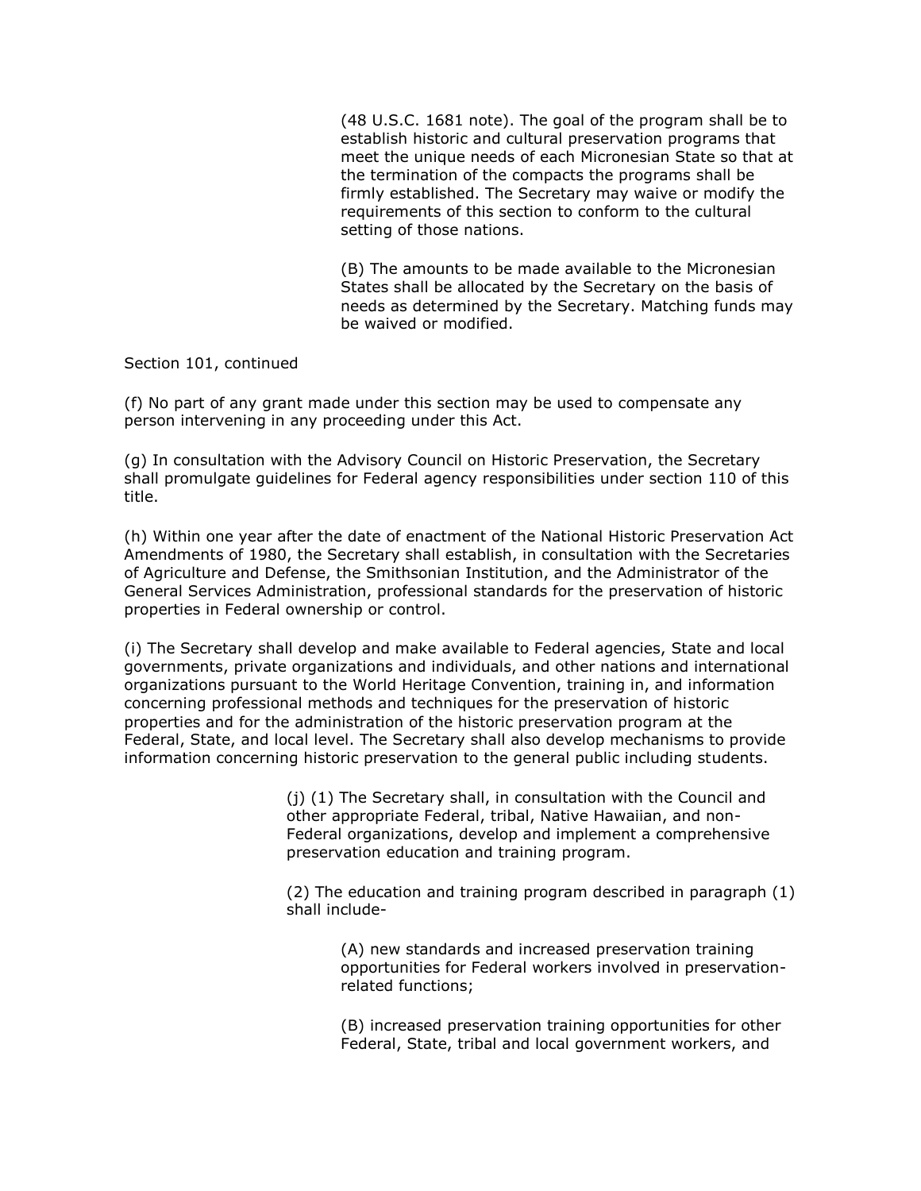(48 U.S.C. 1681 note). The goal of the program shall be to establish historic and cultural preservation programs that meet the unique needs of each Micronesian State so that at the termination of the compacts the programs shall be firmly established. The Secretary may waive or modify the requirements of this section to conform to the cultural setting of those nations.

(B) The amounts to be made available to the Micronesian States shall be allocated by the Secretary on the basis of needs as determined by the Secretary. Matching funds may be waived or modified.

Section 101, continued

(f) No part of any grant made under this section may be used to compensate any person intervening in any proceeding under this Act.

(g) In consultation with the Advisory Council on Historic Preservation, the Secretary shall promulgate guidelines for Federal agency responsibilities under section 110 of this title.

(h) Within one year after the date of enactment of the National Historic Preservation Act Amendments of 1980, the Secretary shall establish, in consultation with the Secretaries of Agriculture and Defense, the Smithsonian Institution, and the Administrator of the General Services Administration, professional standards for the preservation of historic properties in Federal ownership or control.

(i) The Secretary shall develop and make available to Federal agencies, State and local governments, private organizations and individuals, and other nations and international organizations pursuant to the World Heritage Convention, training in, and information concerning professional methods and techniques for the preservation of historic properties and for the administration of the historic preservation program at the Federal, State, and local level. The Secretary shall also develop mechanisms to provide information concerning historic preservation to the general public including students.

(j) (1) The Secretary shall, in consultation with the Council and other appropriate Federal, tribal, Native Hawaiian, and non-Federal organizations, develop and implement a comprehensive preservation education and training program.

(2) The education and training program described in paragraph (1) shall include-

(A) new standards and increased preservation training opportunities for Federal workers involved in preservation-related functions;

(B) increased preservation training opportunities for other Federal, State, tribal and local government workers, and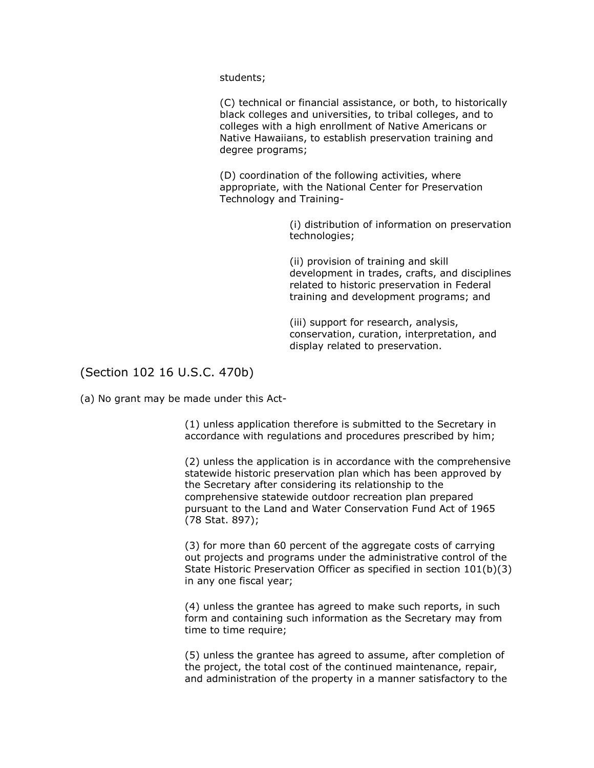students;

(C) technical or financial assistance, or both, to historically black colleges and universities, to tribal colleges, and to colleges with a high enrollment of Native Americans or Native Hawaiians, to establish preservation training and degree programs;

(D) coordination of the following activities, where appropriate, with the National Center for Preservation Technology and Training-

(i) distribution of information on preservation technologies;

(ii) provision of training and skill development in trades, crafts, and disciplines related to historic preservation in Federal training and development programs; and

(iii) support for research, analysis, conservation, curation, interpretation, and display related to preservation.

## (Section 102 16 U.S.C. 470b)

(a) No grant may be made under this Act-

(1) unless application therefore is submitted to the Secretary in accordance with regulations and procedures prescribed by him;

(2) unless the application is in accordance with the comprehensive statewide historic preservation plan which has been approved by the Secretary after considering its relationship to the comprehensive statewide outdoor recreation plan prepared pursuant to the Land and Water Conservation Fund Act of 1965 (78 Stat. 897);

(3) for more than 60 percent of the aggregate costs of carrying out projects and programs under the administrative control of the State Historic Preservation Officer as specified in section 101(b)(3) in any one fiscal year;

(4) unless the grantee has agreed to make such reports, in such form and containing such information as the Secretary may from time to time require;

(5) unless the grantee has agreed to assume, after completion of the project, the total cost of the continued maintenance, repair, and administration of the property in a manner satisfactory to the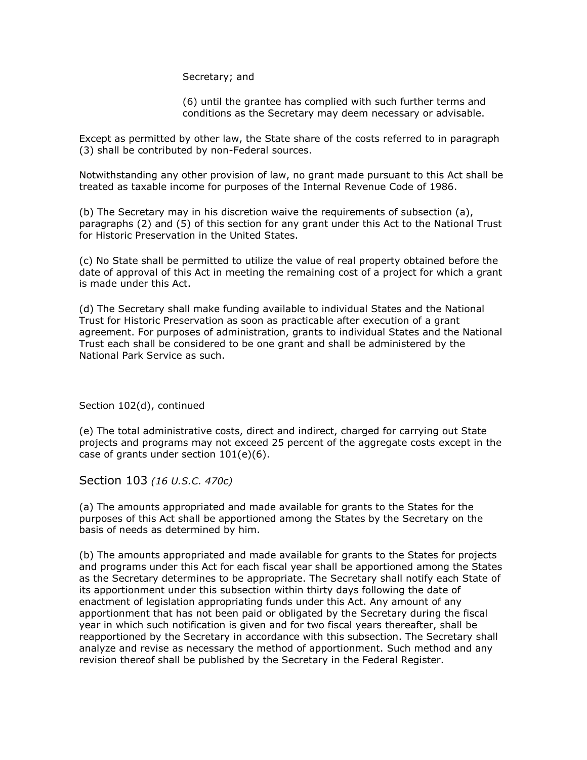Secretary; and

(6) until the grantee has complied with such further terms and conditions as the Secretary may deem necessary or advisable.

Except as permitted by other law, the State share of the costs referred to in paragraph (3) shall be contributed by non-Federal sources.

Notwithstanding any other provision of law, no grant made pursuant to this Act shall be treated as taxable income for purposes of the Internal Revenue Code of 1986.

(b) The Secretary may in his discretion waive the requirements of subsection (a), paragraphs (2) and (5) of this section for any grant under this Act to the National Trust for Historic Preservation in the United States.

(c) No State shall be permitted to utilize the value of real property obtained before the date of approval of this Act in meeting the remaining cost of a project for which a grant is made under this Act.

(d) The Secretary shall make funding available to individual States and the National Trust for Historic Preservation as soon as practicable after execution of a grant agreement. For purposes of administration, grants to individual States and the National Trust each shall be considered to be one grant and shall be administered by the National Park Service as such.

Section 102(d), continued

(e) The total administrative costs, direct and indirect, charged for carrying out State projects and programs may not exceed 25 percent of the aggregate costs except in the case of grants under section 101(e)(6).

## Section 103 *(16 U.S.C. 470c)*

(a) The amounts appropriated and made available for grants to the States for the purposes of this Act shall be apportioned among the States by the Secretary on the basis of needs as determined by him.

(b) The amounts appropriated and made available for grants to the States for projects and programs under this Act for each fiscal year shall be apportioned among the States as the Secretary determines to be appropriate. The Secretary shall notify each State of its apportionment under this subsection within thirty days following the date of enactment of legislation appropriating funds under this Act. Any amount of any apportionment that has not been paid or obligated by the Secretary during the fiscal year in which such notification is given and for two fiscal years thereafter, shall be reapportioned by the Secretary in accordance with this subsection. The Secretary shall analyze and revise as necessary the method of apportionment. Such method and any revision thereof shall be published by the Secretary in the Federal Register.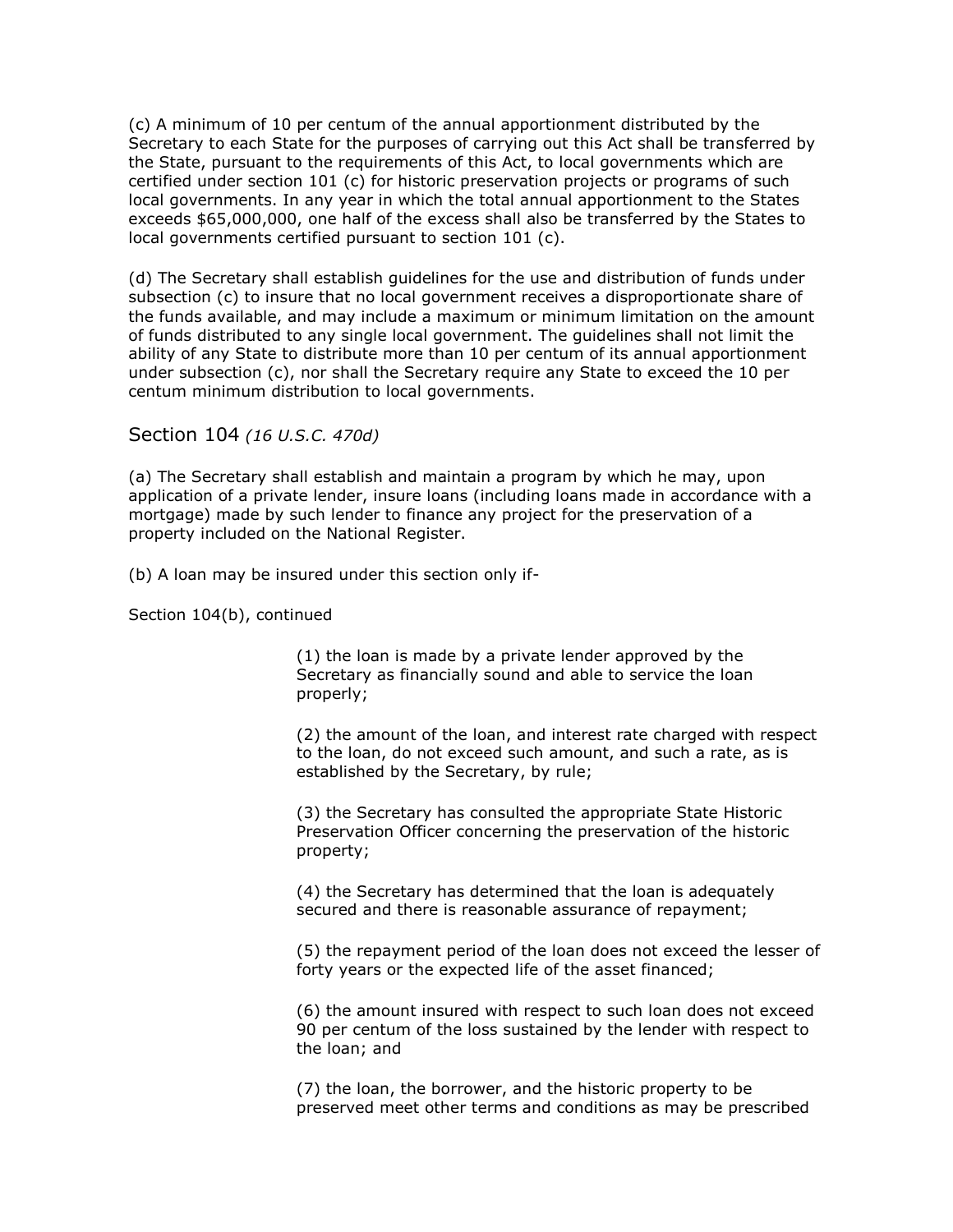(c) A minimum of 10 per centum of the annual apportionment distributed by the Secretary to each State for the purposes of carrying out this Act shall be transferred by the State, pursuant to the requirements of this Act, to local governments which are certified under section 101 (c) for historic preservation projects or programs of such local governments. In any year in which the total annual apportionment to the States exceeds $65,000,000, one half of the excess shall also be transferred by the States to local governments certified pursuant to section 101 (c).

(d) The Secretary shall establish guidelines for the use and distribution of funds under subsection (c) to insure that no local government receives a disproportionate share of the funds available, and may include a maximum or minimum limitation on the amount of funds distributed to any single local government. The guidelines shall not limit the ability of any State to distribute more than 10 per centum of its annual apportionment under subsection (c), nor shall the Secretary require any State to exceed the 10 per centum minimum distribution to local governments.

## Section 104 *(16 U.S.C. 470d)*

(a) The Secretary shall establish and maintain a program by which he may, upon application of a private lender, insure loans (including loans made in accordance with a mortgage) made by such lender to finance any project for the preservation of a property included on the National Register.

(b) A loan may be insured under this section only if-

Section 104(b), continued

> (1) the loan is made by a private lender approved by the Secretary as financially sound and able to service the loan properly;
>
> (2) the amount of the loan, and interest rate charged with respect to the loan, do not exceed such amount, and such a rate, as is established by the Secretary, by rule;
>
> (3) the Secretary has consulted the appropriate State Historic Preservation Officer concerning the preservation of the historic property;
>
> (4) the Secretary has determined that the loan is adequately secured and there is reasonable assurance of repayment;
>
> (5) the repayment period of the loan does not exceed the lesser of forty years or the expected life of the asset financed;
>
> (6) the amount insured with respect to such loan does not exceed 90 per centum of the loss sustained by the lender with respect to the loan; and
>
> (7) the loan, the borrower, and the historic property to be preserved meet other terms and conditions as may be prescribed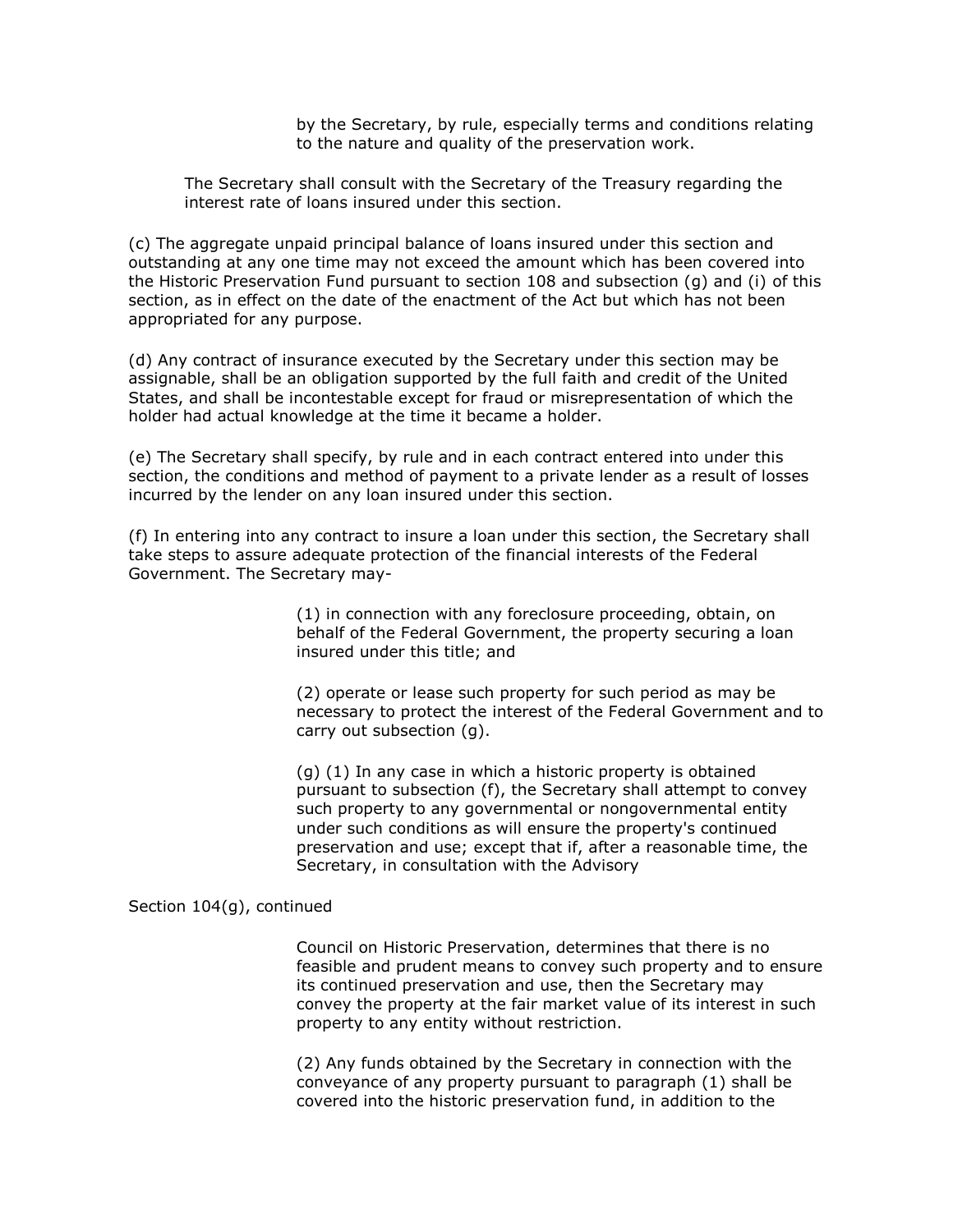by the Secretary, by rule, especially terms and conditions relating to the nature and quality of the preservation work.

The Secretary shall consult with the Secretary of the Treasury regarding the interest rate of loans insured under this section.

(c) The aggregate unpaid principal balance of loans insured under this section and outstanding at any one time may not exceed the amount which has been covered into the Historic Preservation Fund pursuant to section 108 and subsection (g) and (i) of this section, as in effect on the date of the enactment of the Act but which has not been appropriated for any purpose.

(d) Any contract of insurance executed by the Secretary under this section may be assignable, shall be an obligation supported by the full faith and credit of the United States, and shall be incontestable except for fraud or misrepresentation of which the holder had actual knowledge at the time it became a holder.

(e) The Secretary shall specify, by rule and in each contract entered into under this section, the conditions and method of payment to a private lender as a result of losses incurred by the lender on any loan insured under this section.

(f) In entering into any contract to insure a loan under this section, the Secretary shall take steps to assure adequate protection of the financial interests of the Federal Government. The Secretary may-

(1) in connection with any foreclosure proceeding, obtain, on behalf of the Federal Government, the property securing a loan insured under this title; and

(2) operate or lease such property for such period as may be necessary to protect the interest of the Federal Government and to carry out subsection (g).

(g) (1) In any case in which a historic property is obtained pursuant to subsection (f), the Secretary shall attempt to convey such property to any governmental or nongovernmental entity under such conditions as will ensure the property's continued preservation and use; except that if, after a reasonable time, the Secretary, in consultation with the Advisory

Section 104(g), continued

Council on Historic Preservation, determines that there is no feasible and prudent means to convey such property and to ensure its continued preservation and use, then the Secretary may convey the property at the fair market value of its interest in such property to any entity without restriction.

(2) Any funds obtained by the Secretary in connection with the conveyance of any property pursuant to paragraph (1) shall be covered into the historic preservation fund, in addition to the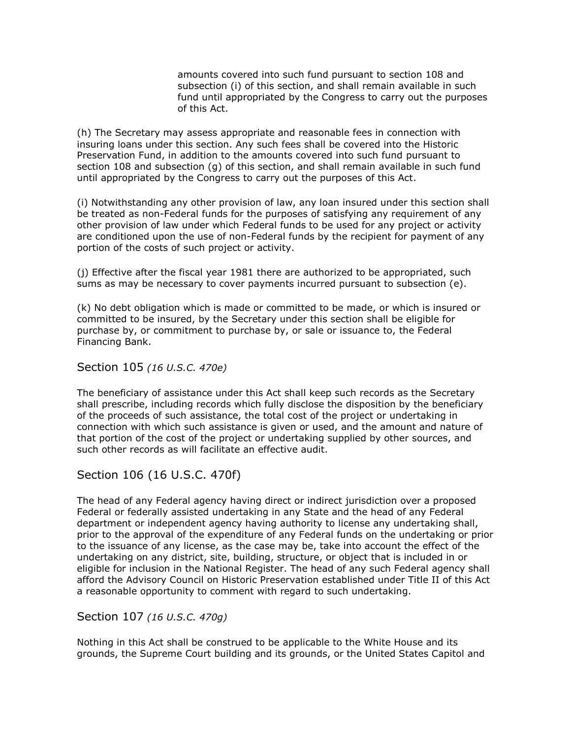amounts covered into such fund pursuant to section 108 and subsection (i) of this section, and shall remain available in such fund until appropriated by the Congress to carry out the purposes of this Act.

(h) The Secretary may assess appropriate and reasonable fees in connection with insuring loans under this section. Any such fees shall be covered into the Historic Preservation Fund, in addition to the amounts covered into such fund pursuant to section 108 and subsection (g) of this section, and shall remain available in such fund until appropriated by the Congress to carry out the purposes of this Act.

(i) Notwithstanding any other provision of law, any loan insured under this section shall be treated as non-Federal funds for the purposes of satisfying any requirement of any other provision of law under which Federal funds to be used for any project or activity are conditioned upon the use of non-Federal funds by the recipient for payment of any portion of the costs of such project or activity.

(j) Effective after the fiscal year 1981 there are authorized to be appropriated, such sums as may be necessary to cover payments incurred pursuant to subsection (e).

(k) No debt obligation which is made or committed to be made, or which is insured or committed to be insured, by the Secretary under this section shall be eligible for purchase by, or commitment to purchase by, or sale or issuance to, the Federal Financing Bank.

## Section 105 *(16 U.S.C. 470e)*

The beneficiary of assistance under this Act shall keep such records as the Secretary shall prescribe, including records which fully disclose the disposition by the beneficiary of the proceeds of such assistance, the total cost of the project or undertaking in connection with which such assistance is given or used, and the amount and nature of that portion of the cost of the project or undertaking supplied by other sources, and such other records as will facilitate an effective audit.

## Section 106 (16 U.S.C. 470f)

The head of any Federal agency having direct or indirect jurisdiction over a proposed Federal or federally assisted undertaking in any State and the head of any Federal department or independent agency having authority to license any undertaking shall, prior to the approval of the expenditure of any Federal funds on the undertaking or prior to the issuance of any license, as the case may be, take into account the effect of the undertaking on any district, site, building, structure, or object that is included in or eligible for inclusion in the National Register. The head of any such Federal agency shall afford the Advisory Council on Historic Preservation established under Title II of this Act a reasonable opportunity to comment with regard to such undertaking.

## Section 107 *(16 U.S.C. 470g)*

Nothing in this Act shall be construed to be applicable to the White House and its grounds, the Supreme Court building and its grounds, or the United States Capitol and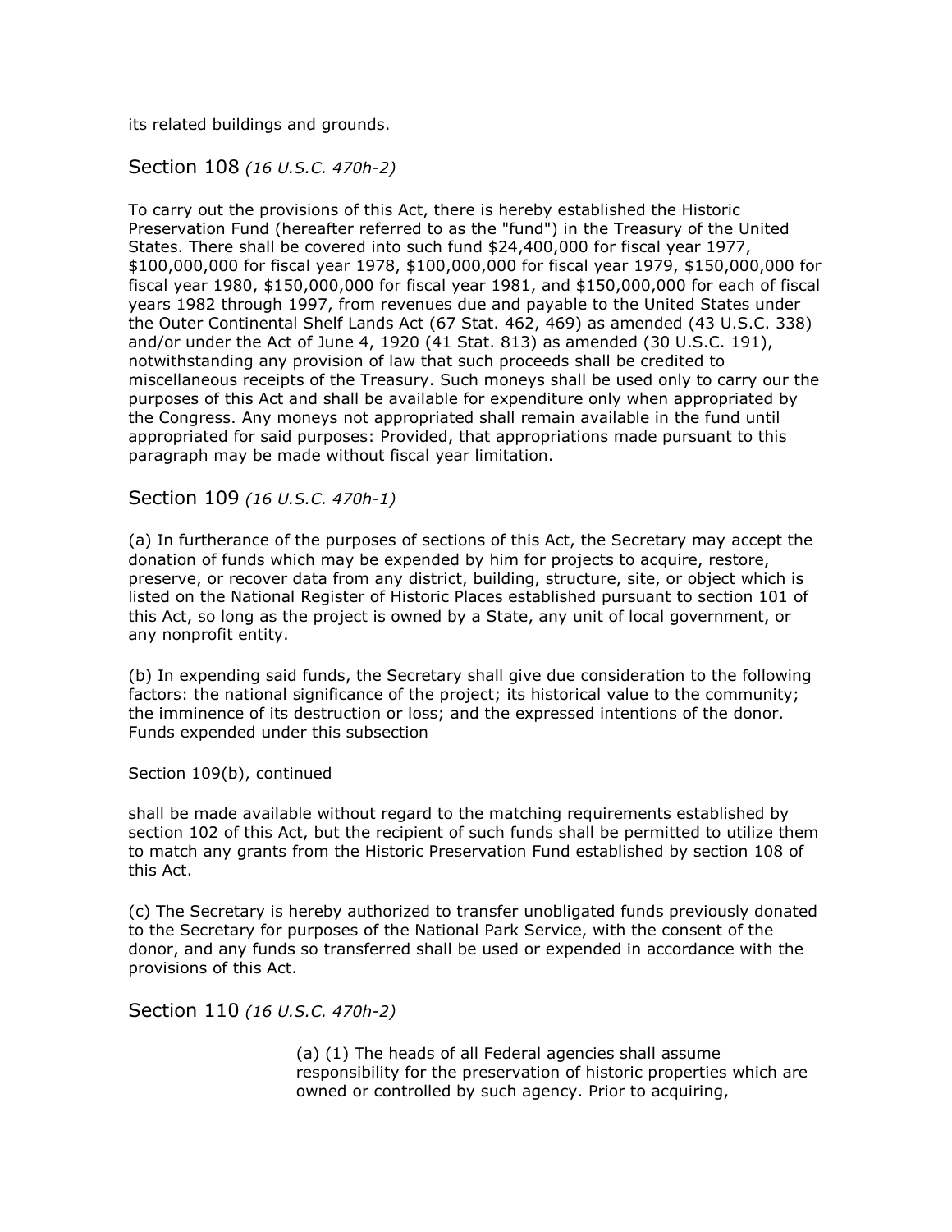its related buildings and grounds.

## Section 108 *(16 U.S.C. 470h-2)*

To carry out the provisions of this Act, there is hereby established the Historic Preservation Fund (hereafter referred to as the "fund") in the Treasury of the United States. There shall be covered into such fund $24,400,000 for fiscal year 1977, $100,000,000 for fiscal year 1978, $100,000,000 for fiscal year 1979, $150,000,000 for fiscal year 1980, $150,000,000 for fiscal year 1981, and $150,000,000 for each of fiscal years 1982 through 1997, from revenues due and payable to the United States under the Outer Continental Shelf Lands Act (67 Stat. 462, 469) as amended (43 U.S.C. 338) and/or under the Act of June 4, 1920 (41 Stat. 813) as amended (30 U.S.C. 191), notwithstanding any provision of law that such proceeds shall be credited to miscellaneous receipts of the Treasury. Such moneys shall be used only to carry our the purposes of this Act and shall be available for expenditure only when appropriated by the Congress. Any moneys not appropriated shall remain available in the fund until appropriated for said purposes: Provided, that appropriations made pursuant to this paragraph may be made without fiscal year limitation.

## Section 109 *(16 U.S.C. 470h-1)*

(a) In furtherance of the purposes of sections of this Act, the Secretary may accept the donation of funds which may be expended by him for projects to acquire, restore, preserve, or recover data from any district, building, structure, site, or object which is listed on the National Register of Historic Places established pursuant to section 101 of this Act, so long as the project is owned by a State, any unit of local government, or any nonprofit entity.

(b) In expending said funds, the Secretary shall give due consideration to the following factors: the national significance of the project; its historical value to the community; the imminence of its destruction or loss; and the expressed intentions of the donor. Funds expended under this subsection

Section 109(b), continued

shall be made available without regard to the matching requirements established by section 102 of this Act, but the recipient of such funds shall be permitted to utilize them to match any grants from the Historic Preservation Fund established by section 108 of this Act.

(c) The Secretary is hereby authorized to transfer unobligated funds previously donated to the Secretary for purposes of the National Park Service, with the consent of the donor, and any funds so transferred shall be used or expended in accordance with the provisions of this Act.

## Section 110 *(16 U.S.C. 470h-2)*

(a) (1) The heads of all Federal agencies shall assume responsibility for the preservation of historic properties which are owned or controlled by such agency. Prior to acquiring,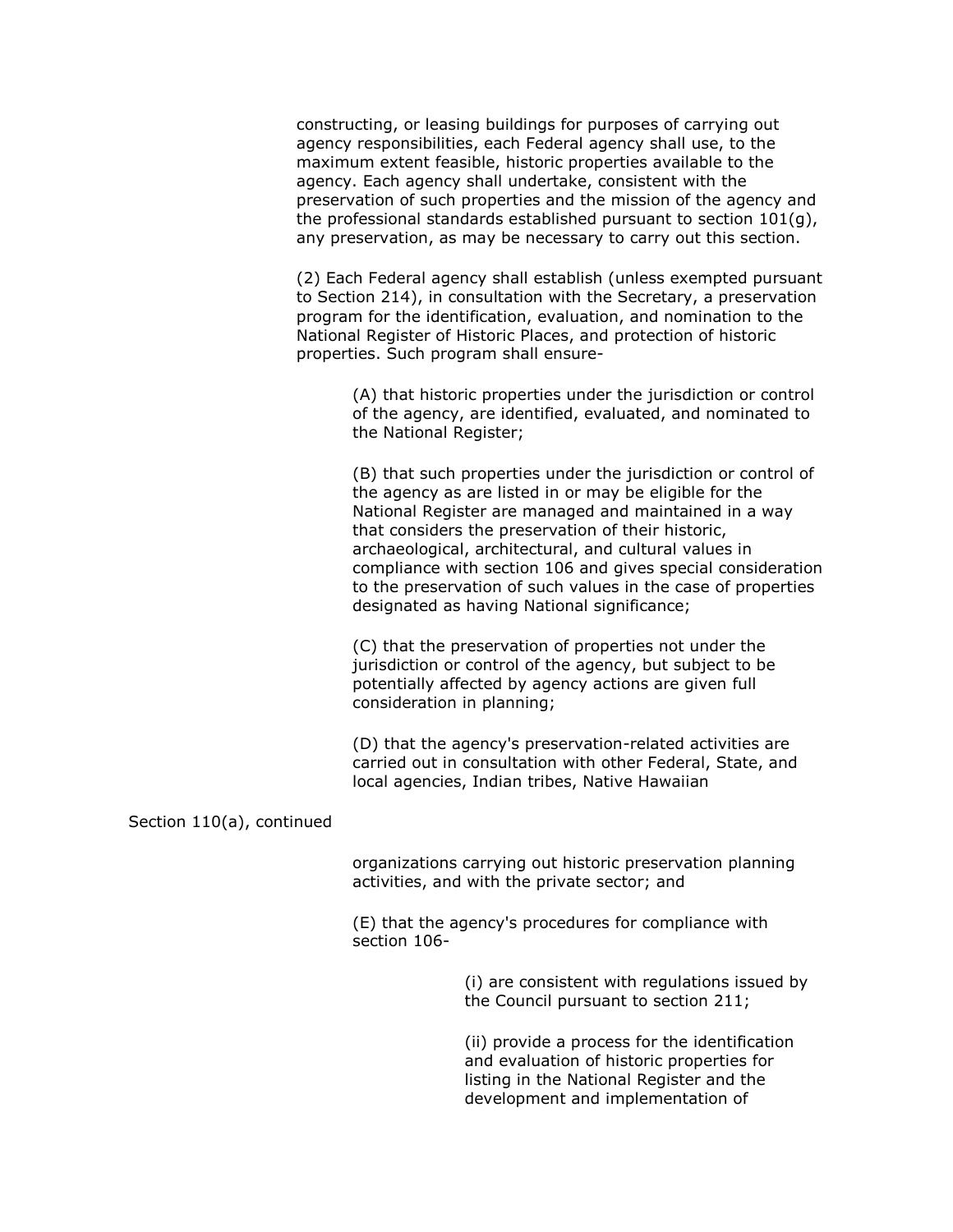constructing, or leasing buildings for purposes of carrying out agency responsibilities, each Federal agency shall use, to the maximum extent feasible, historic properties available to the agency. Each agency shall undertake, consistent with the preservation of such properties and the mission of the agency and the professional standards established pursuant to section 101(g), any preservation, as may be necessary to carry out this section.

(2) Each Federal agency shall establish (unless exempted pursuant to Section 214), in consultation with the Secretary, a preservation program for the identification, evaluation, and nomination to the National Register of Historic Places, and protection of historic properties. Such program shall ensure-

(A) that historic properties under the jurisdiction or control of the agency, are identified, evaluated, and nominated to the National Register;

(B) that such properties under the jurisdiction or control of the agency as are listed in or may be eligible for the National Register are managed and maintained in a way that considers the preservation of their historic, archaeological, architectural, and cultural values in compliance with section 106 and gives special consideration to the preservation of such values in the case of properties designated as having National significance;

(C) that the preservation of properties not under the jurisdiction or control of the agency, but subject to be potentially affected by agency actions are given full consideration in planning;

(D) that the agency's preservation-related activities are carried out in consultation with other Federal, State, and local agencies, Indian tribes, Native Hawaiian

Section 110(a), continued

organizations carrying out historic preservation planning activities, and with the private sector; and

(E) that the agency's procedures for compliance with section 106-

(i) are consistent with regulations issued by the Council pursuant to section 211;

(ii) provide a process for the identification and evaluation of historic properties for listing in the National Register and the development and implementation of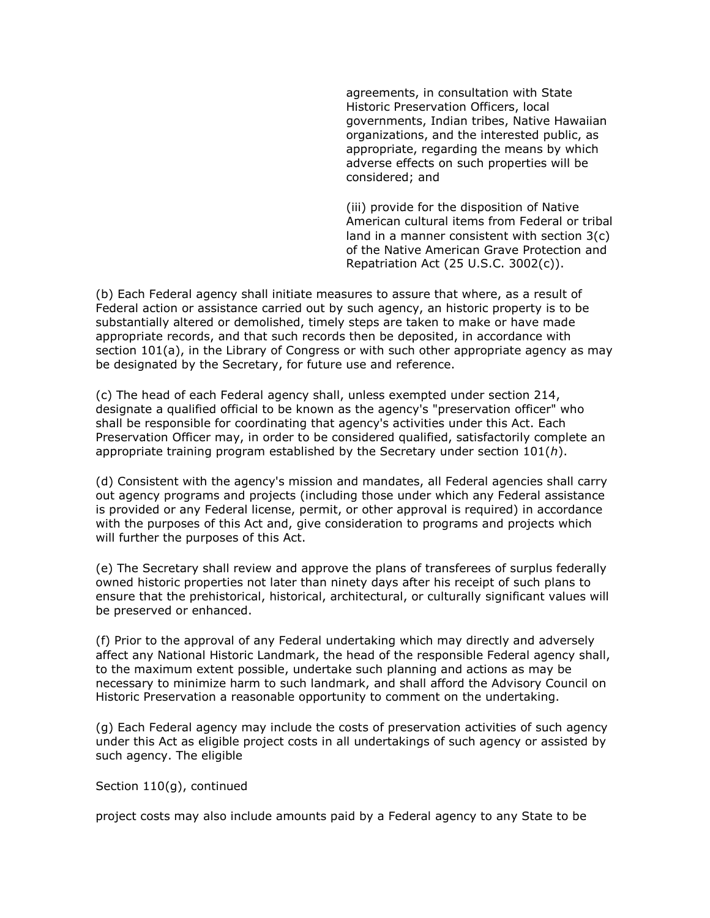agreements, in consultation with State Historic Preservation Officers, local governments, Indian tribes, Native Hawaiian organizations, and the interested public, as appropriate, regarding the means by which adverse effects on such properties will be considered; and

(iii) provide for the disposition of Native American cultural items from Federal or tribal land in a manner consistent with section 3(c) of the Native American Grave Protection and Repatriation Act (25 U.S.C. 3002(c)).

(b) Each Federal agency shall initiate measures to assure that where, as a result of Federal action or assistance carried out by such agency, an historic property is to be substantially altered or demolished, timely steps are taken to make or have made appropriate records, and that such records then be deposited, in accordance with section 101(a), in the Library of Congress or with such other appropriate agency as may be designated by the Secretary, for future use and reference.

(c) The head of each Federal agency shall, unless exempted under section 214, designate a qualified official to be known as the agency's "preservation officer" who shall be responsible for coordinating that agency's activities under this Act. Each Preservation Officer may, in order to be considered qualified, satisfactorily complete an appropriate training program established by the Secretary under section 101(*h*).

(d) Consistent with the agency's mission and mandates, all Federal agencies shall carry out agency programs and projects (including those under which any Federal assistance is provided or any Federal license, permit, or other approval is required) in accordance with the purposes of this Act and, give consideration to programs and projects which will further the purposes of this Act.

(e) The Secretary shall review and approve the plans of transferees of surplus federally owned historic properties not later than ninety days after his receipt of such plans to ensure that the prehistorical, historical, architectural, or culturally significant values will be preserved or enhanced.

(f) Prior to the approval of any Federal undertaking which may directly and adversely affect any National Historic Landmark, the head of the responsible Federal agency shall, to the maximum extent possible, undertake such planning and actions as may be necessary to minimize harm to such landmark, and shall afford the Advisory Council on Historic Preservation a reasonable opportunity to comment on the undertaking.

(g) Each Federal agency may include the costs of preservation activities of such agency under this Act as eligible project costs in all undertakings of such agency or assisted by such agency. The eligible

Section 110(g), continued

project costs may also include amounts paid by a Federal agency to any State to be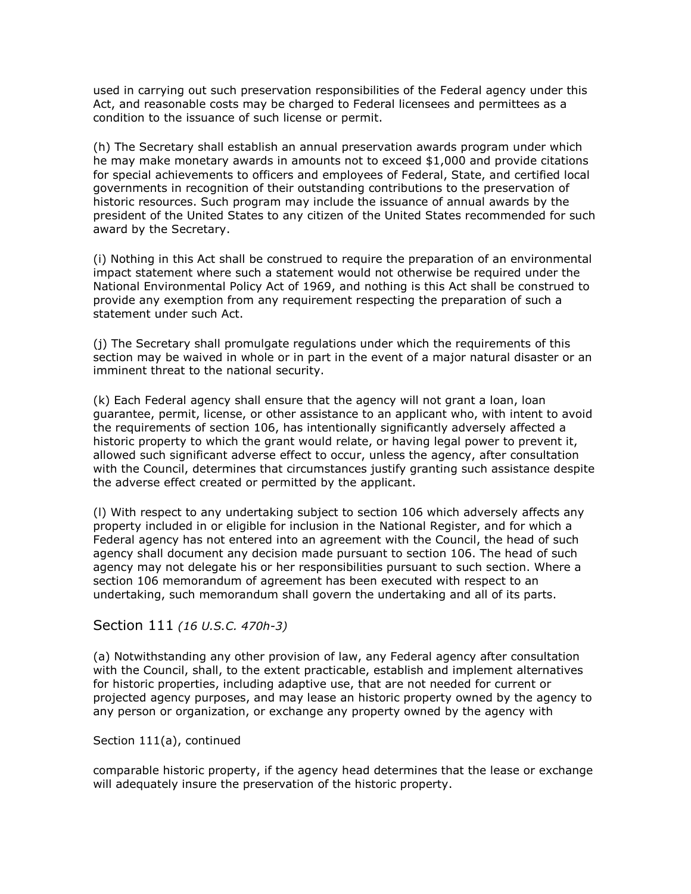used in carrying out such preservation responsibilities of the Federal agency under this Act, and reasonable costs may be charged to Federal licensees and permittees as a condition to the issuance of such license or permit.

(h) The Secretary shall establish an annual preservation awards program under which he may make monetary awards in amounts not to exceed $1,000 and provide citations for special achievements to officers and employees of Federal, State, and certified local governments in recognition of their outstanding contributions to the preservation of historic resources. Such program may include the issuance of annual awards by the president of the United States to any citizen of the United States recommended for such award by the Secretary.

(i) Nothing in this Act shall be construed to require the preparation of an environmental impact statement where such a statement would not otherwise be required under the National Environmental Policy Act of 1969, and nothing is this Act shall be construed to provide any exemption from any requirement respecting the preparation of such a statement under such Act.

(j) The Secretary shall promulgate regulations under which the requirements of this section may be waived in whole or in part in the event of a major natural disaster or an imminent threat to the national security.

(k) Each Federal agency shall ensure that the agency will not grant a loan, loan guarantee, permit, license, or other assistance to an applicant who, with intent to avoid the requirements of section 106, has intentionally significantly adversely affected a historic property to which the grant would relate, or having legal power to prevent it, allowed such significant adverse effect to occur, unless the agency, after consultation with the Council, determines that circumstances justify granting such assistance despite the adverse effect created or permitted by the applicant.

(l) With respect to any undertaking subject to section 106 which adversely affects any property included in or eligible for inclusion in the National Register, and for which a Federal agency has not entered into an agreement with the Council, the head of such agency shall document any decision made pursuant to section 106. The head of such agency may not delegate his or her responsibilities pursuant to such section. Where a section 106 memorandum of agreement has been executed with respect to an undertaking, such memorandum shall govern the undertaking and all of its parts.

## Section 111 *(16 U.S.C. 470h-3)*

(a) Notwithstanding any other provision of law, any Federal agency after consultation with the Council, shall, to the extent practicable, establish and implement alternatives for historic properties, including adaptive use, that are not needed for current or projected agency purposes, and may lease an historic property owned by the agency to any person or organization, or exchange any property owned by the agency with

Section 111(a), continued

comparable historic property, if the agency head determines that the lease or exchange will adequately insure the preservation of the historic property.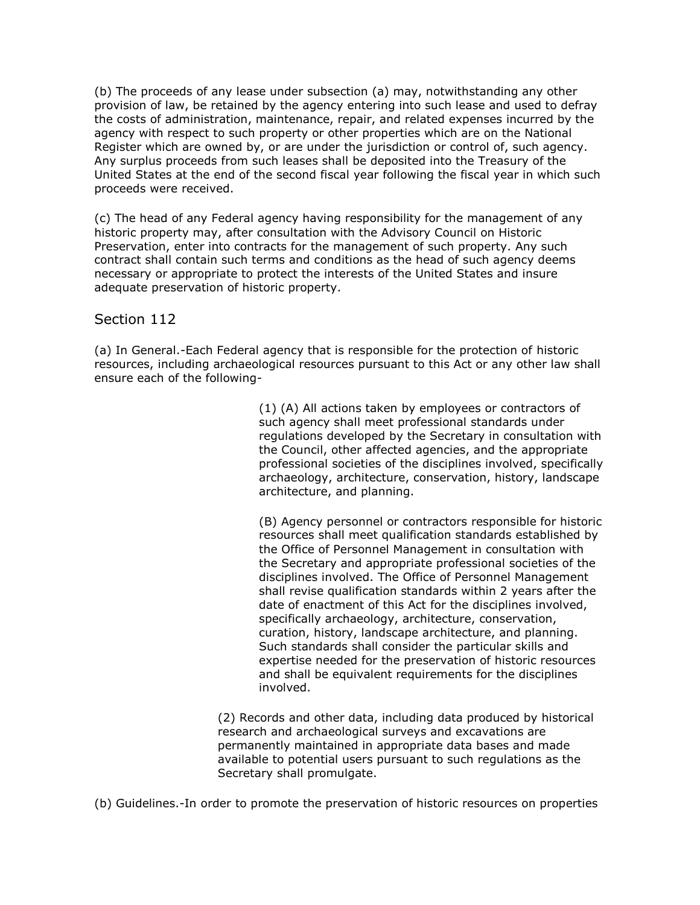(b) The proceeds of any lease under subsection (a) may, notwithstanding any other provision of law, be retained by the agency entering into such lease and used to defray the costs of administration, maintenance, repair, and related expenses incurred by the agency with respect to such property or other properties which are on the National Register which are owned by, or are under the jurisdiction or control of, such agency. Any surplus proceeds from such leases shall be deposited into the Treasury of the United States at the end of the second fiscal year following the fiscal year in which such proceeds were received.

(c) The head of any Federal agency having responsibility for the management of any historic property may, after consultation with the Advisory Council on Historic Preservation, enter into contracts for the management of such property. Any such contract shall contain such terms and conditions as the head of such agency deems necessary or appropriate to protect the interests of the United States and insure adequate preservation of historic property.

## Section 112

(a) In General.-Each Federal agency that is responsible for the protection of historic resources, including archaeological resources pursuant to this Act or any other law shall ensure each of the following-

> (1) (A) All actions taken by employees or contractors of such agency shall meet professional standards under regulations developed by the Secretary in consultation with the Council, other affected agencies, and the appropriate professional societies of the disciplines involved, specifically archaeology, architecture, conservation, history, landscape architecture, and planning.
>
> (B) Agency personnel or contractors responsible for historic resources shall meet qualification standards established by the Office of Personnel Management in consultation with the Secretary and appropriate professional societies of the disciplines involved. The Office of Personnel Management shall revise qualification standards within 2 years after the date of enactment of this Act for the disciplines involved, specifically archaeology, architecture, conservation, curation, history, landscape architecture, and planning. Such standards shall consider the particular skills and expertise needed for the preservation of historic resources and shall be equivalent requirements for the disciplines involved.
>
> (2) Records and other data, including data produced by historical research and archaeological surveys and excavations are permanently maintained in appropriate data bases and made available to potential users pursuant to such regulations as the Secretary shall promulgate.

(b) Guidelines.-In order to promote the preservation of historic resources on properties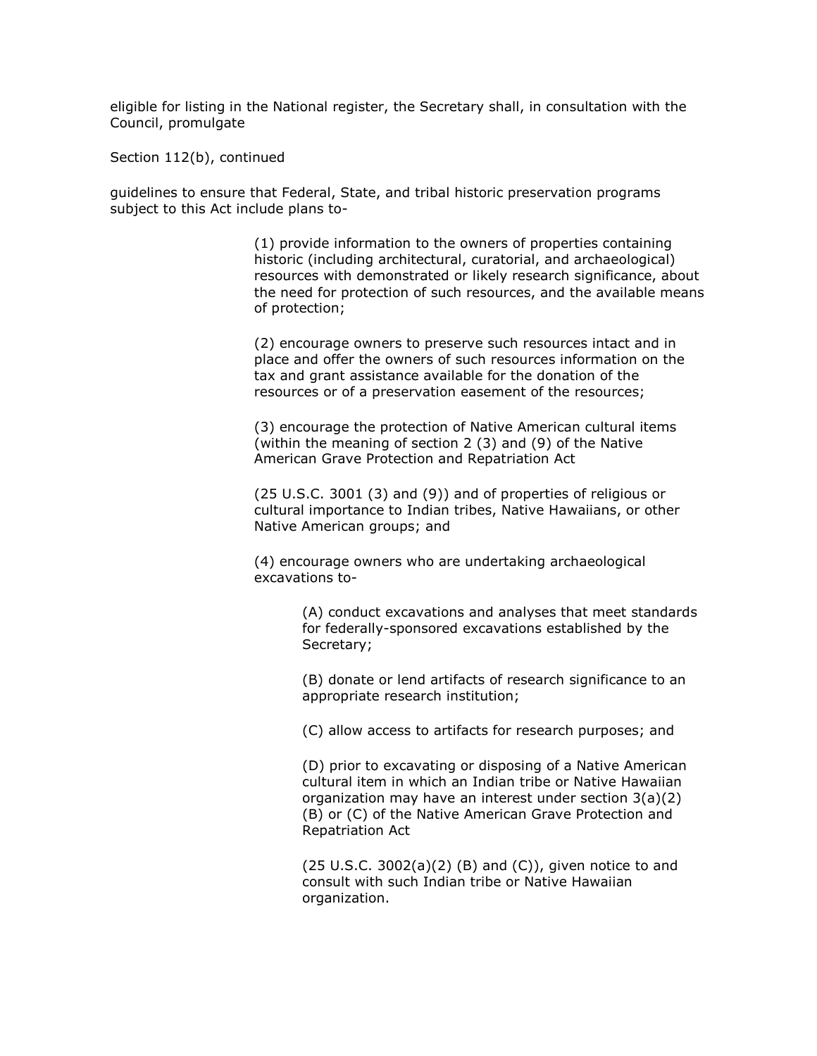eligible for listing in the National register, the Secretary shall, in consultation with the Council, promulgate

Section 112(b), continued

guidelines to ensure that Federal, State, and tribal historic preservation programs subject to this Act include plans to-

> (1) provide information to the owners of properties containing historic (including architectural, curatorial, and archaeological) resources with demonstrated or likely research significance, about the need for protection of such resources, and the available means of protection;
>
> (2) encourage owners to preserve such resources intact and in place and offer the owners of such resources information on the tax and grant assistance available for the donation of the resources or of a preservation easement of the resources;
>
> (3) encourage the protection of Native American cultural items (within the meaning of section 2 (3) and (9) of the Native American Grave Protection and Repatriation Act
>
> (25 U.S.C. 3001 (3) and (9)) and of properties of religious or cultural importance to Indian tribes, Native Hawaiians, or other Native American groups; and
>
> (4) encourage owners who are undertaking archaeological excavations to-
>
>> (A) conduct excavations and analyses that meet standards for federally-sponsored excavations established by the Secretary;
>>
>> (B) donate or lend artifacts of research significance to an appropriate research institution;
>>
>> (C) allow access to artifacts for research purposes; and
>>
>> (D) prior to excavating or disposing of a Native American cultural item in which an Indian tribe or Native Hawaiian organization may have an interest under section 3(a)(2)(B) or (C) of the Native American Grave Protection and Repatriation Act
>>
>> (25 U.S.C. 3002(a)(2) (B) and (C)), given notice to and consult with such Indian tribe or Native Hawaiian organization.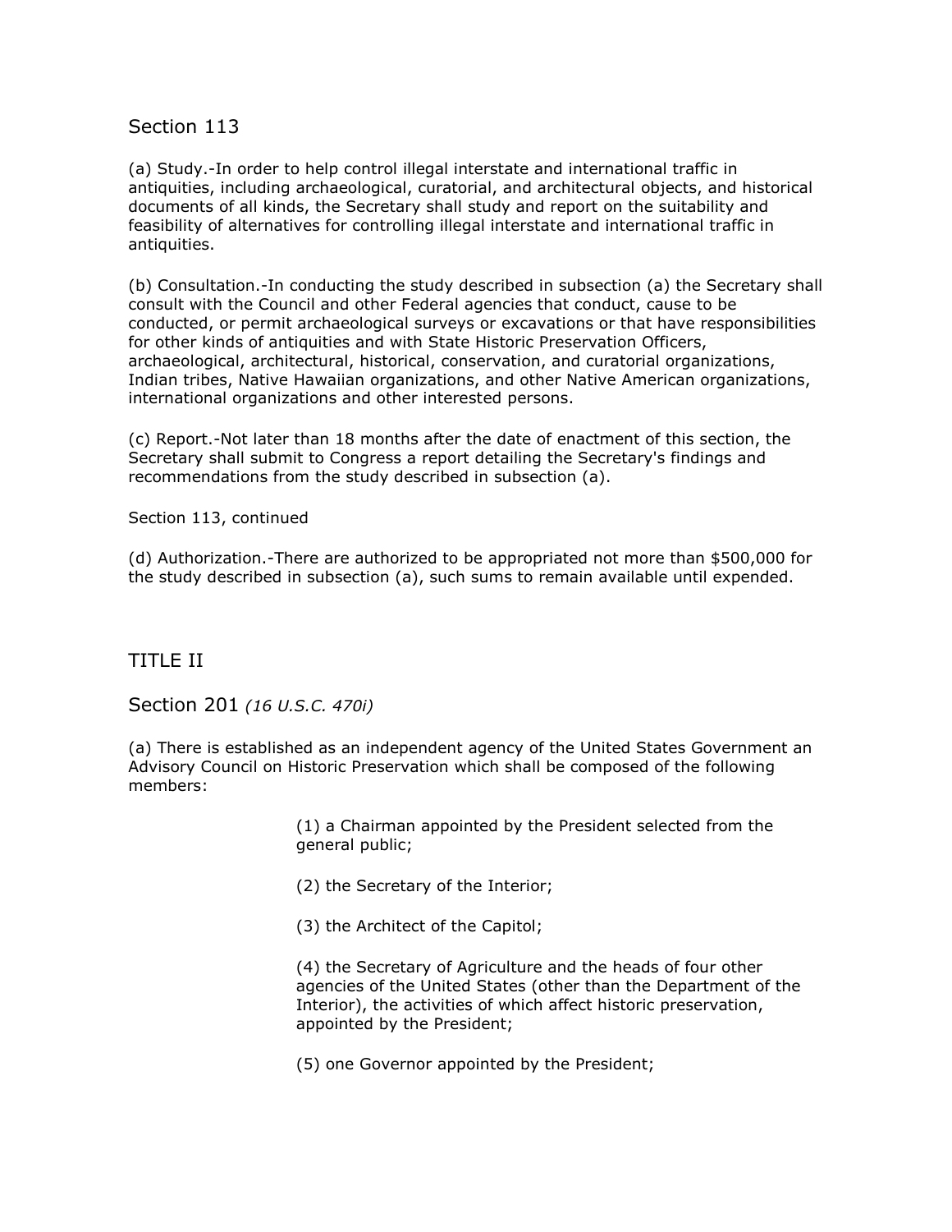## Section 113

(a) Study.-In order to help control illegal interstate and international traffic in antiquities, including archaeological, curatorial, and architectural objects, and historical documents of all kinds, the Secretary shall study and report on the suitability and feasibility of alternatives for controlling illegal interstate and international traffic in antiquities.

(b) Consultation.-In conducting the study described in subsection (a) the Secretary shall consult with the Council and other Federal agencies that conduct, cause to be conducted, or permit archaeological surveys or excavations or that have responsibilities for other kinds of antiquities and with State Historic Preservation Officers, archaeological, architectural, historical, conservation, and curatorial organizations, Indian tribes, Native Hawaiian organizations, and other Native American organizations, international organizations and other interested persons.

(c) Report.-Not later than 18 months after the date of enactment of this section, the Secretary shall submit to Congress a report detailing the Secretary's findings and recommendations from the study described in subsection (a).

Section 113, continued

(d) Authorization.-There are authorized to be appropriated not more than $500,000 for the study described in subsection (a), such sums to remain available until expended.

# TITLE II

## Section 201 *(16 U.S.C. 470i)*

(a) There is established as an independent agency of the United States Government an Advisory Council on Historic Preservation which shall be composed of the following members:

(1) a Chairman appointed by the President selected from the general public;

(2) the Secretary of the Interior;

(3) the Architect of the Capitol;

(4) the Secretary of Agriculture and the heads of four other agencies of the United States (other than the Department of the Interior), the activities of which affect historic preservation, appointed by the President;

(5) one Governor appointed by the President;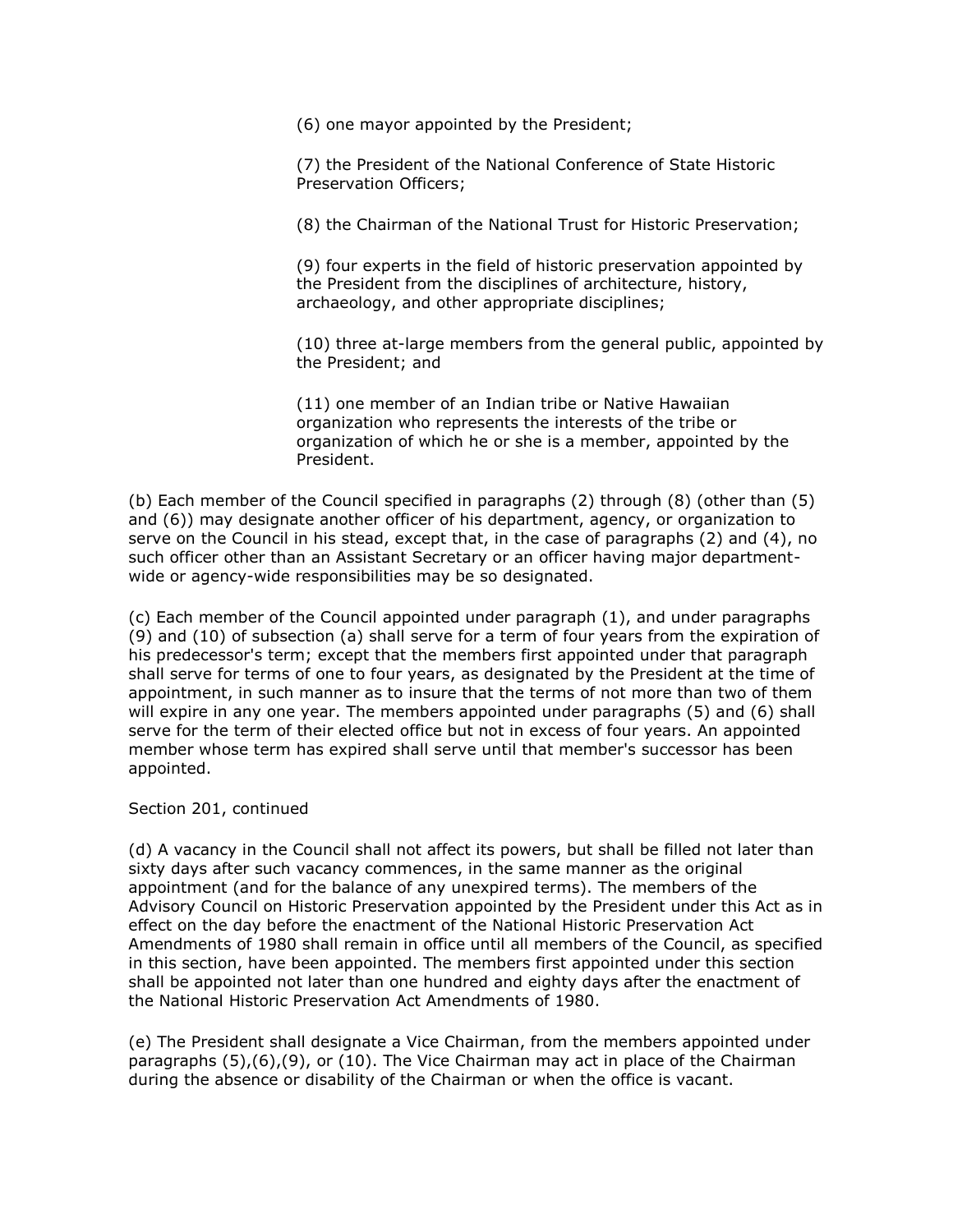(6) one mayor appointed by the President;

(7) the President of the National Conference of State Historic Preservation Officers;

(8) the Chairman of the National Trust for Historic Preservation;

(9) four experts in the field of historic preservation appointed by the President from the disciplines of architecture, history, archaeology, and other appropriate disciplines;

(10) three at-large members from the general public, appointed by the President; and

(11) one member of an Indian tribe or Native Hawaiian organization who represents the interests of the tribe or organization of which he or she is a member, appointed by the President.

(b) Each member of the Council specified in paragraphs (2) through (8) (other than (5) and (6)) may designate another officer of his department, agency, or organization to serve on the Council in his stead, except that, in the case of paragraphs (2) and (4), no such officer other than an Assistant Secretary or an officer having major department-wide or agency-wide responsibilities may be so designated.

(c) Each member of the Council appointed under paragraph (1), and under paragraphs (9) and (10) of subsection (a) shall serve for a term of four years from the expiration of his predecessor's term; except that the members first appointed under that paragraph shall serve for terms of one to four years, as designated by the President at the time of appointment, in such manner as to insure that the terms of not more than two of them will expire in any one year. The members appointed under paragraphs (5) and (6) shall serve for the term of their elected office but not in excess of four years. An appointed member whose term has expired shall serve until that member's successor has been appointed.

Section 201, continued

(d) A vacancy in the Council shall not affect its powers, but shall be filled not later than sixty days after such vacancy commences, in the same manner as the original appointment (and for the balance of any unexpired terms). The members of the Advisory Council on Historic Preservation appointed by the President under this Act as in effect on the day before the enactment of the National Historic Preservation Act Amendments of 1980 shall remain in office until all members of the Council, as specified in this section, have been appointed. The members first appointed under this section shall be appointed not later than one hundred and eighty days after the enactment of the National Historic Preservation Act Amendments of 1980.

(e) The President shall designate a Vice Chairman, from the members appointed under paragraphs (5),(6),(9), or (10). The Vice Chairman may act in place of the Chairman during the absence or disability of the Chairman or when the office is vacant.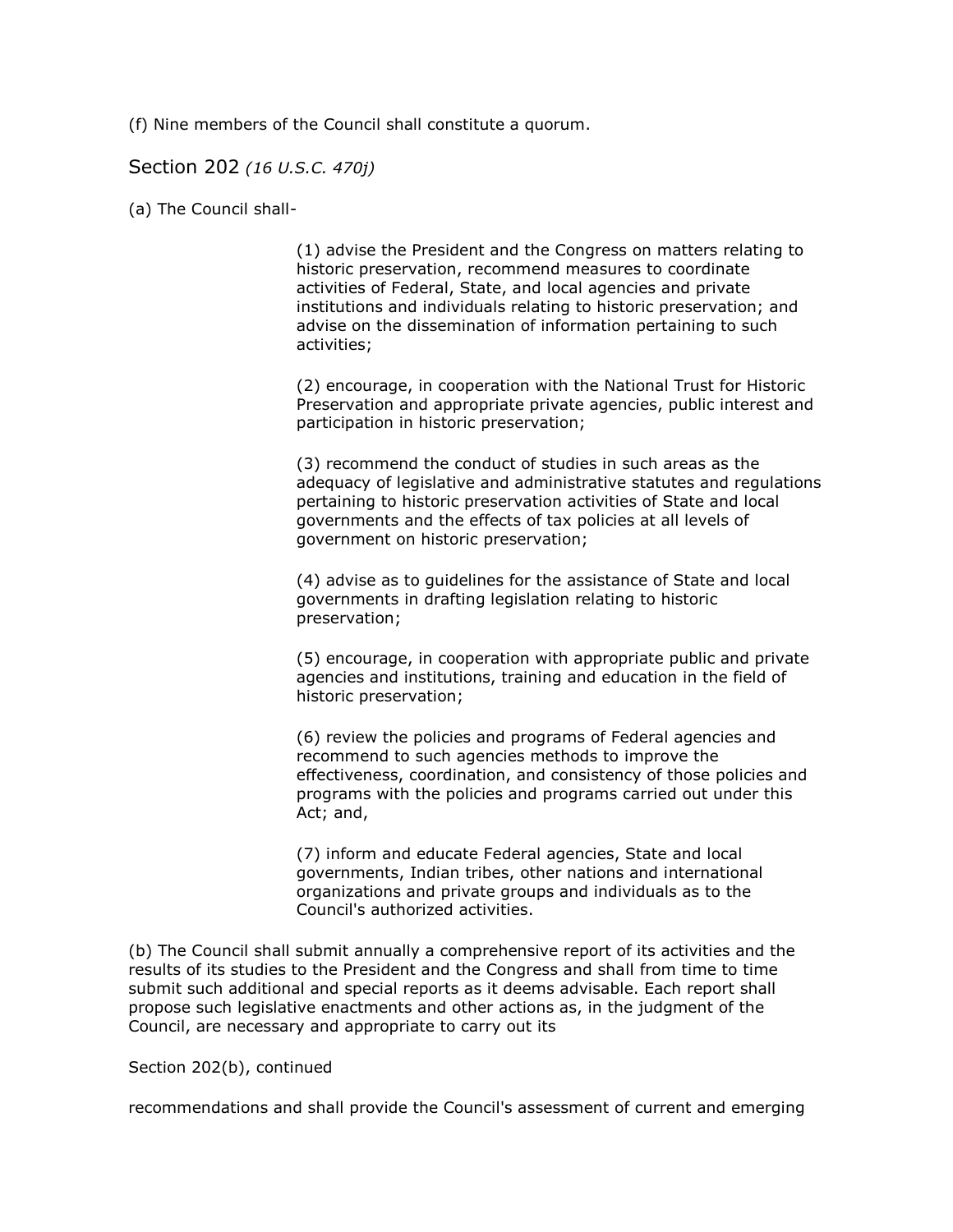(f) Nine members of the Council shall constitute a quorum.

## Section 202 *(16 U.S.C. 470j)*

(a) The Council shall-

> (1) advise the President and the Congress on matters relating to historic preservation, recommend measures to coordinate activities of Federal, State, and local agencies and private institutions and individuals relating to historic preservation; and advise on the dissemination of information pertaining to such activities;
>
> (2) encourage, in cooperation with the National Trust for Historic Preservation and appropriate private agencies, public interest and participation in historic preservation;
>
> (3) recommend the conduct of studies in such areas as the adequacy of legislative and administrative statutes and regulations pertaining to historic preservation activities of State and local governments and the effects of tax policies at all levels of government on historic preservation;
>
> (4) advise as to guidelines for the assistance of State and local governments in drafting legislation relating to historic preservation;
>
> (5) encourage, in cooperation with appropriate public and private agencies and institutions, training and education in the field of historic preservation;
>
> (6) review the policies and programs of Federal agencies and recommend to such agencies methods to improve the effectiveness, coordination, and consistency of those policies and programs with the policies and programs carried out under this Act; and,
>
> (7) inform and educate Federal agencies, State and local governments, Indian tribes, other nations and international organizations and private groups and individuals as to the Council's authorized activities.

(b) The Council shall submit annually a comprehensive report of its activities and the results of its studies to the President and the Congress and shall from time to time submit such additional and special reports as it deems advisable. Each report shall propose such legislative enactments and other actions as, in the judgment of the Council, are necessary and appropriate to carry out its

Section 202(b), continued

recommendations and shall provide the Council's assessment of current and emerging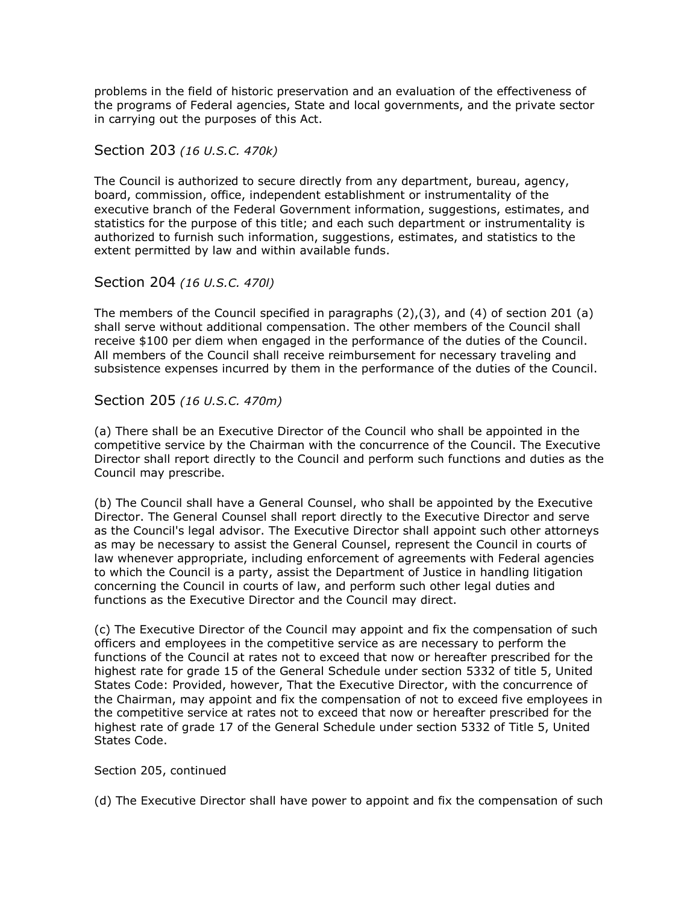problems in the field of historic preservation and an evaluation of the effectiveness of the programs of Federal agencies, State and local governments, and the private sector in carrying out the purposes of this Act.

## Section 203 *(16 U.S.C. 470k)*

The Council is authorized to secure directly from any department, bureau, agency, board, commission, office, independent establishment or instrumentality of the executive branch of the Federal Government information, suggestions, estimates, and statistics for the purpose of this title; and each such department or instrumentality is authorized to furnish such information, suggestions, estimates, and statistics to the extent permitted by law and within available funds.

## Section 204 *(16 U.S.C. 470l)*

The members of the Council specified in paragraphs (2),(3), and (4) of section 201 (a) shall serve without additional compensation. The other members of the Council shall receive $100 per diem when engaged in the performance of the duties of the Council. All members of the Council shall receive reimbursement for necessary traveling and subsistence expenses incurred by them in the performance of the duties of the Council.

## Section 205 *(16 U.S.C. 470m)*

(a) There shall be an Executive Director of the Council who shall be appointed in the competitive service by the Chairman with the concurrence of the Council. The Executive Director shall report directly to the Council and perform such functions and duties as the Council may prescribe.

(b) The Council shall have a General Counsel, who shall be appointed by the Executive Director. The General Counsel shall report directly to the Executive Director and serve as the Council's legal advisor. The Executive Director shall appoint such other attorneys as may be necessary to assist the General Counsel, represent the Council in courts of law whenever appropriate, including enforcement of agreements with Federal agencies to which the Council is a party, assist the Department of Justice in handling litigation concerning the Council in courts of law, and perform such other legal duties and functions as the Executive Director and the Council may direct.

(c) The Executive Director of the Council may appoint and fix the compensation of such officers and employees in the competitive service as are necessary to perform the functions of the Council at rates not to exceed that now or hereafter prescribed for the highest rate for grade 15 of the General Schedule under section 5332 of title 5, United States Code: Provided, however, That the Executive Director, with the concurrence of the Chairman, may appoint and fix the compensation of not to exceed five employees in the competitive service at rates not to exceed that now or hereafter prescribed for the highest rate of grade 17 of the General Schedule under section 5332 of Title 5, United States Code.

Section 205, continued

(d) The Executive Director shall have power to appoint and fix the compensation of such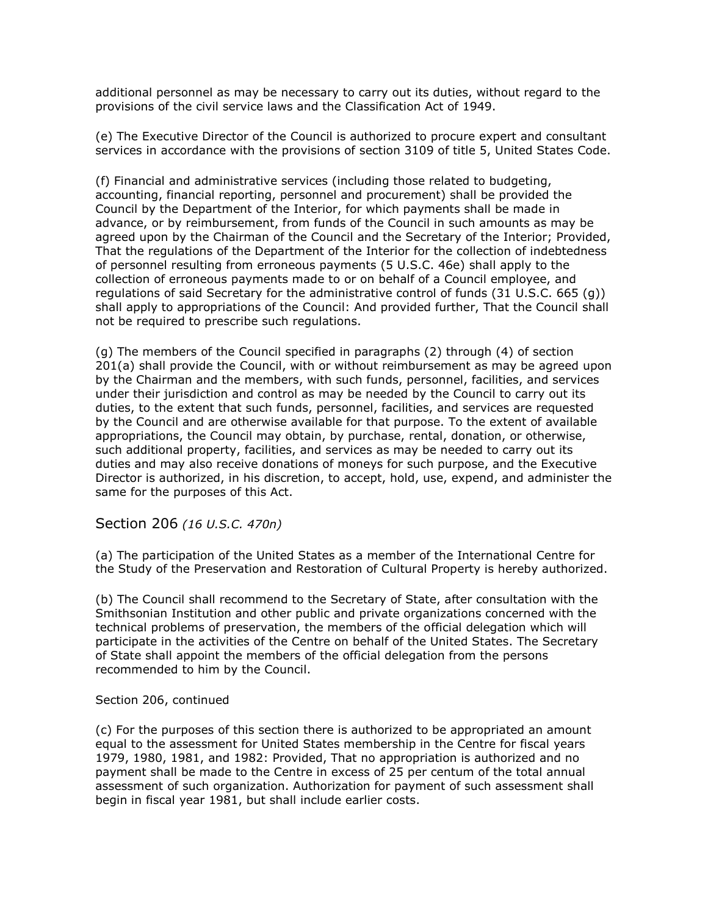additional personnel as may be necessary to carry out its duties, without regard to the provisions of the civil service laws and the Classification Act of 1949.

(e) The Executive Director of the Council is authorized to procure expert and consultant services in accordance with the provisions of section 3109 of title 5, United States Code.

(f) Financial and administrative services (including those related to budgeting, accounting, financial reporting, personnel and procurement) shall be provided the Council by the Department of the Interior, for which payments shall be made in advance, or by reimbursement, from funds of the Council in such amounts as may be agreed upon by the Chairman of the Council and the Secretary of the Interior; Provided, That the regulations of the Department of the Interior for the collection of indebtedness of personnel resulting from erroneous payments (5 U.S.C. 46e) shall apply to the collection of erroneous payments made to or on behalf of a Council employee, and regulations of said Secretary for the administrative control of funds (31 U.S.C. 665 (g)) shall apply to appropriations of the Council: And provided further, That the Council shall not be required to prescribe such regulations.

(g) The members of the Council specified in paragraphs (2) through (4) of section 201(a) shall provide the Council, with or without reimbursement as may be agreed upon by the Chairman and the members, with such funds, personnel, facilities, and services under their jurisdiction and control as may be needed by the Council to carry out its duties, to the extent that such funds, personnel, facilities, and services are requested by the Council and are otherwise available for that purpose. To the extent of available appropriations, the Council may obtain, by purchase, rental, donation, or otherwise, such additional property, facilities, and services as may be needed to carry out its duties and may also receive donations of moneys for such purpose, and the Executive Director is authorized, in his discretion, to accept, hold, use, expend, and administer the same for the purposes of this Act.

## Section 206 *(16 U.S.C. 470n)*

(a) The participation of the United States as a member of the International Centre for the Study of the Preservation and Restoration of Cultural Property is hereby authorized.

(b) The Council shall recommend to the Secretary of State, after consultation with the Smithsonian Institution and other public and private organizations concerned with the technical problems of preservation, the members of the official delegation which will participate in the activities of the Centre on behalf of the United States. The Secretary of State shall appoint the members of the official delegation from the persons recommended to him by the Council.

Section 206, continued

(c) For the purposes of this section there is authorized to be appropriated an amount equal to the assessment for United States membership in the Centre for fiscal years 1979, 1980, 1981, and 1982: Provided, That no appropriation is authorized and no payment shall be made to the Centre in excess of 25 per centum of the total annual assessment of such organization. Authorization for payment of such assessment shall begin in fiscal year 1981, but shall include earlier costs.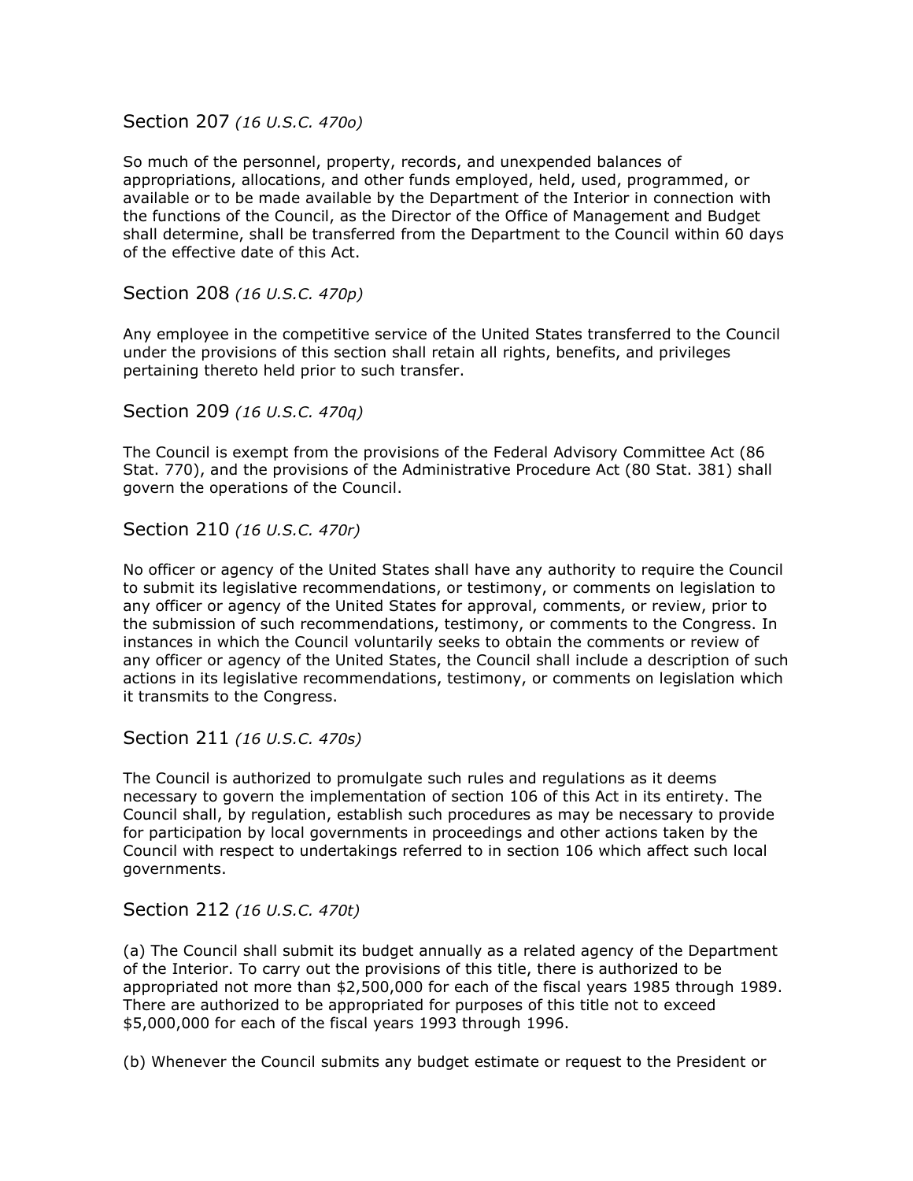## Section 207 *(16 U.S.C. 470o)*

So much of the personnel, property, records, and unexpended balances of appropriations, allocations, and other funds employed, held, used, programmed, or available or to be made available by the Department of the Interior in connection with the functions of the Council, as the Director of the Office of Management and Budget shall determine, shall be transferred from the Department to the Council within 60 days of the effective date of this Act.

## Section 208 *(16 U.S.C. 470p)*

Any employee in the competitive service of the United States transferred to the Council under the provisions of this section shall retain all rights, benefits, and privileges pertaining thereto held prior to such transfer.

## Section 209 *(16 U.S.C. 470q)*

The Council is exempt from the provisions of the Federal Advisory Committee Act (86 Stat. 770), and the provisions of the Administrative Procedure Act (80 Stat. 381) shall govern the operations of the Council.

## Section 210 *(16 U.S.C. 470r)*

No officer or agency of the United States shall have any authority to require the Council to submit its legislative recommendations, or testimony, or comments on legislation to any officer or agency of the United States for approval, comments, or review, prior to the submission of such recommendations, testimony, or comments to the Congress. In instances in which the Council voluntarily seeks to obtain the comments or review of any officer or agency of the United States, the Council shall include a description of such actions in its legislative recommendations, testimony, or comments on legislation which it transmits to the Congress.

## Section 211 *(16 U.S.C. 470s)*

The Council is authorized to promulgate such rules and regulations as it deems necessary to govern the implementation of section 106 of this Act in its entirety. The Council shall, by regulation, establish such procedures as may be necessary to provide for participation by local governments in proceedings and other actions taken by the Council with respect to undertakings referred to in section 106 which affect such local governments.

## Section 212 *(16 U.S.C. 470t)*

(a) The Council shall submit its budget annually as a related agency of the Department of the Interior. To carry out the provisions of this title, there is authorized to be appropriated not more than $2,500,000 for each of the fiscal years 1985 through 1989. There are authorized to be appropriated for purposes of this title not to exceed $5,000,000 for each of the fiscal years 1993 through 1996.

(b) Whenever the Council submits any budget estimate or request to the President or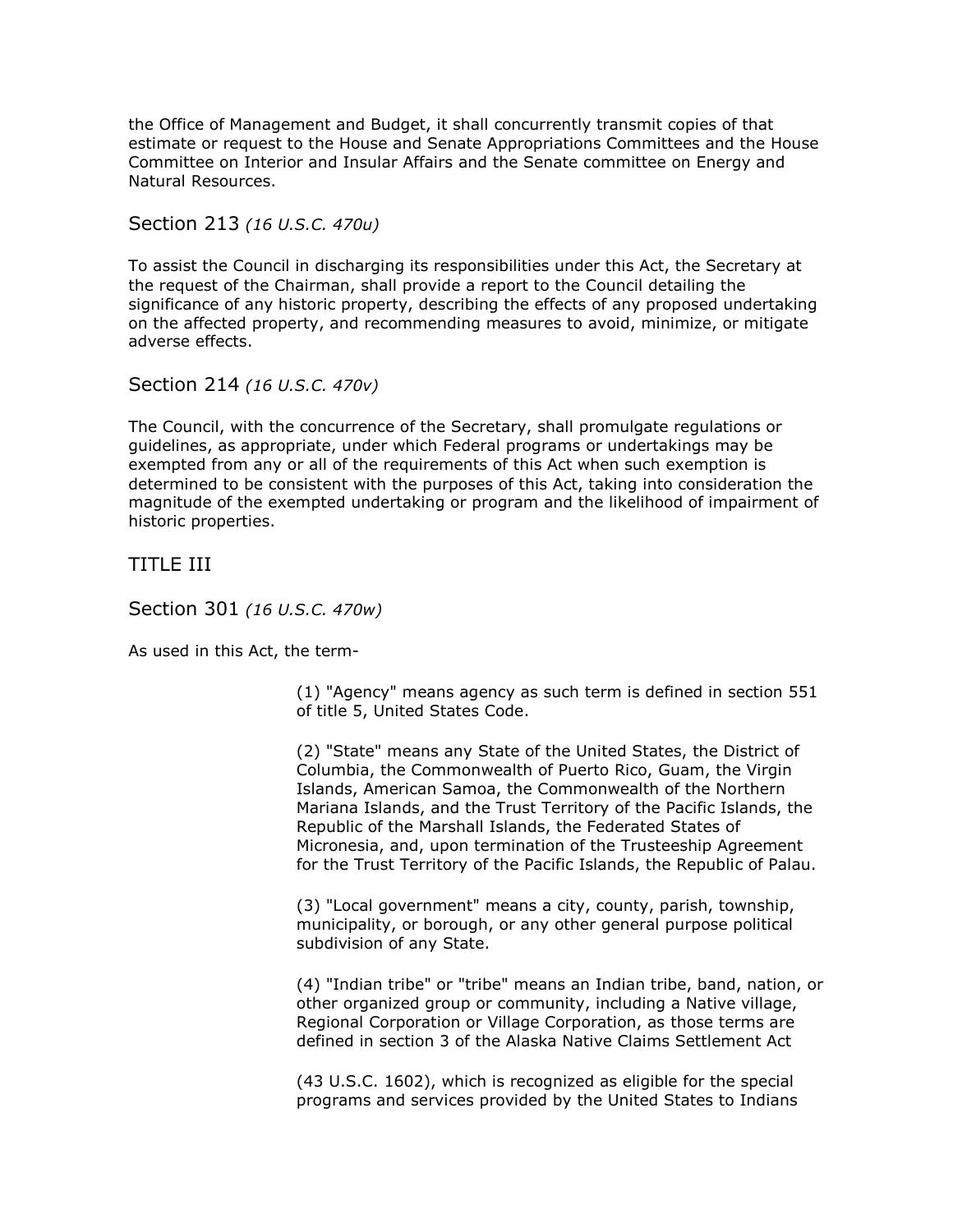the Office of Management and Budget, it shall concurrently transmit copies of that estimate or request to the House and Senate Appropriations Committees and the House Committee on Interior and Insular Affairs and the Senate committee on Energy and Natural Resources.

### Section 213 *(16 U.S.C. 470u)*

To assist the Council in discharging its responsibilities under this Act, the Secretary at the request of the Chairman, shall provide a report to the Council detailing the significance of any historic property, describing the effects of any proposed undertaking on the affected property, and recommending measures to avoid, minimize, or mitigate adverse effects.

### Section 214 *(16 U.S.C. 470v)*

The Council, with the concurrence of the Secretary, shall promulgate regulations or guidelines, as appropriate, under which Federal programs or undertakings may be exempted from any or all of the requirements of this Act when such exemption is determined to be consistent with the purposes of this Act, taking into consideration the magnitude of the exempted undertaking or program and the likelihood of impairment of historic properties.

## TITLE III

### Section 301 *(16 U.S.C. 470w)*

As used in this Act, the term-

(1) "Agency" means agency as such term is defined in section 551 of title 5, United States Code.

(2) "State" means any State of the United States, the District of Columbia, the Commonwealth of Puerto Rico, Guam, the Virgin Islands, American Samoa, the Commonwealth of the Northern Mariana Islands, and the Trust Territory of the Pacific Islands, the Republic of the Marshall Islands, the Federated States of Micronesia, and, upon termination of the Trusteeship Agreement for the Trust Territory of the Pacific Islands, the Republic of Palau.

(3) "Local government" means a city, county, parish, township, municipality, or borough, or any other general purpose political subdivision of any State.

(4) "Indian tribe" or "tribe" means an Indian tribe, band, nation, or other organized group or community, including a Native village, Regional Corporation or Village Corporation, as those terms are defined in section 3 of the Alaska Native Claims Settlement Act

(43 U.S.C. 1602), which is recognized as eligible for the special programs and services provided by the United States to Indians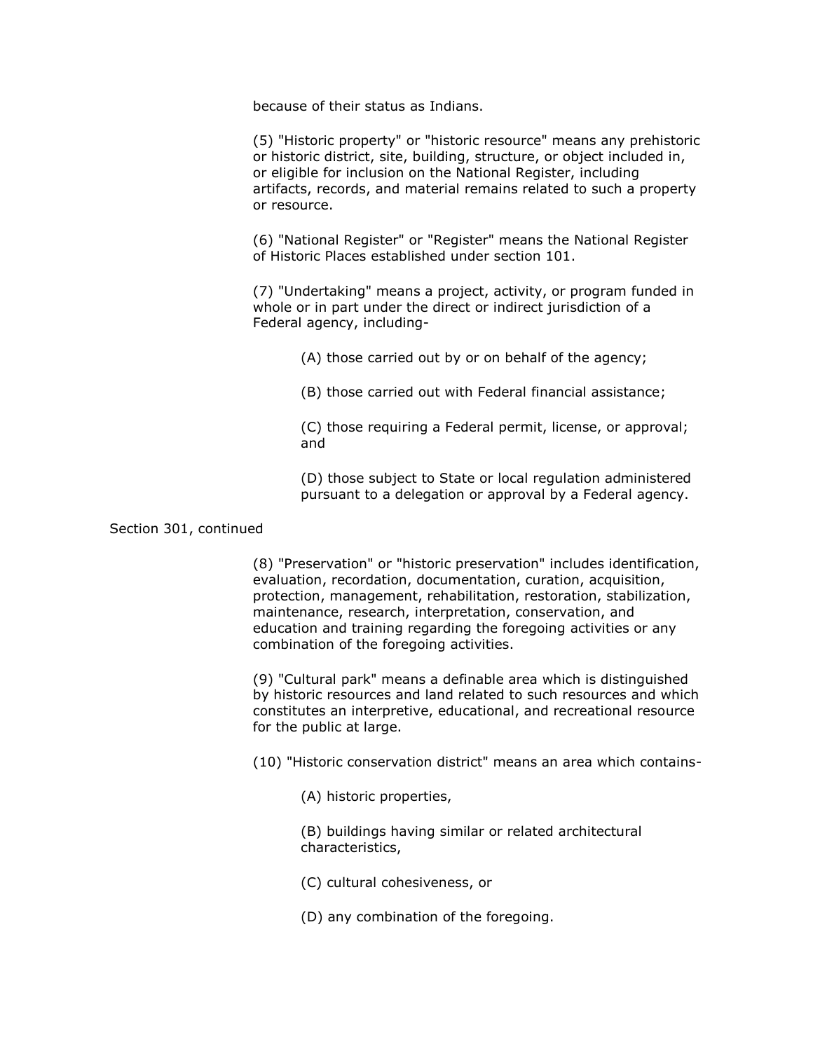because of their status as Indians.

(5) "Historic property" or "historic resource" means any prehistoric or historic district, site, building, structure, or object included in, or eligible for inclusion on the National Register, including artifacts, records, and material remains related to such a property or resource.

(6) "National Register" or "Register" means the National Register of Historic Places established under section 101.

(7) "Undertaking" means a project, activity, or program funded in whole or in part under the direct or indirect jurisdiction of a Federal agency, including-

> (A) those carried out by or on behalf of the agency;
>
> (B) those carried out with Federal financial assistance;
>
> (C) those requiring a Federal permit, license, or approval; and
>
> (D) those subject to State or local regulation administered pursuant to a delegation or approval by a Federal agency.

Section 301, continued

(8) "Preservation" or "historic preservation" includes identification, evaluation, recordation, documentation, curation, acquisition, protection, management, rehabilitation, restoration, stabilization, maintenance, research, interpretation, conservation, and education and training regarding the foregoing activities or any combination of the foregoing activities.

(9) "Cultural park" means a definable area which is distinguished by historic resources and land related to such resources and which constitutes an interpretive, educational, and recreational resource for the public at large.

(10) "Historic conservation district" means an area which contains-

> (A) historic properties,
>
> (B) buildings having similar or related architectural characteristics,
>
> (C) cultural cohesiveness, or
>
> (D) any combination of the foregoing.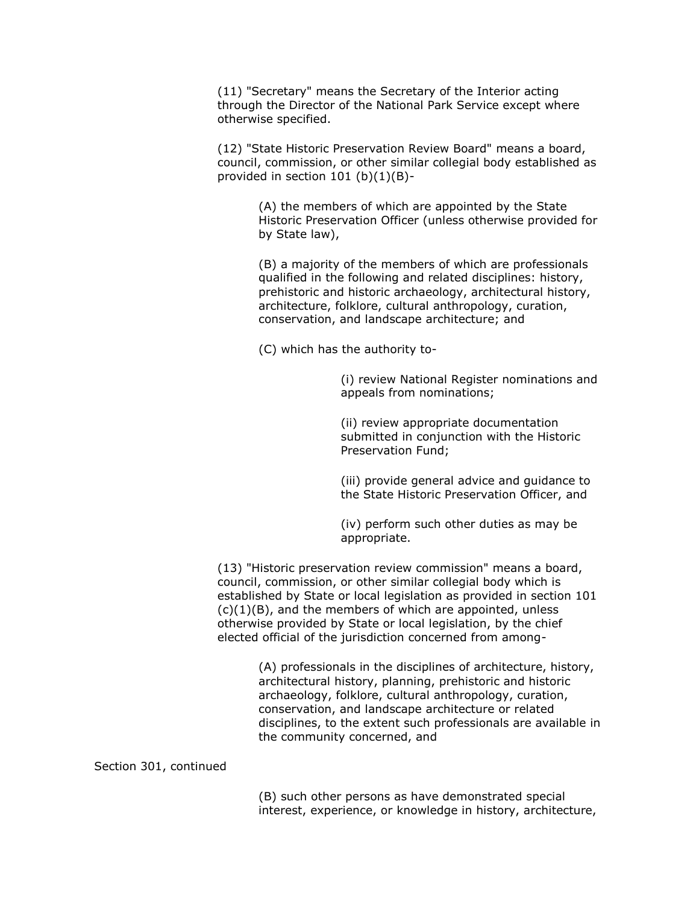(11) "Secretary" means the Secretary of the Interior acting through the Director of the National Park Service except where otherwise specified.

(12) "State Historic Preservation Review Board" means a board, council, commission, or other similar collegial body established as provided in section 101 (b)(1)(B)-

> (A) the members of which are appointed by the State Historic Preservation Officer (unless otherwise provided for by State law),
>
> (B) a majority of the members of which are professionals qualified in the following and related disciplines: history, prehistoric and historic archaeology, architectural history, architecture, folklore, cultural anthropology, curation, conservation, and landscape architecture; and
>
> (C) which has the authority to-
>
> > (i) review National Register nominations and appeals from nominations;
> >
> > (ii) review appropriate documentation submitted in conjunction with the Historic Preservation Fund;
> >
> > (iii) provide general advice and guidance to the State Historic Preservation Officer, and
> >
> > (iv) perform such other duties as may be appropriate.

(13) "Historic preservation review commission" means a board, council, commission, or other similar collegial body which is established by State or local legislation as provided in section 101 (c)(1)(B), and the members of which are appointed, unless otherwise provided by State or local legislation, by the chief elected official of the jurisdiction concerned from among-

> (A) professionals in the disciplines of architecture, history, architectural history, planning, prehistoric and historic archaeology, folklore, cultural anthropology, curation, conservation, and landscape architecture or related disciplines, to the extent such professionals are available in the community concerned, and

Section 301, continued

> (B) such other persons as have demonstrated special interest, experience, or knowledge in history, architecture,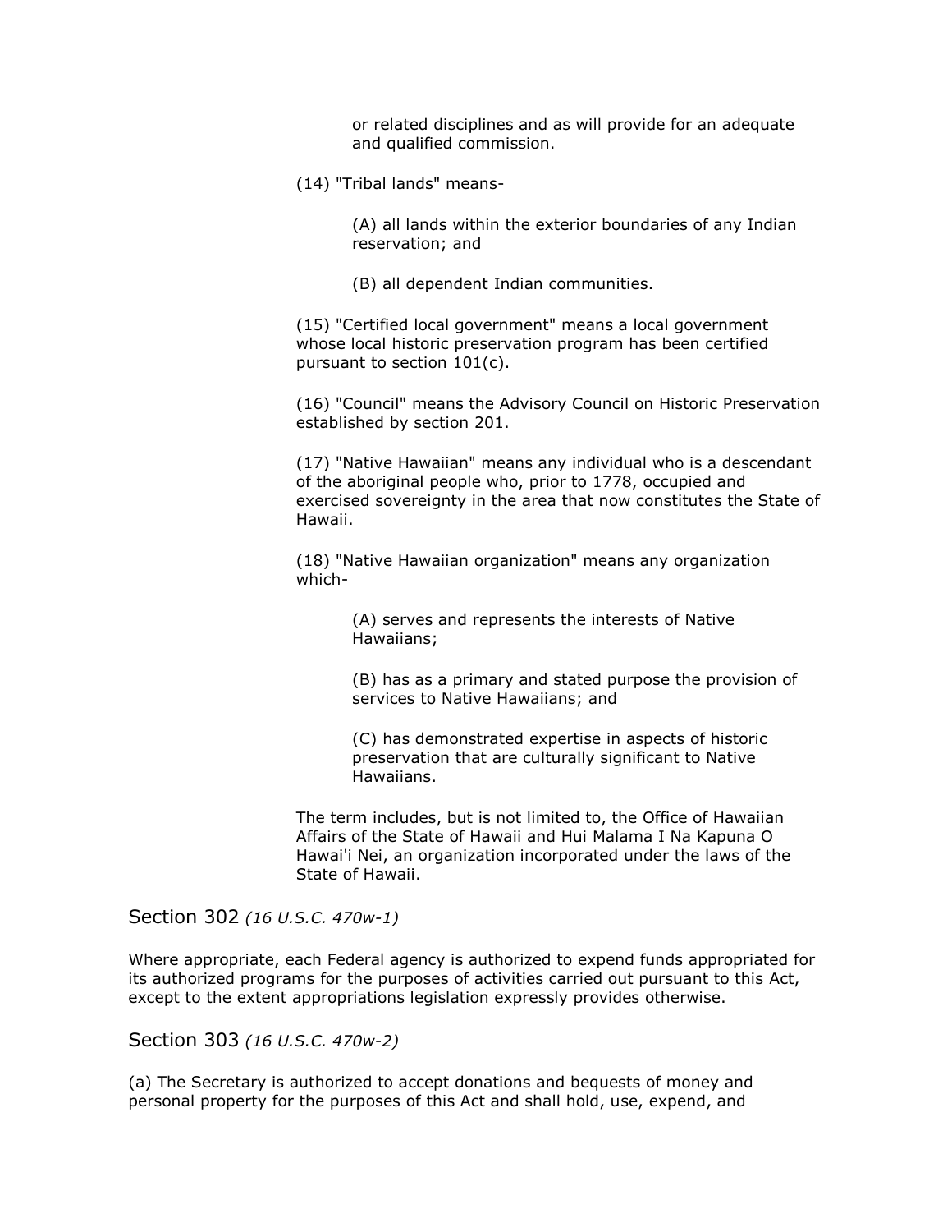or related disciplines and as will provide for an adequate and qualified commission.

(14) "Tribal lands" means-

(A) all lands within the exterior boundaries of any Indian reservation; and

(B) all dependent Indian communities.

(15) "Certified local government" means a local government whose local historic preservation program has been certified pursuant to section 101(c).

(16) "Council" means the Advisory Council on Historic Preservation established by section 201.

(17) "Native Hawaiian" means any individual who is a descendant of the aboriginal people who, prior to 1778, occupied and exercised sovereignty in the area that now constitutes the State of Hawaii.

(18) "Native Hawaiian organization" means any organization which-

(A) serves and represents the interests of Native Hawaiians;

(B) has as a primary and stated purpose the provision of services to Native Hawaiians; and

(C) has demonstrated expertise in aspects of historic preservation that are culturally significant to Native Hawaiians.

The term includes, but is not limited to, the Office of Hawaiian Affairs of the State of Hawaii and Hui Malama I Na Kapuna O Hawai'i Nei, an organization incorporated under the laws of the State of Hawaii.

## Section 302 *(16 U.S.C. 470w-1)*

Where appropriate, each Federal agency is authorized to expend funds appropriated for its authorized programs for the purposes of activities carried out pursuant to this Act, except to the extent appropriations legislation expressly provides otherwise.

## Section 303 *(16 U.S.C. 470w-2)*

(a) The Secretary is authorized to accept donations and bequests of money and personal property for the purposes of this Act and shall hold, use, expend, and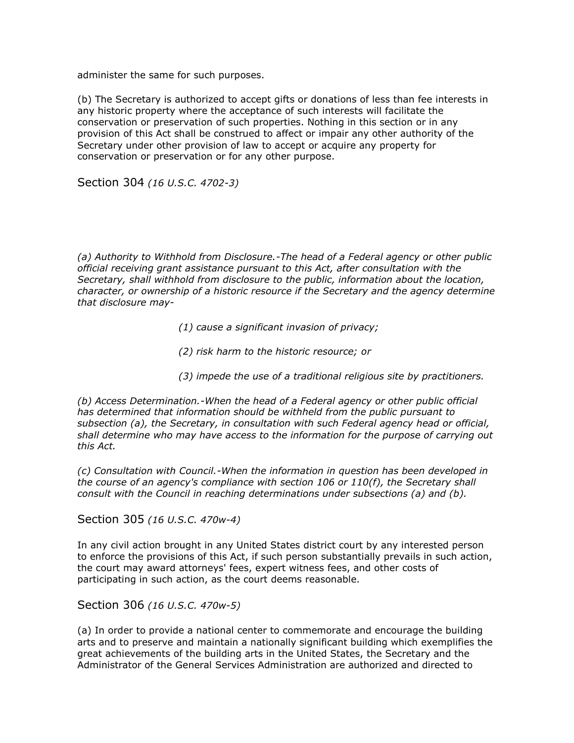administer the same for such purposes.

(b) The Secretary is authorized to accept gifts or donations of less than fee interests in any historic property where the acceptance of such interests will facilitate the conservation or preservation of such properties. Nothing in this section or in any provision of this Act shall be construed to affect or impair any other authority of the Secretary under other provision of law to accept or acquire any property for conservation or preservation or for any other purpose.

## Section 304 *(16 U.S.C. 4702-3)*

*(a) Authority to Withhold from Disclosure.-The head of a Federal agency or other public official receiving grant assistance pursuant to this Act, after consultation with the Secretary, shall withhold from disclosure to the public, information about the location, character, or ownership of a historic resource if the Secretary and the agency determine that disclosure may-*

*(1) cause a significant invasion of privacy;*

*(2) risk harm to the historic resource; or*

*(3) impede the use of a traditional religious site by practitioners.*

*(b) Access Determination.-When the head of a Federal agency or other public official has determined that information should be withheld from the public pursuant to subsection (a), the Secretary, in consultation with such Federal agency head or official, shall determine who may have access to the information for the purpose of carrying out this Act.*

*(c) Consultation with Council.-When the information in question has been developed in the course of an agency's compliance with section 106 or 110(f), the Secretary shall consult with the Council in reaching determinations under subsections (a) and (b).*

## Section 305 *(16 U.S.C. 470w-4)*

In any civil action brought in any United States district court by any interested person to enforce the provisions of this Act, if such person substantially prevails in such action, the court may award attorneys' fees, expert witness fees, and other costs of participating in such action, as the court deems reasonable.

## Section 306 *(16 U.S.C. 470w-5)*

(a) In order to provide a national center to commemorate and encourage the building arts and to preserve and maintain a nationally significant building which exemplifies the great achievements of the building arts in the United States, the Secretary and the Administrator of the General Services Administration are authorized and directed to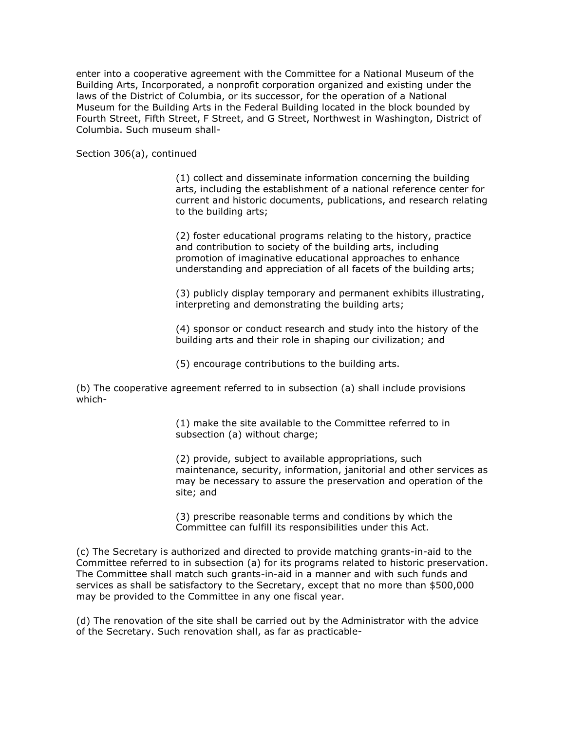enter into a cooperative agreement with the Committee for a National Museum of the Building Arts, Incorporated, a nonprofit corporation organized and existing under the laws of the District of Columbia, or its successor, for the operation of a National Museum for the Building Arts in the Federal Building located in the block bounded by Fourth Street, Fifth Street, F Street, and G Street, Northwest in Washington, District of Columbia. Such museum shall-

Section 306(a), continued

> (1) collect and disseminate information concerning the building arts, including the establishment of a national reference center for current and historic documents, publications, and research relating to the building arts;
>
> (2) foster educational programs relating to the history, practice and contribution to society of the building arts, including promotion of imaginative educational approaches to enhance understanding and appreciation of all facets of the building arts;
>
> (3) publicly display temporary and permanent exhibits illustrating, interpreting and demonstrating the building arts;
>
> (4) sponsor or conduct research and study into the history of the building arts and their role in shaping our civilization; and
>
> (5) encourage contributions to the building arts.

(b) The cooperative agreement referred to in subsection (a) shall include provisions which-

> (1) make the site available to the Committee referred to in subsection (a) without charge;
>
> (2) provide, subject to available appropriations, such maintenance, security, information, janitorial and other services as may be necessary to assure the preservation and operation of the site; and
>
> (3) prescribe reasonable terms and conditions by which the Committee can fulfill its responsibilities under this Act.

(c) The Secretary is authorized and directed to provide matching grants-in-aid to the Committee referred to in subsection (a) for its programs related to historic preservation. The Committee shall match such grants-in-aid in a manner and with such funds and services as shall be satisfactory to the Secretary, except that no more than $500,000 may be provided to the Committee in any one fiscal year.

(d) The renovation of the site shall be carried out by the Administrator with the advice of the Secretary. Such renovation shall, as far as practicable-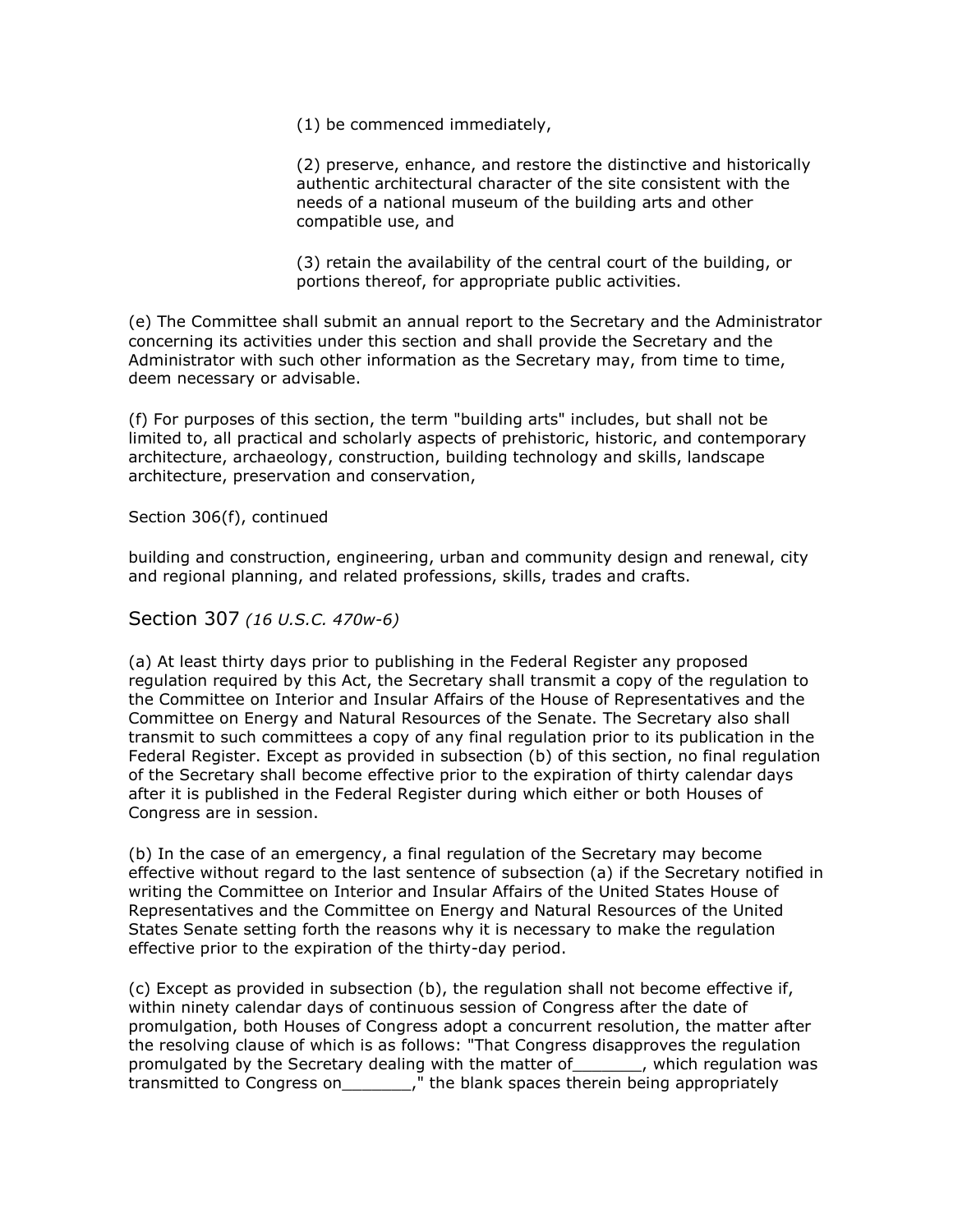(1) be commenced immediately,

(2) preserve, enhance, and restore the distinctive and historically authentic architectural character of the site consistent with the needs of a national museum of the building arts and other compatible use, and

(3) retain the availability of the central court of the building, or portions thereof, for appropriate public activities.

(e) The Committee shall submit an annual report to the Secretary and the Administrator concerning its activities under this section and shall provide the Secretary and the Administrator with such other information as the Secretary may, from time to time, deem necessary or advisable.

(f) For purposes of this section, the term "building arts" includes, but shall not be limited to, all practical and scholarly aspects of prehistoric, historic, and contemporary architecture, archaeology, construction, building technology and skills, landscape architecture, preservation and conservation,

Section 306(f), continued

building and construction, engineering, urban and community design and renewal, city and regional planning, and related professions, skills, trades and crafts.

## Section 307 *(16 U.S.C. 470w-6)*

(a) At least thirty days prior to publishing in the Federal Register any proposed regulation required by this Act, the Secretary shall transmit a copy of the regulation to the Committee on Interior and Insular Affairs of the House of Representatives and the Committee on Energy and Natural Resources of the Senate. The Secretary also shall transmit to such committees a copy of any final regulation prior to its publication in the Federal Register. Except as provided in subsection (b) of this section, no final regulation of the Secretary shall become effective prior to the expiration of thirty calendar days after it is published in the Federal Register during which either or both Houses of Congress are in session.

(b) In the case of an emergency, a final regulation of the Secretary may become effective without regard to the last sentence of subsection (a) if the Secretary notified in writing the Committee on Interior and Insular Affairs of the United States House of Representatives and the Committee on Energy and Natural Resources of the United States Senate setting forth the reasons why it is necessary to make the regulation effective prior to the expiration of the thirty-day period.

(c) Except as provided in subsection (b), the regulation shall not become effective if, within ninety calendar days of continuous session of Congress after the date of promulgation, both Houses of Congress adopt a concurrent resolution, the matter after the resolving clause of which is as follows: "That Congress disapproves the regulation promulgated by the Secretary dealing with the matter of_______, which regulation was transmitted to Congress on_______," the blank spaces therein being appropriately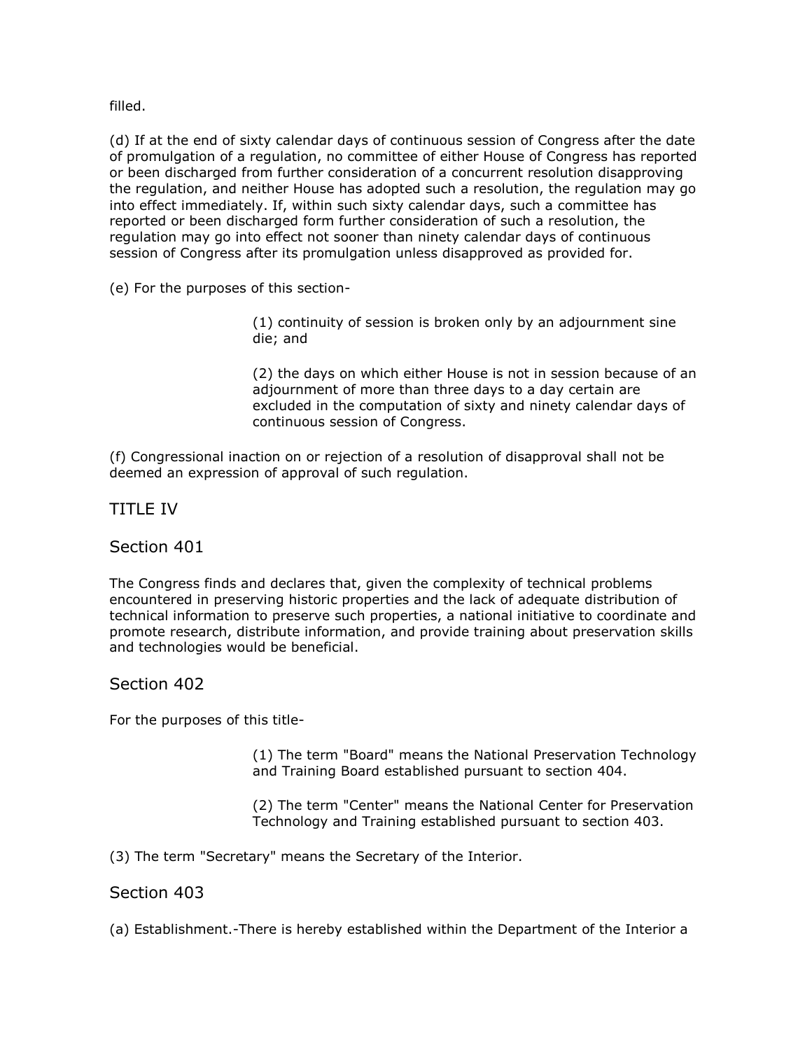filled.

(d) If at the end of sixty calendar days of continuous session of Congress after the date of promulgation of a regulation, no committee of either House of Congress has reported or been discharged from further consideration of a concurrent resolution disapproving the regulation, and neither House has adopted such a resolution, the regulation may go into effect immediately. If, within such sixty calendar days, such a committee has reported or been discharged form further consideration of such a resolution, the regulation may go into effect not sooner than ninety calendar days of continuous session of Congress after its promulgation unless disapproved as provided for.

(e) For the purposes of this section-

> (1) continuity of session is broken only by an adjournment sine die; and
>
> (2) the days on which either House is not in session because of an adjournment of more than three days to a day certain are excluded in the computation of sixty and ninety calendar days of continuous session of Congress.

(f) Congressional inaction on or rejection of a resolution of disapproval shall not be deemed an expression of approval of such regulation.

## TITLE IV

## Section 401

The Congress finds and declares that, given the complexity of technical problems encountered in preserving historic properties and the lack of adequate distribution of technical information to preserve such properties, a national initiative to coordinate and promote research, distribute information, and provide training about preservation skills and technologies would be beneficial.

## Section 402

For the purposes of this title-

> (1) The term "Board" means the National Preservation Technology and Training Board established pursuant to section 404.
>
> (2) The term "Center" means the National Center for Preservation Technology and Training established pursuant to section 403.

(3) The term "Secretary" means the Secretary of the Interior.

## Section 403

(a) Establishment.-There is hereby established within the Department of the Interior a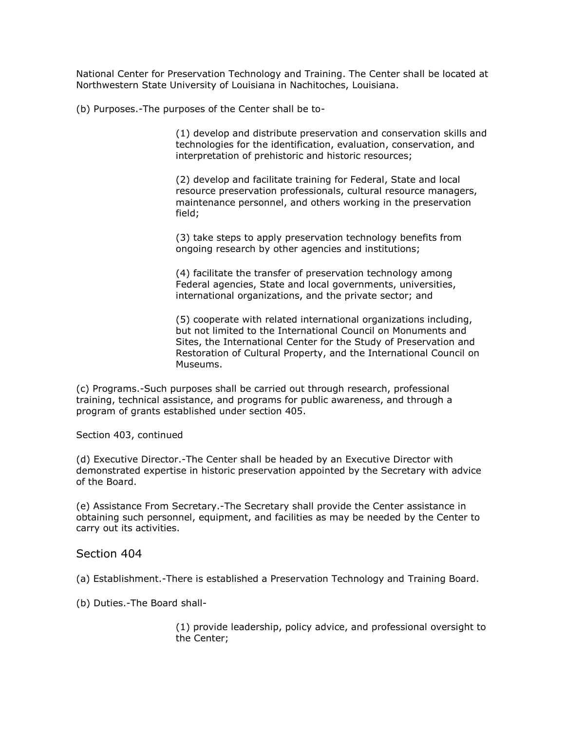National Center for Preservation Technology and Training. The Center shall be located at Northwestern State University of Louisiana in Nachitoches, Louisiana.

(b) Purposes.-The purposes of the Center shall be to-

> (1) develop and distribute preservation and conservation skills and technologies for the identification, evaluation, conservation, and interpretation of prehistoric and historic resources;
>
> (2) develop and facilitate training for Federal, State and local resource preservation professionals, cultural resource managers, maintenance personnel, and others working in the preservation field;
>
> (3) take steps to apply preservation technology benefits from ongoing research by other agencies and institutions;
>
> (4) facilitate the transfer of preservation technology among Federal agencies, State and local governments, universities, international organizations, and the private sector; and
>
> (5) cooperate with related international organizations including, but not limited to the International Council on Monuments and Sites, the International Center for the Study of Preservation and Restoration of Cultural Property, and the International Council on Museums.

(c) Programs.-Such purposes shall be carried out through research, professional training, technical assistance, and programs for public awareness, and through a program of grants established under section 405.

Section 403, continued

(d) Executive Director.-The Center shall be headed by an Executive Director with demonstrated expertise in historic preservation appointed by the Secretary with advice of the Board.

(e) Assistance From Secretary.-The Secretary shall provide the Center assistance in obtaining such personnel, equipment, and facilities as may be needed by the Center to carry out its activities.

## Section 404

(a) Establishment.-There is established a Preservation Technology and Training Board.

(b) Duties.-The Board shall-

> (1) provide leadership, policy advice, and professional oversight to the Center;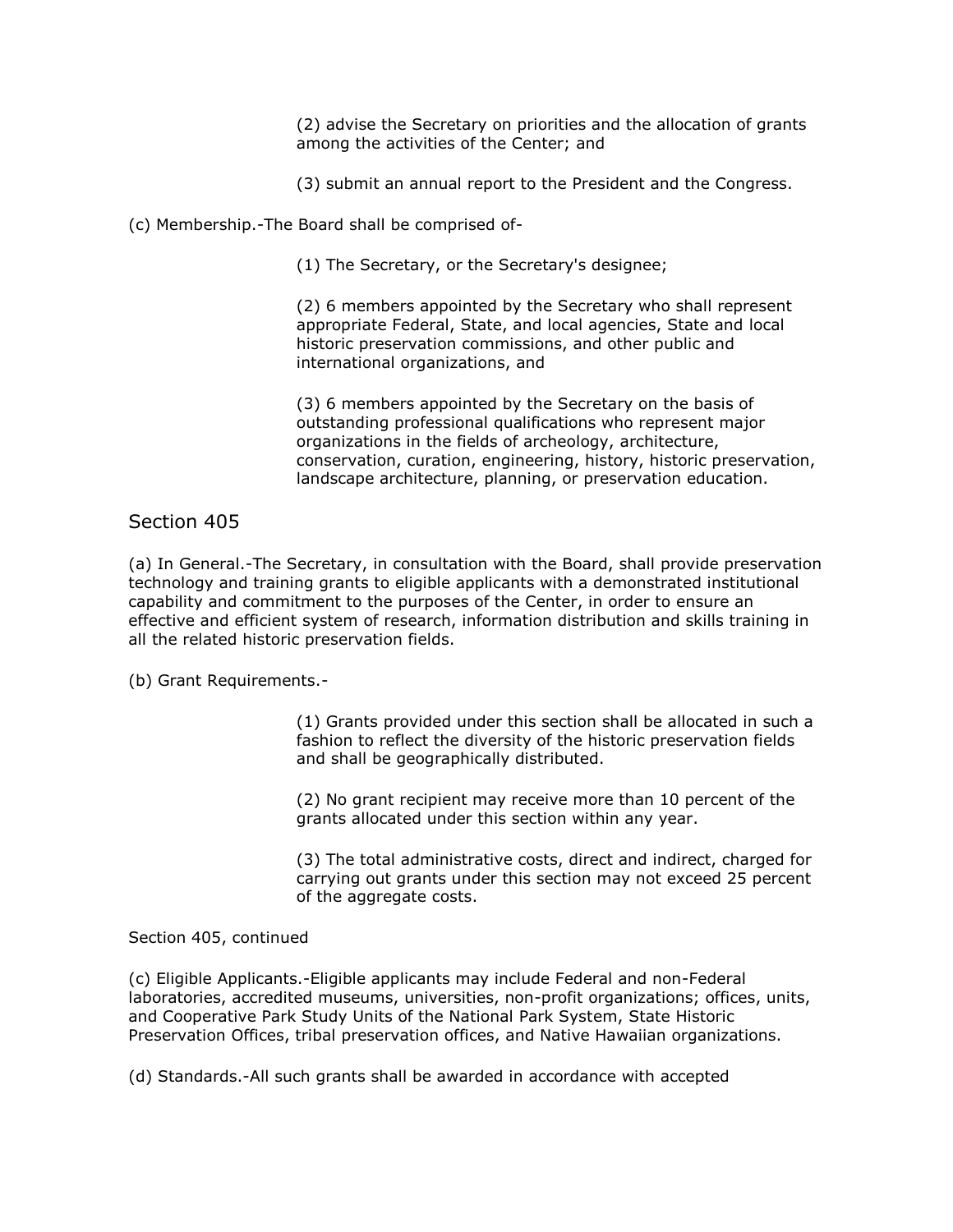(2) advise the Secretary on priorities and the allocation of grants among the activities of the Center; and

(3) submit an annual report to the President and the Congress.

(c) Membership.-The Board shall be comprised of-

(1) The Secretary, or the Secretary's designee;

(2) 6 members appointed by the Secretary who shall represent appropriate Federal, State, and local agencies, State and local historic preservation commissions, and other public and international organizations, and

(3) 6 members appointed by the Secretary on the basis of outstanding professional qualifications who represent major organizations in the fields of archeology, architecture, conservation, curation, engineering, history, historic preservation, landscape architecture, planning, or preservation education.

## Section 405

(a) In General.-The Secretary, in consultation with the Board, shall provide preservation technology and training grants to eligible applicants with a demonstrated institutional capability and commitment to the purposes of the Center, in order to ensure an effective and efficient system of research, information distribution and skills training in all the related historic preservation fields.

(b) Grant Requirements.-

(1) Grants provided under this section shall be allocated in such a fashion to reflect the diversity of the historic preservation fields and shall be geographically distributed.

(2) No grant recipient may receive more than 10 percent of the grants allocated under this section within any year.

(3) The total administrative costs, direct and indirect, charged for carrying out grants under this section may not exceed 25 percent of the aggregate costs.

Section 405, continued

(c) Eligible Applicants.-Eligible applicants may include Federal and non-Federal laboratories, accredited museums, universities, non-profit organizations; offices, units, and Cooperative Park Study Units of the National Park System, State Historic Preservation Offices, tribal preservation offices, and Native Hawaiian organizations.

(d) Standards.-All such grants shall be awarded in accordance with accepted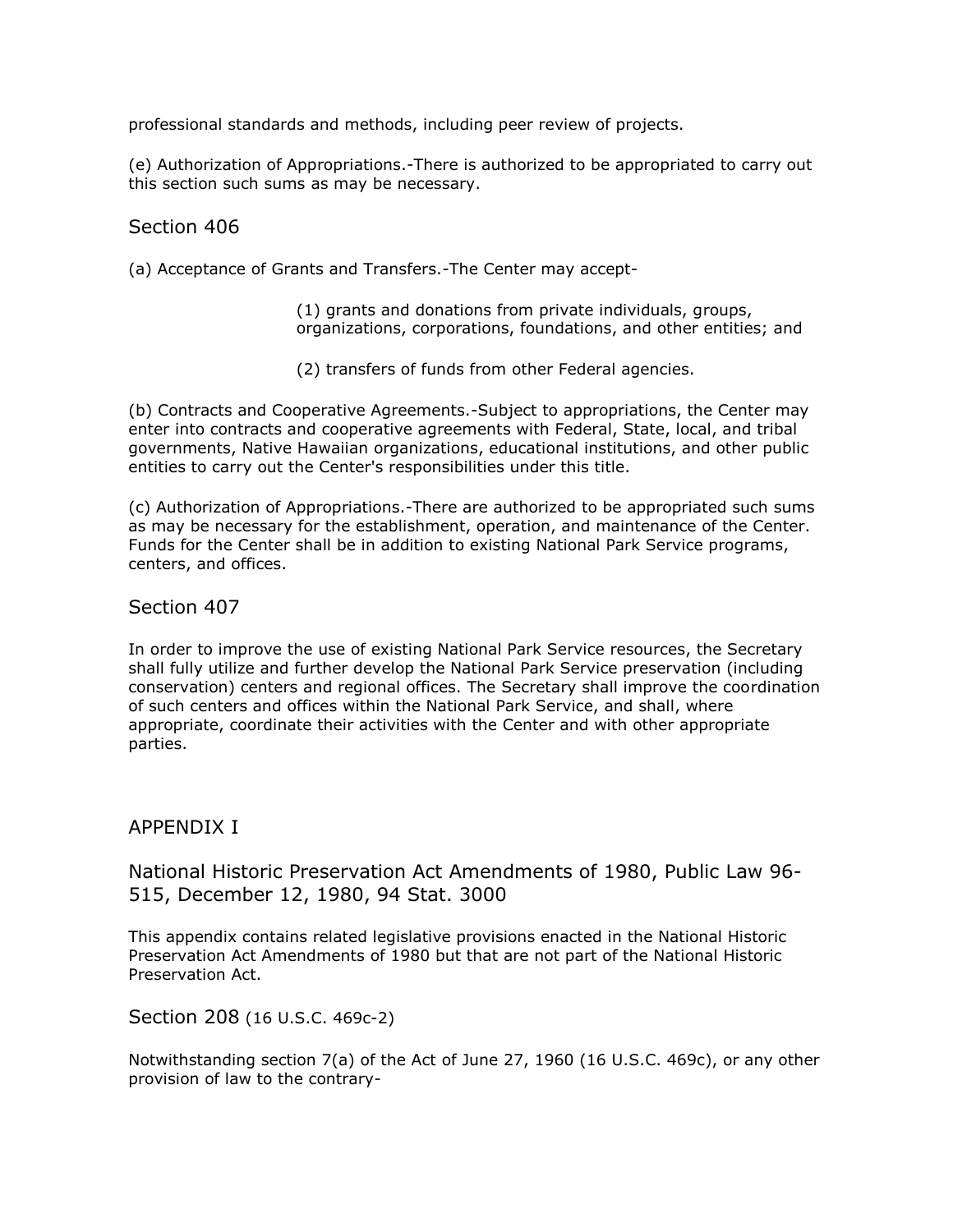professional standards and methods, including peer review of projects.

(e) Authorization of Appropriations.-There is authorized to be appropriated to carry out this section such sums as may be necessary.

## Section 406

(a) Acceptance of Grants and Transfers.-The Center may accept-

> (1) grants and donations from private individuals, groups, organizations, corporations, foundations, and other entities; and
>
> (2) transfers of funds from other Federal agencies.

(b) Contracts and Cooperative Agreements.-Subject to appropriations, the Center may enter into contracts and cooperative agreements with Federal, State, local, and tribal governments, Native Hawaiian organizations, educational institutions, and other public entities to carry out the Center's responsibilities under this title.

(c) Authorization of Appropriations.-There are authorized to be appropriated such sums as may be necessary for the establishment, operation, and maintenance of the Center. Funds for the Center shall be in addition to existing National Park Service programs, centers, and offices.

## Section 407

In order to improve the use of existing National Park Service resources, the Secretary shall fully utilize and further develop the National Park Service preservation (including conservation) centers and regional offices. The Secretary shall improve the coordination of such centers and offices within the National Park Service, and shall, where appropriate, coordinate their activities with the Center and with other appropriate parties.

# APPENDIX I

## National Historic Preservation Act Amendments of 1980, Public Law 96-515, December 12, 1980, 94 Stat. 3000

This appendix contains related legislative provisions enacted in the National Historic Preservation Act Amendments of 1980 but that are not part of the National Historic Preservation Act.

## Section 208 (16 U.S.C. 469c-2)

Notwithstanding section 7(a) of the Act of June 27, 1960 (16 U.S.C. 469c), or any other provision of law to the contrary-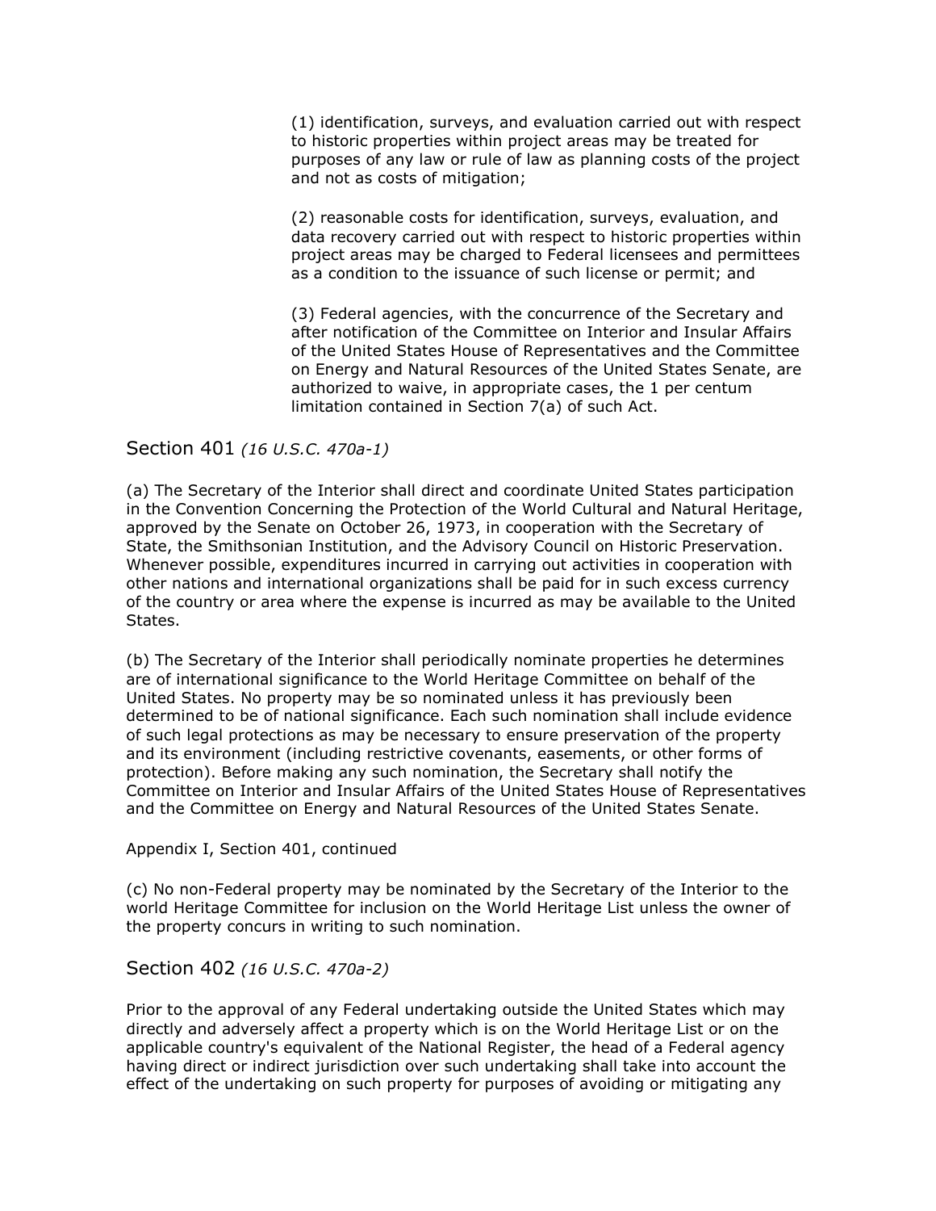(1) identification, surveys, and evaluation carried out with respect to historic properties within project areas may be treated for purposes of any law or rule of law as planning costs of the project and not as costs of mitigation;

(2) reasonable costs for identification, surveys, evaluation, and data recovery carried out with respect to historic properties within project areas may be charged to Federal licensees and permittees as a condition to the issuance of such license or permit; and

(3) Federal agencies, with the concurrence of the Secretary and after notification of the Committee on Interior and Insular Affairs of the United States House of Representatives and the Committee on Energy and Natural Resources of the United States Senate, are authorized to waive, in appropriate cases, the 1 per centum limitation contained in Section 7(a) of such Act.

## Section 401 *(16 U.S.C. 470a-1)*

(a) The Secretary of the Interior shall direct and coordinate United States participation in the Convention Concerning the Protection of the World Cultural and Natural Heritage, approved by the Senate on October 26, 1973, in cooperation with the Secretary of State, the Smithsonian Institution, and the Advisory Council on Historic Preservation. Whenever possible, expenditures incurred in carrying out activities in cooperation with other nations and international organizations shall be paid for in such excess currency of the country or area where the expense is incurred as may be available to the United States.

(b) The Secretary of the Interior shall periodically nominate properties he determines are of international significance to the World Heritage Committee on behalf of the United States. No property may be so nominated unless it has previously been determined to be of national significance. Each such nomination shall include evidence of such legal protections as may be necessary to ensure preservation of the property and its environment (including restrictive covenants, easements, or other forms of protection). Before making any such nomination, the Secretary shall notify the Committee on Interior and Insular Affairs of the United States House of Representatives and the Committee on Energy and Natural Resources of the United States Senate.

Appendix I, Section 401, continued

(c) No non-Federal property may be nominated by the Secretary of the Interior to the world Heritage Committee for inclusion on the World Heritage List unless the owner of the property concurs in writing to such nomination.

## Section 402 *(16 U.S.C. 470a-2)*

Prior to the approval of any Federal undertaking outside the United States which may directly and adversely affect a property which is on the World Heritage List or on the applicable country's equivalent of the National Register, the head of a Federal agency having direct or indirect jurisdiction over such undertaking shall take into account the effect of the undertaking on such property for purposes of avoiding or mitigating any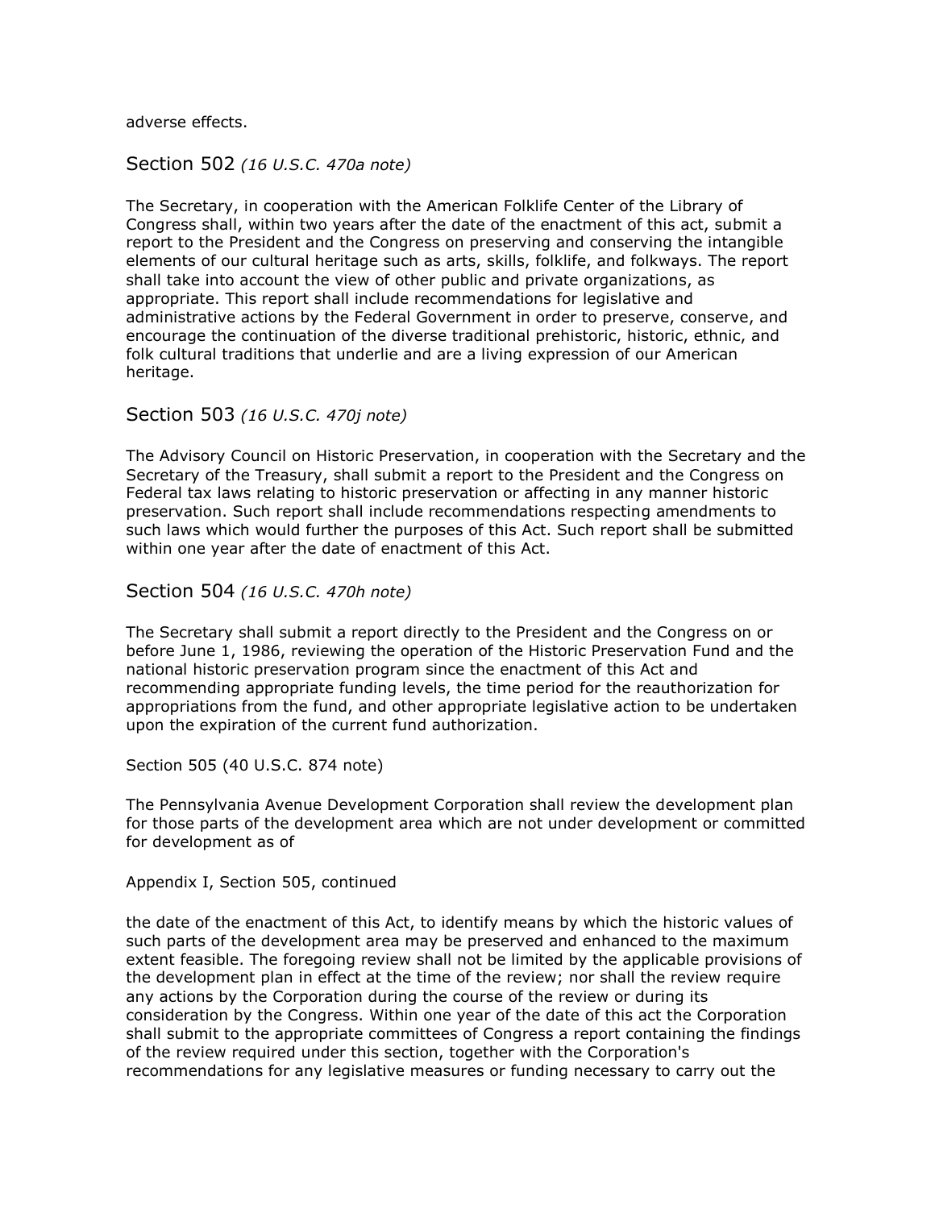adverse effects.

## Section 502 *(16 U.S.C. 470a note)*

The Secretary, in cooperation with the American Folklife Center of the Library of Congress shall, within two years after the date of the enactment of this act, submit a report to the President and the Congress on preserving and conserving the intangible elements of our cultural heritage such as arts, skills, folklife, and folkways. The report shall take into account the view of other public and private organizations, as appropriate. This report shall include recommendations for legislative and administrative actions by the Federal Government in order to preserve, conserve, and encourage the continuation of the diverse traditional prehistoric, historic, ethnic, and folk cultural traditions that underlie and are a living expression of our American heritage.

## Section 503 *(16 U.S.C. 470j note)*

The Advisory Council on Historic Preservation, in cooperation with the Secretary and the Secretary of the Treasury, shall submit a report to the President and the Congress on Federal tax laws relating to historic preservation or affecting in any manner historic preservation. Such report shall include recommendations respecting amendments to such laws which would further the purposes of this Act. Such report shall be submitted within one year after the date of enactment of this Act.

## Section 504 *(16 U.S.C. 470h note)*

The Secretary shall submit a report directly to the President and the Congress on or before June 1, 1986, reviewing the operation of the Historic Preservation Fund and the national historic preservation program since the enactment of this Act and recommending appropriate funding levels, the time period for the reauthorization for appropriations from the fund, and other appropriate legislative action to be undertaken upon the expiration of the current fund authorization.

Section 505 (40 U.S.C. 874 note)

The Pennsylvania Avenue Development Corporation shall review the development plan for those parts of the development area which are not under development or committed for development as of

Appendix I, Section 505, continued

the date of the enactment of this Act, to identify means by which the historic values of such parts of the development area may be preserved and enhanced to the maximum extent feasible. The foregoing review shall not be limited by the applicable provisions of the development plan in effect at the time of the review; nor shall the review require any actions by the Corporation during the course of the review or during its consideration by the Congress. Within one year of the date of this act the Corporation shall submit to the appropriate committees of Congress a report containing the findings of the review required under this section, together with the Corporation's recommendations for any legislative measures or funding necessary to carry out the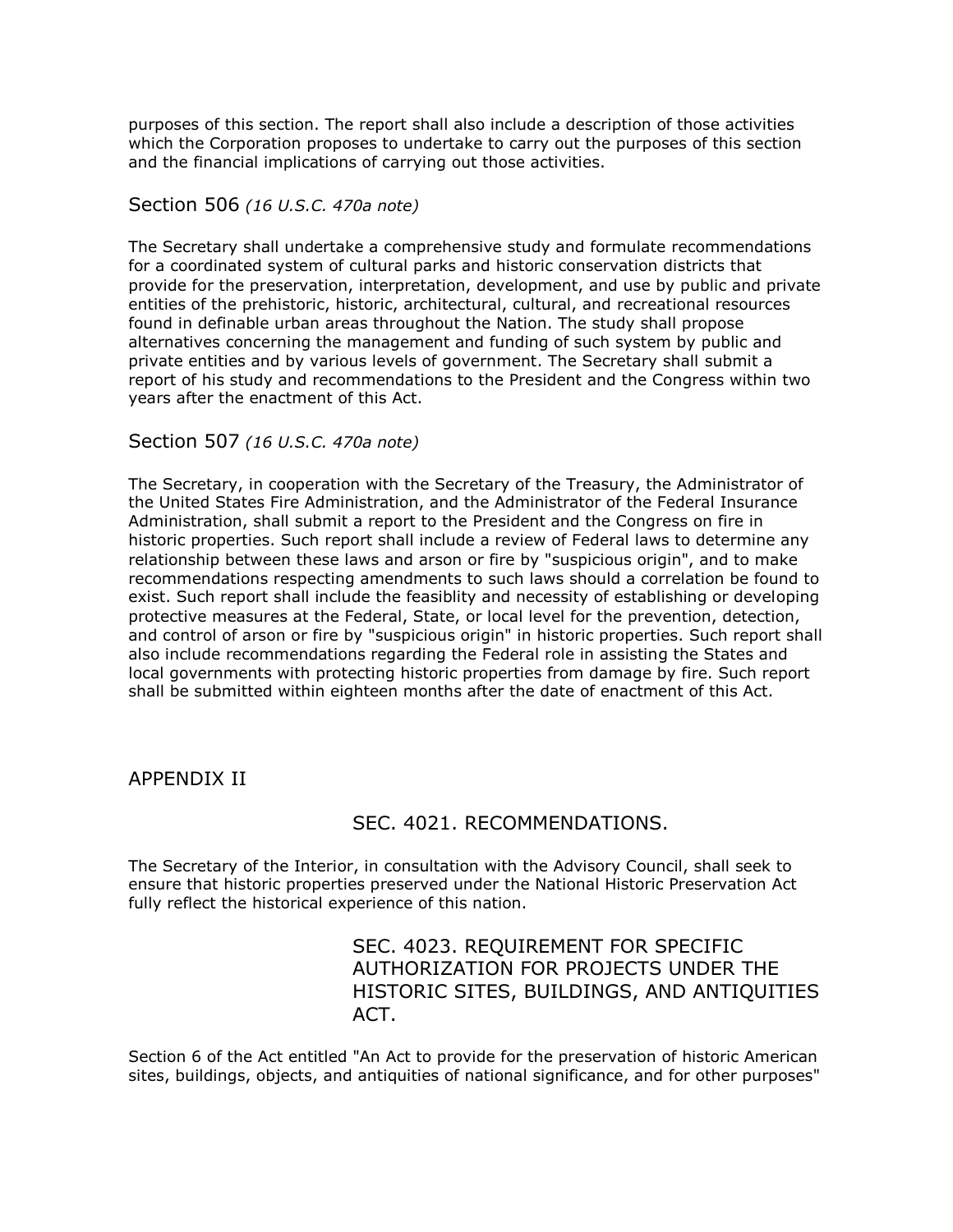purposes of this section. The report shall also include a description of those activities which the Corporation proposes to undertake to carry out the purposes of this section and the financial implications of carrying out those activities.

### Section 506 *(16 U.S.C. 470a note)*

The Secretary shall undertake a comprehensive study and formulate recommendations for a coordinated system of cultural parks and historic conservation districts that provide for the preservation, interpretation, development, and use by public and private entities of the prehistoric, historic, architectural, cultural, and recreational resources found in definable urban areas throughout the Nation. The study shall propose alternatives concerning the management and funding of such system by public and private entities and by various levels of government. The Secretary shall submit a report of his study and recommendations to the President and the Congress within two years after the enactment of this Act.

### Section 507 *(16 U.S.C. 470a note)*

The Secretary, in cooperation with the Secretary of the Treasury, the Administrator of the United States Fire Administration, and the Administrator of the Federal Insurance Administration, shall submit a report to the President and the Congress on fire in historic properties. Such report shall include a review of Federal laws to determine any relationship between these laws and arson or fire by "suspicious origin", and to make recommendations respecting amendments to such laws should a correlation be found to exist. Such report shall include the feasiblity and necessity of establishing or developing protective measures at the Federal, State, or local level for the prevention, detection, and control of arson or fire by "suspicious origin" in historic properties. Such report shall also include recommendations regarding the Federal role in assisting the States and local governments with protecting historic properties from damage by fire. Such report shall be submitted within eighteen months after the date of enactment of this Act.

## APPENDIX II

### SEC. 4021. RECOMMENDATIONS.

The Secretary of the Interior, in consultation with the Advisory Council, shall seek to ensure that historic properties preserved under the National Historic Preservation Act fully reflect the historical experience of this nation.

### SEC. 4023. REQUIREMENT FOR SPECIFIC AUTHORIZATION FOR PROJECTS UNDER THE HISTORIC SITES, BUILDINGS, AND ANTIQUITIES ACT.

Section 6 of the Act entitled "An Act to provide for the preservation of historic American sites, buildings, objects, and antiquities of national significance, and for other purposes"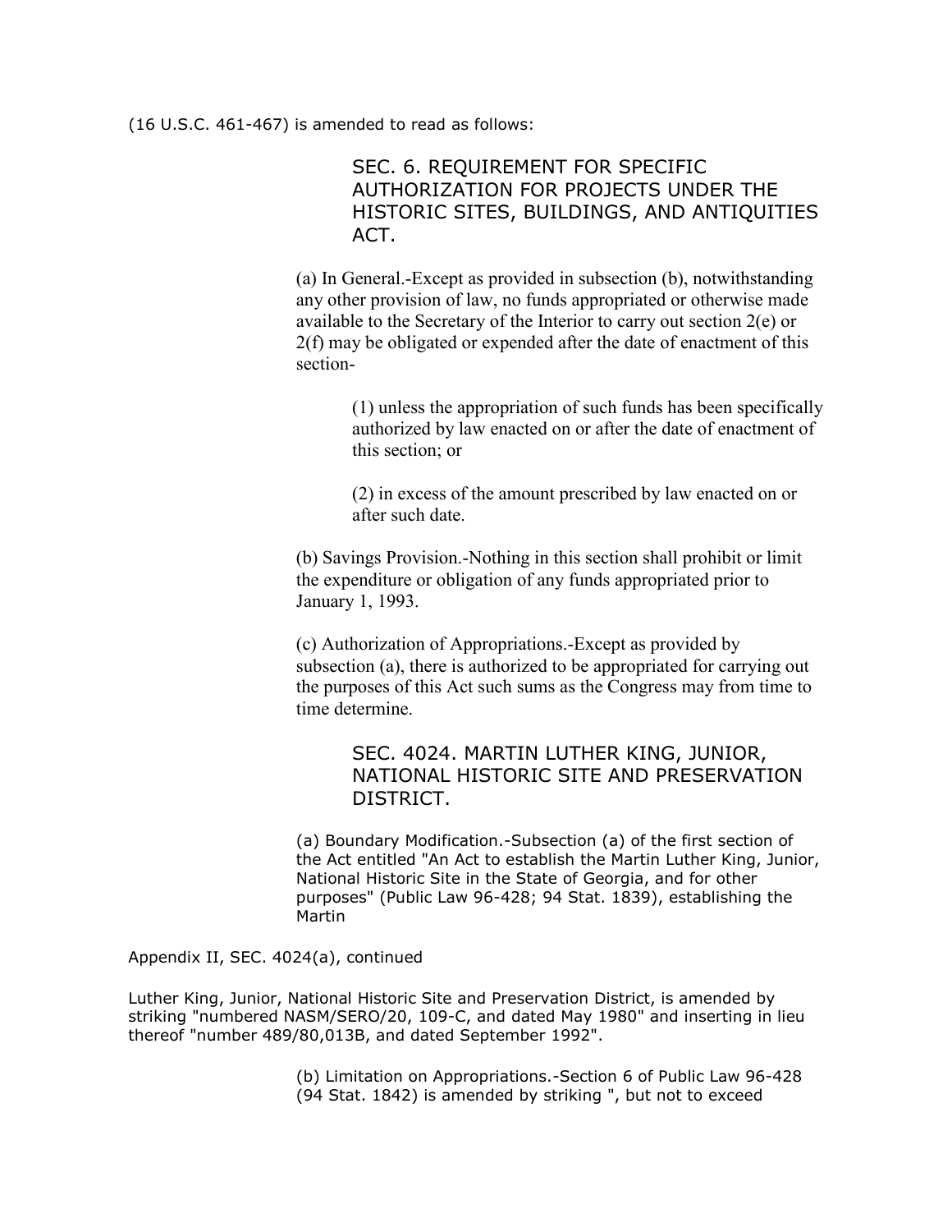(16 U.S.C. 461-467) is amended to read as follows:

### SEC. 6. REQUIREMENT FOR SPECIFIC AUTHORIZATION FOR PROJECTS UNDER THE HISTORIC SITES, BUILDINGS, AND ANTIQUITIES ACT.

(a) In General.-Except as provided in subsection (b), notwithstanding any other provision of law, no funds appropriated or otherwise made available to the Secretary of the Interior to carry out section 2(e) or 2(f) may be obligated or expended after the date of enactment of this section-

(1) unless the appropriation of such funds has been specifically authorized by law enacted on or after the date of enactment of this section; or

(2) in excess of the amount prescribed by law enacted on or after such date.

(b) Savings Provision.-Nothing in this section shall prohibit or limit the expenditure or obligation of any funds appropriated prior to January 1, 1993.

(c) Authorization of Appropriations.-Except as provided by subsection (a), there is authorized to be appropriated for carrying out the purposes of this Act such sums as the Congress may from time to time determine.

### SEC. 4024. MARTIN LUTHER KING, JUNIOR, NATIONAL HISTORIC SITE AND PRESERVATION DISTRICT.

(a) Boundary Modification.-Subsection (a) of the first section of the Act entitled "An Act to establish the Martin Luther King, Junior, National Historic Site in the State of Georgia, and for other purposes" (Public Law 96-428; 94 Stat. 1839), establishing the Martin

Appendix II, SEC. 4024(a), continued

Luther King, Junior, National Historic Site and Preservation District, is amended by striking "numbered NASM/SERO/20, 109-C, and dated May 1980" and inserting in lieu thereof "number 489/80,013B, and dated September 1992".

(b) Limitation on Appropriations.-Section 6 of Public Law 96-428 (94 Stat. 1842) is amended by striking ", but not to exceed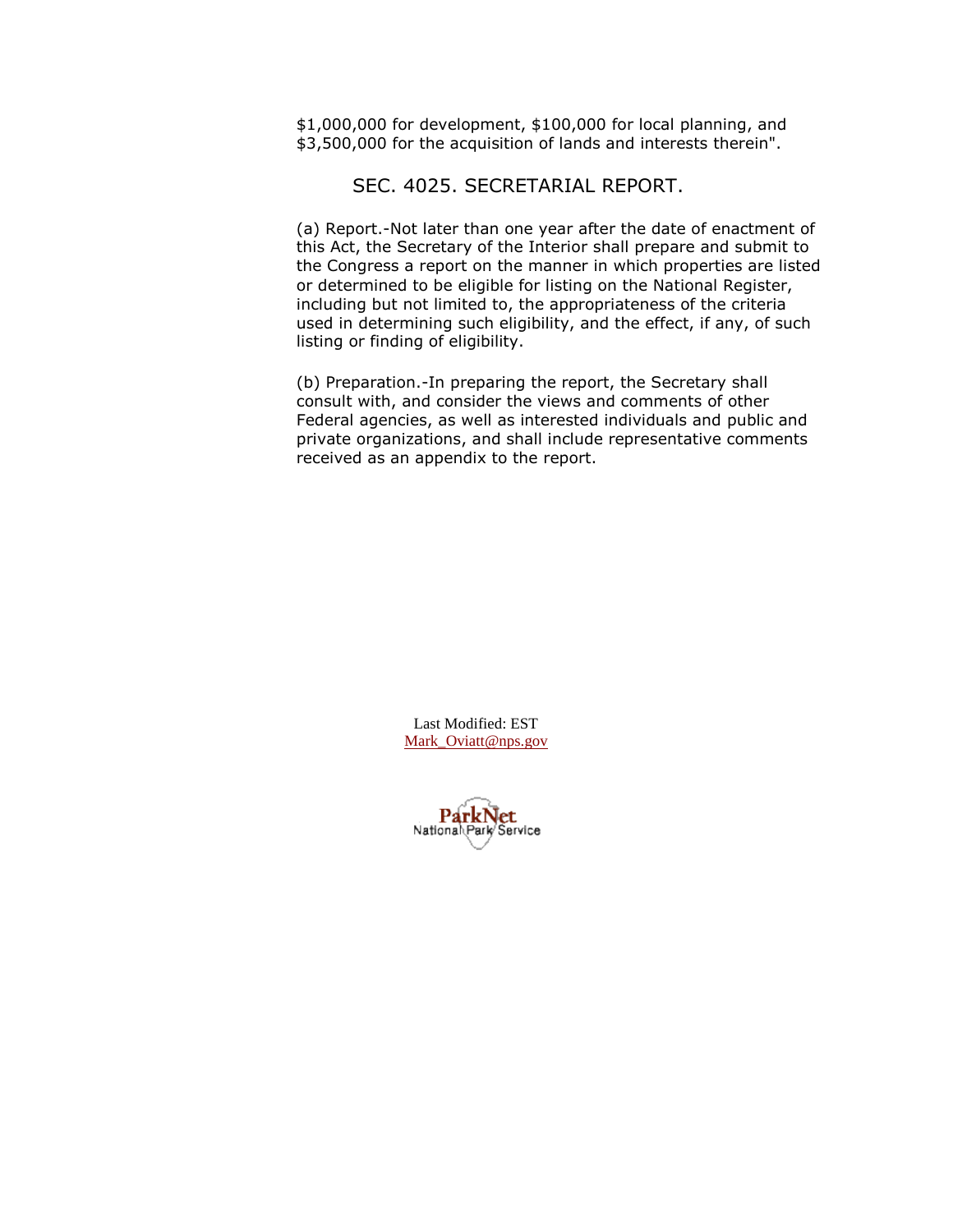$1,000,000 for development, $100,000 for local planning, and $3,500,000 for the acquisition of lands and interests therein".

## SEC. 4025. SECRETARIAL REPORT.

(a) Report.-Not later than one year after the date of enactment of this Act, the Secretary of the Interior shall prepare and submit to the Congress a report on the manner in which properties are listed or determined to be eligible for listing on the National Register, including but not limited to, the appropriateness of the criteria used in determining such eligibility, and the effect, if any, of such listing or finding of eligibility.

(b) Preparation.-In preparing the report, the Secretary shall consult with, and consider the views and comments of other Federal agencies, as well as interested individuals and public and private organizations, and shall include representative comments received as an appendix to the report.

Last Modified: EST
Mark_Oviatt@nps.gov

ParkNet
National Park Service